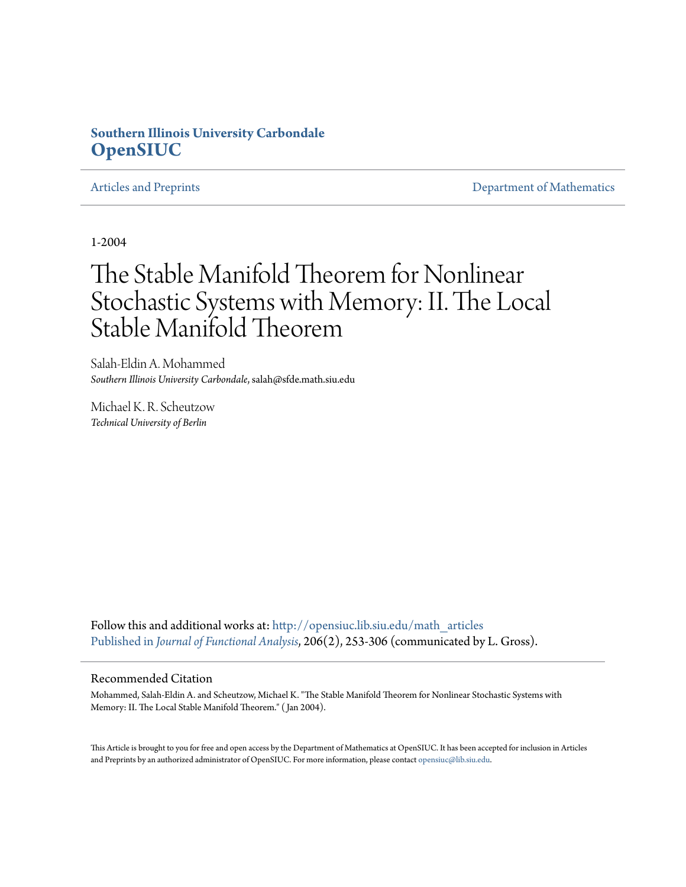**Southern Illinois University Carbondale**
**OpenSIUC**

Articles and Preprints | Department of Mathematics

1-2004

# The Stable Manifold Theorem for Nonlinear Stochastic Systems with Memory: II. The Local Stable Manifold Theorem

Salah-Eldin A. Mohammed
*Southern Illinois University Carbondale*, salah@sfde.math.siu.edu

Michael K. R. Scheutzow
*Technical University of Berlin*

Follow this and additional works at: http://opensiuc.lib.siu.edu/math_articles
Published in *Journal of Functional Analysis*, 206(2), 253-306 (communicated by L. Gross).

## Recommended Citation

Mohammed, Salah-Eldin A. and Scheutzow, Michael K. "The Stable Manifold Theorem for Nonlinear Stochastic Systems with Memory: II. The Local Stable Manifold Theorem." ( Jan 2004).

This Article is brought to you for free and open access by the Department of Mathematics at OpenSIUC. It has been accepted for inclusion in Articles and Preprints by an authorized administrator of OpenSIUC. For more information, please contact opensiuc@lib.siu.edu.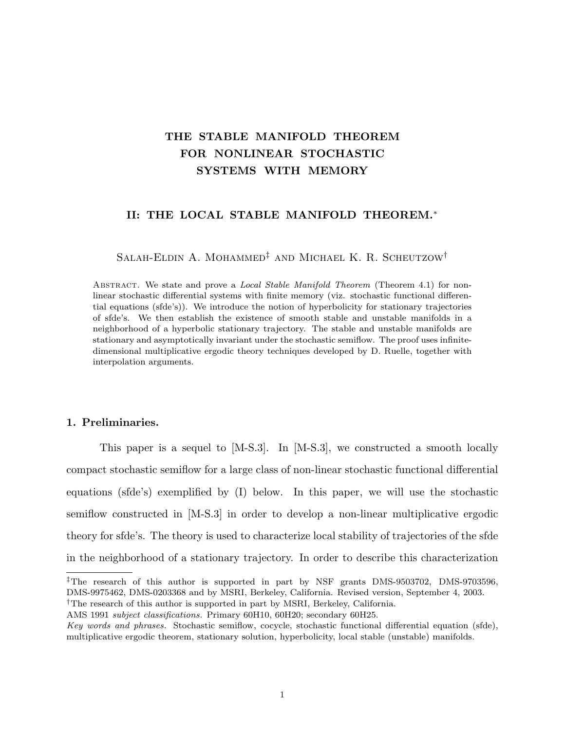# THE STABLE MANIFOLD THEOREM FOR NONLINEAR STOCHASTIC SYSTEMS WITH MEMORY

## II: THE LOCAL STABLE MANIFOLD THEOREM.*

Salah-Eldin A. Mohammed[‡] and Michael K. R. Scheutzow[†]

Abstract. We state and prove a *Local Stable Manifold Theorem* (Theorem 4.1) for non-linear stochastic differential systems with finite memory (viz. stochastic functional differential equations (sfde's)). We introduce the notion of hyperbolicity for stationary trajectories of sfde's. We then establish the existence of smooth stable and unstable manifolds in a neighborhood of a hyperbolic stationary trajectory. The stable and unstable manifolds are stationary and asymptotically invariant under the stochastic semiflow. The proof uses infinite-dimensional multiplicative ergodic theory techniques developed by D. Ruelle, together with interpolation arguments.

## 1. Preliminaries.

This paper is a sequel to [M-S.3]. In [M-S.3], we constructed a smooth locally compact stochastic semiflow for a large class of non-linear stochastic functional differential equations (sfde's) exemplified by (I) below. In this paper, we will use the stochastic semiflow constructed in [M-S.3] in order to develop a non-linear multiplicative ergodic theory for sfde's. The theory is used to characterize local stability of trajectories of the sfde in the neighborhood of a stationary trajectory. In order to describe this characterization

---

[‡]The research of this author is supported in part by NSF grants DMS-9503702, DMS-9703596, DMS-9975462, DMS-0203368 and by MSRI, Berkeley, California. Revised version, September 4, 2003.

[†]The research of this author is supported in part by MSRI, Berkeley, California.

AMS 1991 *subject classifications.* Primary 60H10, 60H20; secondary 60H25.

*Key words and phrases.* Stochastic semiflow, cocycle, stochastic functional differential equation (sfde), multiplicative ergodic theorem, stationary solution, hyperbolicity, local stable (unstable) manifolds.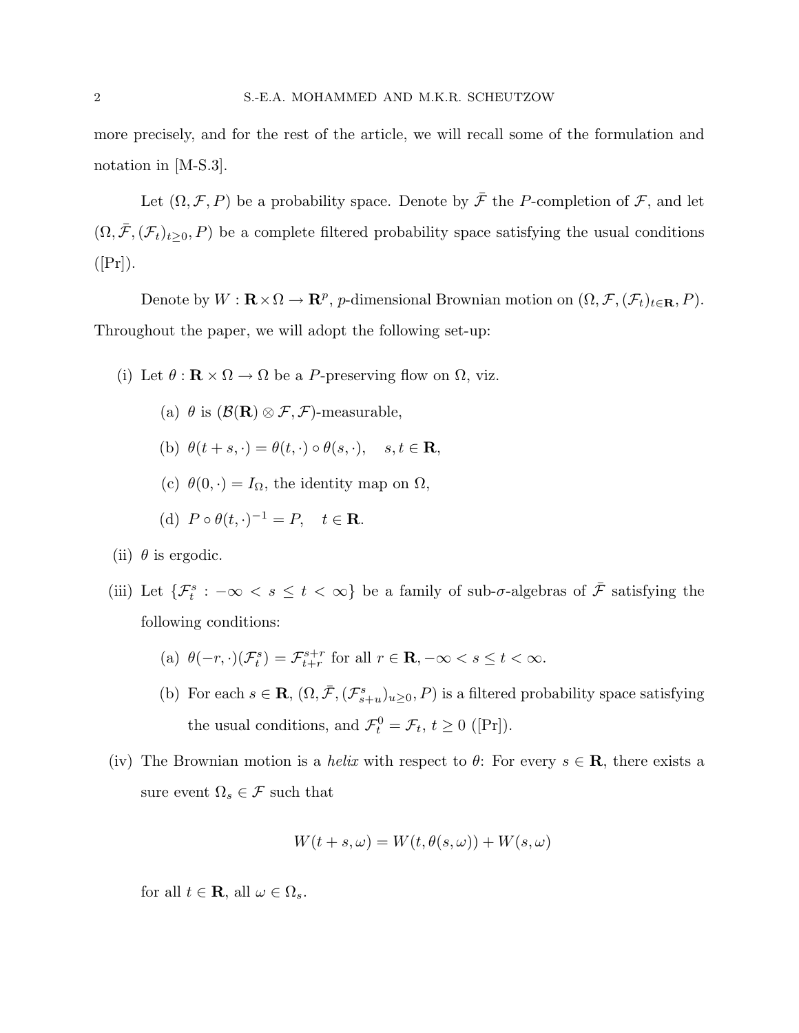more precisely, and for the rest of the article, we will recall some of the formulation and notation in [M-S.3].

Let $(\Omega, \mathcal{F}, P)$ be a probability space. Denote by $\bar{\mathcal{F}}$ the $P$-completion of $\mathcal{F}$, and let $(\Omega, \bar{\mathcal{F}}, (\mathcal{F}_t)_{t\geq 0}, P)$ be a complete filtered probability space satisfying the usual conditions ([Pr]).

Denote by $W : \mathbf{R}\times\Omega \to \mathbf{R}^p$, $p$-dimensional Brownian motion on $(\Omega, \mathcal{F}, (\mathcal{F}_t)_{t\in\mathbf{R}}, P)$. Throughout the paper, we will adopt the following set-up:

(i) Let $\theta : \mathbf{R} \times \Omega \to \Omega$ be a $P$-preserving flow on $\Omega$, viz.

  (a) $\theta$ is $(\mathcal{B}(\mathbf{R}) \otimes \mathcal{F}, \mathcal{F})$-measurable,

  (b) $\theta(t + s, \cdot) = \theta(t, \cdot) \circ \theta(s, \cdot), \quad s, t \in \mathbf{R}$,

  (c) $\theta(0, \cdot) = I_\Omega$, the identity map on $\Omega$,

  (d) $P \circ \theta(t, \cdot)^{-1} = P, \quad t \in \mathbf{R}$.

(ii) $\theta$ is ergodic.

(iii) Let $\{\mathcal{F}_t^s : -\infty < s \leq t < \infty\}$ be a family of sub-$\sigma$-algebras of $\bar{\mathcal{F}}$ satisfying the following conditions:

  (a) $\theta(-r, \cdot)(\mathcal{F}_t^s) = \mathcal{F}_{t+r}^{s+r}$ for all $r \in \mathbf{R}, -\infty < s \leq t < \infty$.

  (b) For each $s \in \mathbf{R}$, $(\Omega, \bar{\mathcal{F}}, (\mathcal{F}_{s+u}^s)_{u\geq 0}, P)$ is a filtered probability space satisfying the usual conditions, and $\mathcal{F}_t^0 = \mathcal{F}_t$, $t \geq 0$ ([Pr]).

(iv) The Brownian motion is a *helix* with respect to $\theta$: For every $s \in \mathbf{R}$, there exists a sure event $\Omega_s \in \mathcal{F}$ such that

$$W(t + s, \omega) = W(t, \theta(s, \omega)) + W(s, \omega)$$

for all $t \in \mathbf{R}$, all $\omega \in \Omega_s$.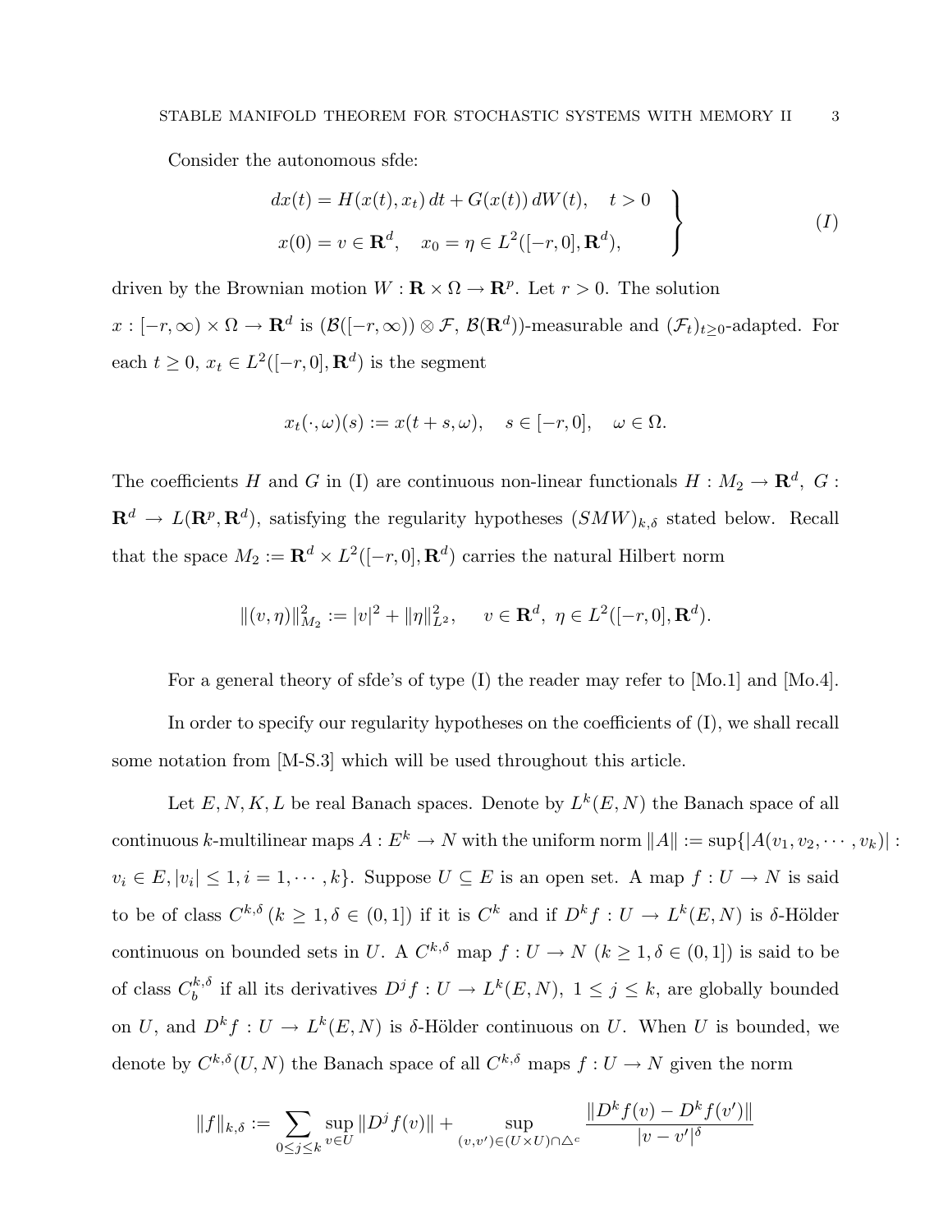Consider the autonomous sfde:

$$\left.\begin{aligned} dx(t) &= H(x(t), x_t)\,dt + G(x(t))\,dW(t), \quad t > 0 \\ x(0) &= v \in \mathbf{R}^d, \quad x_0 = \eta \in L^2([-r,0], \mathbf{R}^d), \end{aligned}\right\} \qquad (I)$$

driven by the Brownian motion $W : \mathbf{R} \times \Omega \to \mathbf{R}^p$. Let $r > 0$. The solution $x : [-r, \infty) \times \Omega \to \mathbf{R}^d$ is $(\mathcal{B}([-r,\infty)) \otimes \mathcal{F},\ \mathcal{B}(\mathbf{R}^d))$-measurable and $(\mathcal{F}_t)_{t \geq 0}$-adapted. For each $t \geq 0$, $x_t \in L^2([-r,0], \mathbf{R}^d)$ is the segment

$$x_t(\cdot, \omega)(s) := x(t+s, \omega), \quad s \in [-r, 0], \quad \omega \in \Omega.$$

The coefficients $H$ and $G$ in (I) are continuous non-linear functionals $H : M_2 \to \mathbf{R}^d$, $G : \mathbf{R}^d \to L(\mathbf{R}^p, \mathbf{R}^d)$, satisfying the regularity hypotheses $(SMW)_{k,\delta}$ stated below. Recall that the space $M_2 := \mathbf{R}^d \times L^2([-r,0], \mathbf{R}^d)$ carries the natural Hilbert norm

$$\|(v,\eta)\|_{M_2}^2 := |v|^2 + \|\eta\|_{L^2}^2, \qquad v \in \mathbf{R}^d,\ \eta \in L^2([-r,0], \mathbf{R}^d).$$

For a general theory of sfde's of type (I) the reader may refer to [Mo.1] and [Mo.4].

In order to specify our regularity hypotheses on the coefficients of (I), we shall recall some notation from [M-S.3] which will be used throughout this article.

Let $E, N, K, L$ be real Banach spaces. Denote by $L^k(E,N)$ the Banach space of all continuous $k$-multilinear maps $A : E^k \to N$ with the uniform norm $\|A\| := \sup\{|A(v_1, v_2, \cdots, v_k)| : v_i \in E, |v_i| \leq 1, i = 1, \cdots, k\}$. Suppose $U \subseteq E$ is an open set. A map $f : U \to N$ is said to be of class $C^{k,\delta}$ ($k \geq 1, \delta \in (0,1]$) if it is $C^k$ and if $D^k f : U \to L^k(E,N)$ is $\delta$-Hölder continuous on bounded sets in $U$. A $C^{k,\delta}$ map $f : U \to N$ ($k \geq 1, \delta \in (0,1]$) is said to be of class $C_b^{k,\delta}$ if all its derivatives $D^j f : U \to L^k(E,N)$, $1 \leq j \leq k$, are globally bounded on $U$, and $D^k f : U \to L^k(E,N)$ is $\delta$-Hölder continuous on $U$. When $U$ is bounded, we denote by $C^{k,\delta}(U,N)$ the Banach space of all $C^{k,\delta}$ maps $f : U \to N$ given the norm

$$\|f\|_{k,\delta} := \sum_{0 \leq j \leq k} \sup_{v \in U} \|D^j f(v)\| + \sup_{(v,v') \in (U \times U) \cap \triangle^c} \frac{\|D^k f(v) - D^k f(v')\|}{|v - v'|^\delta}$$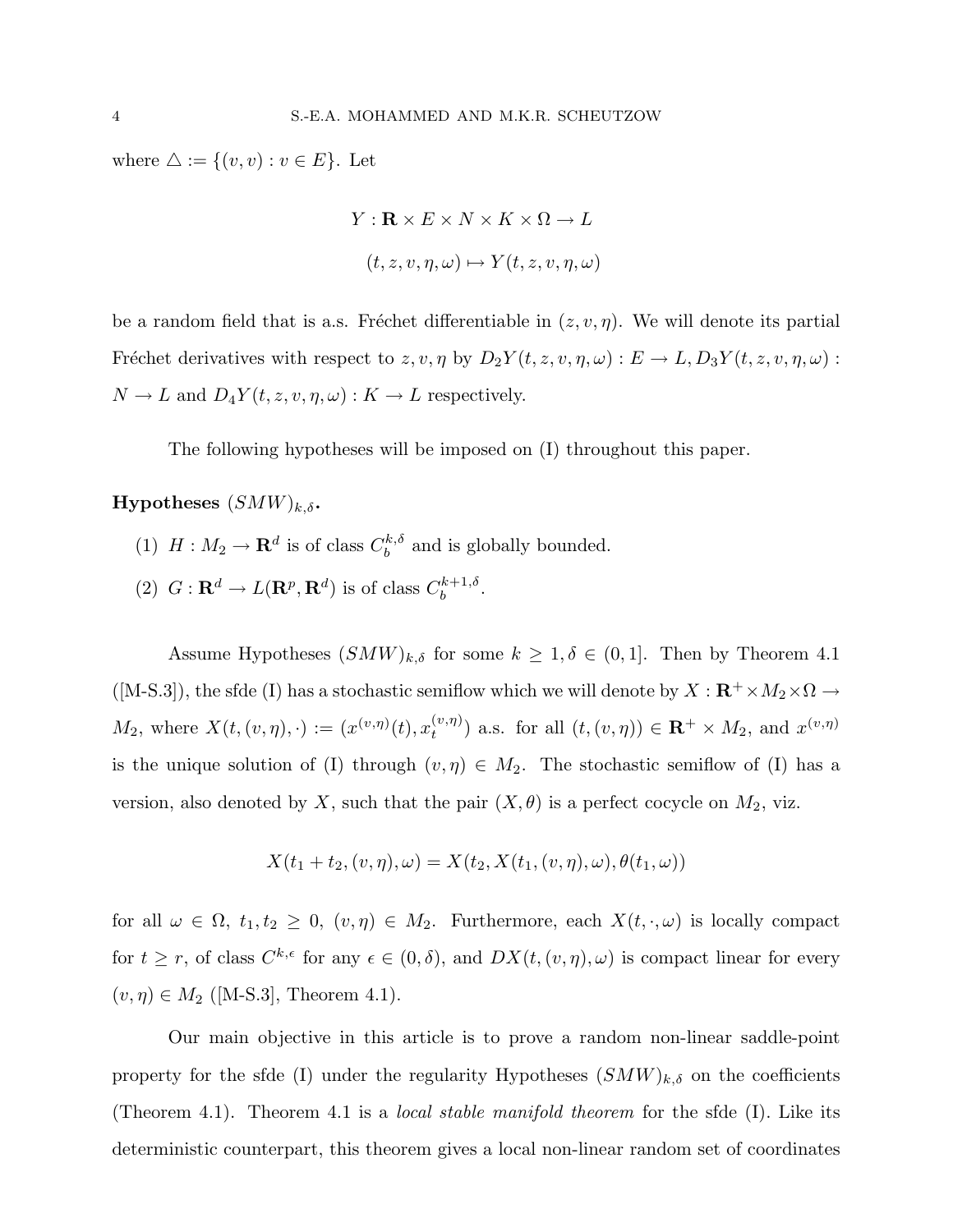where $\triangle := \{(v,v) : v \in E\}$. Let

$$Y : \mathbf{R} \times E \times N \times K \times \Omega \to L$$

$$(t, z, v, \eta, \omega) \mapsto Y(t, z, v, \eta, \omega)$$

be a random field that is a.s. Fréchet differentiable in $(z, v, \eta)$. We will denote its partial Fréchet derivatives with respect to $z, v, \eta$ by $D_2Y(t, z, v, \eta, \omega) : E \to L, D_3Y(t, z, v, \eta, \omega) : N \to L$ and $D_4Y(t, z, v, \eta, \omega) : K \to L$ respectively.

The following hypotheses will be imposed on (I) throughout this paper.

**Hypotheses $(SMW)_{k,\delta}$.**

(1) $H : M_2 \to \mathbf{R}^d$ is of class $C_b^{k,\delta}$ and is globally bounded.

(2) $G : \mathbf{R}^d \to L(\mathbf{R}^p, \mathbf{R}^d)$ is of class $C_b^{k+1,\delta}$.

Assume Hypotheses $(SMW)_{k,\delta}$ for some $k \geq 1, \delta \in (0,1]$. Then by Theorem 4.1 ([M-S.3]), the sfde (I) has a stochastic semiflow which we will denote by $X : \mathbf{R}^+ \times M_2 \times \Omega \to M_2$, where $X(t, (v, \eta), \cdot) := (x^{(v,\eta)}(t), x_t^{(v,\eta)})$ a.s. for all $(t, (v, \eta)) \in \mathbf{R}^+ \times M_2$, and $x^{(v,\eta)}$ is the unique solution of (I) through $(v, \eta) \in M_2$. The stochastic semiflow of (I) has a version, also denoted by $X$, such that the pair $(X, \theta)$ is a perfect cocycle on $M_2$, viz.

$$X(t_1 + t_2, (v, \eta), \omega) = X(t_2, X(t_1, (v, \eta), \omega), \theta(t_1, \omega))$$

for all $\omega \in \Omega$, $t_1, t_2 \geq 0$, $(v, \eta) \in M_2$. Furthermore, each $X(t, \cdot, \omega)$ is locally compact for $t \geq r$, of class $C^{k,\epsilon}$ for any $\epsilon \in (0, \delta)$, and $DX(t, (v, \eta), \omega)$ is compact linear for every $(v, \eta) \in M_2$ ([M-S.3], Theorem 4.1).

Our main objective in this article is to prove a random non-linear saddle-point property for the sfde (I) under the regularity Hypotheses $(SMW)_{k,\delta}$ on the coefficients (Theorem 4.1). Theorem 4.1 is a *local stable manifold theorem* for the sfde (I). Like its deterministic counterpart, this theorem gives a local non-linear random set of coordinates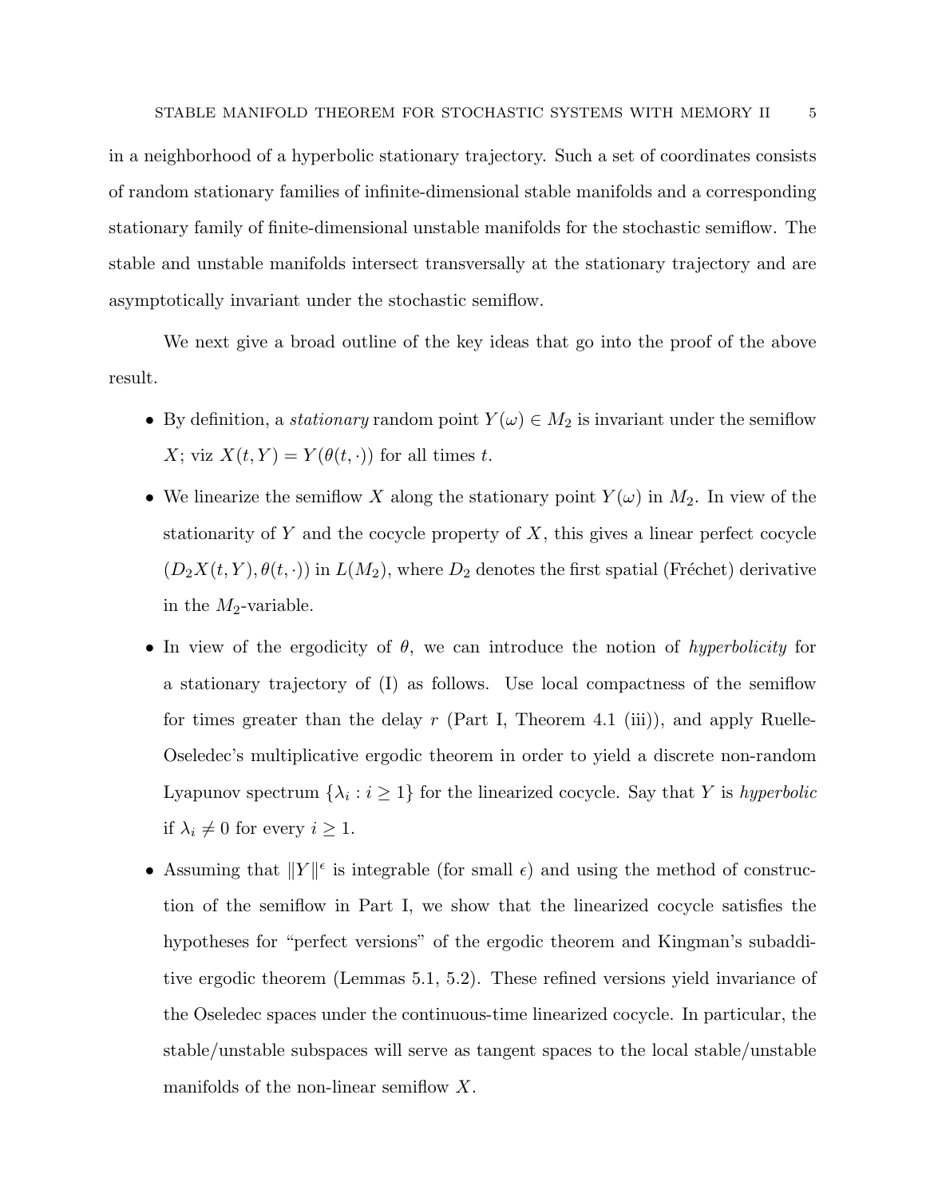in a neighborhood of a hyperbolic stationary trajectory. Such a set of coordinates consists of random stationary families of infinite-dimensional stable manifolds and a corresponding stationary family of finite-dimensional unstable manifolds for the stochastic semiflow. The stable and unstable manifolds intersect transversally at the stationary trajectory and are asymptotically invariant under the stochastic semiflow.

We next give a broad outline of the key ideas that go into the proof of the above result.

- By definition, a *stationary* random point $Y(\omega) \in M_2$ is invariant under the semiflow $X$; viz $X(t, Y) = Y(\theta(t, \cdot))$ for all times $t$.
- We linearize the semiflow $X$ along the stationary point $Y(\omega)$ in $M_2$. In view of the stationarity of $Y$ and the cocycle property of $X$, this gives a linear perfect cocycle $(D_2X(t, Y), \theta(t, \cdot))$ in $L(M_2)$, where $D_2$ denotes the first spatial (Fréchet) derivative in the $M_2$-variable.
- In view of the ergodicity of $\theta$, we can introduce the notion of *hyperbolicity* for a stationary trajectory of (I) as follows. Use local compactness of the semiflow for times greater than the delay $r$ (Part I, Theorem 4.1 (iii)), and apply Ruelle-Oseledec's multiplicative ergodic theorem in order to yield a discrete non-random Lyapunov spectrum $\{\lambda_i : i \geq 1\}$ for the linearized cocycle. Say that $Y$ is *hyperbolic* if $\lambda_i \neq 0$ for every $i \geq 1$.
- Assuming that $\|Y\|^\epsilon$ is integrable (for small $\epsilon$) and using the method of construction of the semiflow in Part I, we show that the linearized cocycle satisfies the hypotheses for "perfect versions" of the ergodic theorem and Kingman's subadditive ergodic theorem (Lemmas 5.1, 5.2). These refined versions yield invariance of the Oseledec spaces under the continuous-time linearized cocycle. In particular, the stable/unstable subspaces will serve as tangent spaces to the local stable/unstable manifolds of the non-linear semiflow $X$.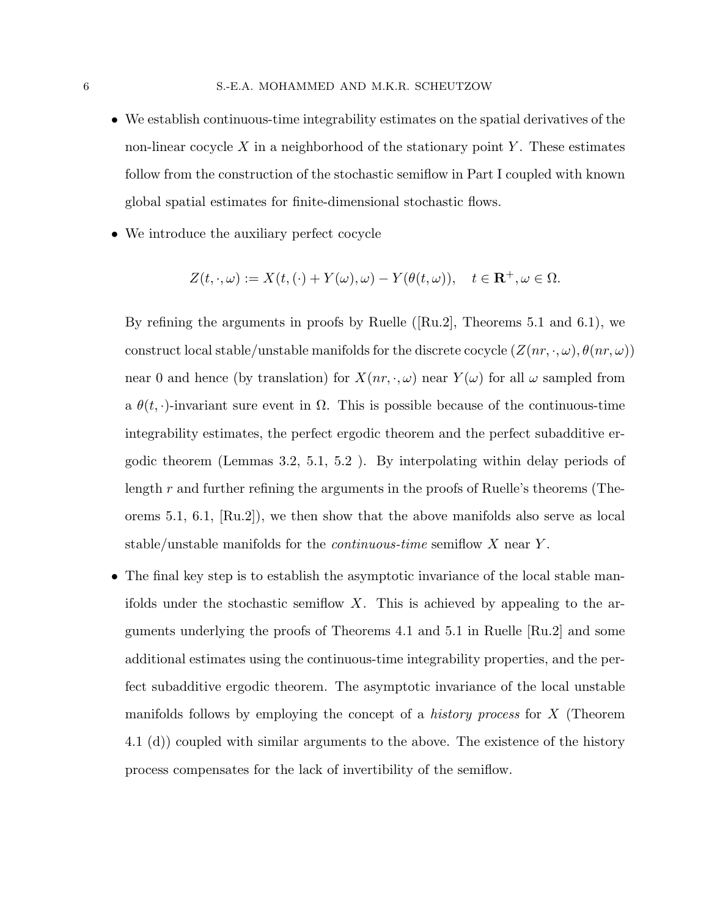- We establish continuous-time integrability estimates on the spatial derivatives of the non-linear cocycle $X$ in a neighborhood of the stationary point $Y$. These estimates follow from the construction of the stochastic semiflow in Part I coupled with known global spatial estimates for finite-dimensional stochastic flows.

- We introduce the auxiliary perfect cocycle

$$Z(t,\cdot,\omega) := X(t,(\cdot)+Y(\omega),\omega) - Y(\theta(t,\omega)), \quad t \in \mathbf{R}^+, \omega \in \Omega.$$

  By refining the arguments in proofs by Ruelle ([Ru.2], Theorems 5.1 and 6.1), we construct local stable/unstable manifolds for the discrete cocycle $(Z(nr,\cdot,\omega), \theta(nr,\omega))$ near 0 and hence (by translation) for $X(nr,\cdot,\omega)$ near $Y(\omega)$ for all $\omega$ sampled from a $\theta(t,\cdot)$-invariant sure event in $\Omega$. This is possible because of the continuous-time integrability estimates, the perfect ergodic theorem and the perfect subadditive ergodic theorem (Lemmas 3.2, 5.1, 5.2 ). By interpolating within delay periods of length $r$ and further refining the arguments in the proofs of Ruelle's theorems (Theorems 5.1, 6.1, [Ru.2]), we then show that the above manifolds also serve as local stable/unstable manifolds for the *continuous-time* semiflow $X$ near $Y$.

- The final key step is to establish the asymptotic invariance of the local stable manifolds under the stochastic semiflow $X$. This is achieved by appealing to the arguments underlying the proofs of Theorems 4.1 and 5.1 in Ruelle [Ru.2] and some additional estimates using the continuous-time integrability properties, and the perfect subadditive ergodic theorem. The asymptotic invariance of the local unstable manifolds follows by employing the concept of a *history process* for $X$ (Theorem 4.1 (d)) coupled with similar arguments to the above. The existence of the history process compensates for the lack of invertibility of the semiflow.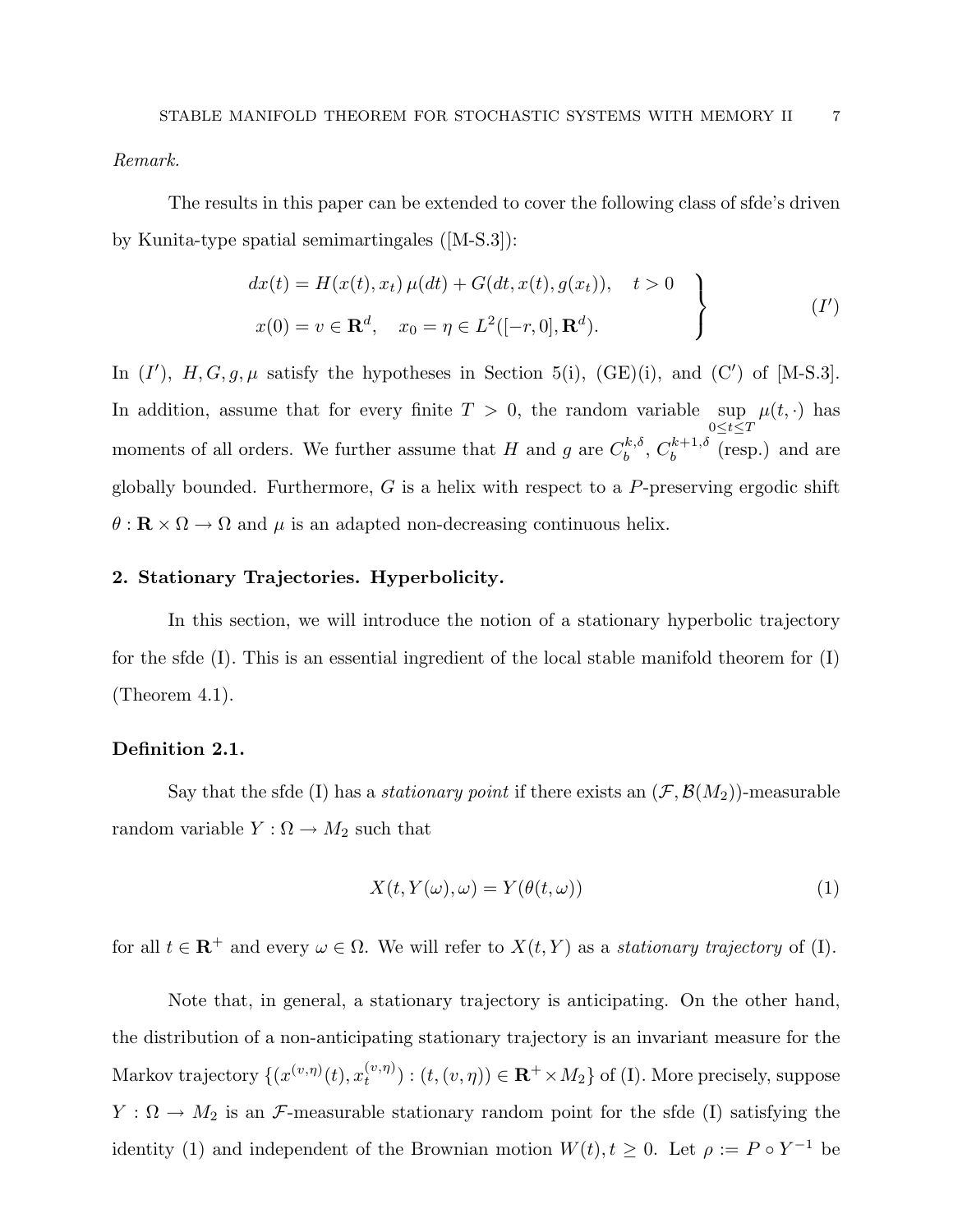*Remark.*

The results in this paper can be extended to cover the following class of sfde's driven by Kunita-type spatial semimartingales ([M-S.3]):

$$\left.\begin{aligned} dx(t) &= H(x(t), x_t)\,\mu(dt) + G(dt, x(t), g(x_t)), \quad t > 0 \\ x(0) &= v \in \mathbf{R}^d, \quad x_0 = \eta \in L^2([-r, 0], \mathbf{R}^d). \end{aligned}\right\} \qquad (I')$$

In $(I')$, $H, G, g, \mu$ satisfy the hypotheses in Section 5(i), (GE)(i), and (C′) of [M-S.3]. In addition, assume that for every finite $T > 0$, the random variable $\sup_{0 \leq t \leq T} \mu(t, \cdot)$ has moments of all orders. We further assume that $H$ and $g$ are $C_b^{k,\delta}$, $C_b^{k+1,\delta}$ (resp.) and are globally bounded. Furthermore, $G$ is a helix with respect to a $P$-preserving ergodic shift $\theta : \mathbf{R} \times \Omega \to \Omega$ and $\mu$ is an adapted non-decreasing continuous helix.

## 2. Stationary Trajectories. Hyperbolicity.

In this section, we will introduce the notion of a stationary hyperbolic trajectory for the sfde (I). This is an essential ingredient of the local stable manifold theorem for (I) (Theorem 4.1).

**Definition 2.1.**

Say that the sfde (I) has a *stationary point* if there exists an $(\mathcal{F}, \mathcal{B}(M_2))$-measurable random variable $Y : \Omega \to M_2$ such that

$$X(t, Y(\omega), \omega) = Y(\theta(t, \omega)) \qquad (1)$$

for all $t \in \mathbf{R}^+$ and every $\omega \in \Omega$. We will refer to $X(t, Y)$ as a *stationary trajectory* of (I).

Note that, in general, a stationary trajectory is anticipating. On the other hand, the distribution of a non-anticipating stationary trajectory is an invariant measure for the Markov trajectory $\{(x^{(v,\eta)}(t), x_t^{(v,\eta)}) : (t, (v, \eta)) \in \mathbf{R}^+ \times M_2\}$ of (I). More precisely, suppose $Y : \Omega \to M_2$ is an $\mathcal{F}$-measurable stationary random point for the sfde (I) satisfying the identity (1) and independent of the Brownian motion $W(t), t \geq 0$. Let $\rho := P \circ Y^{-1}$ be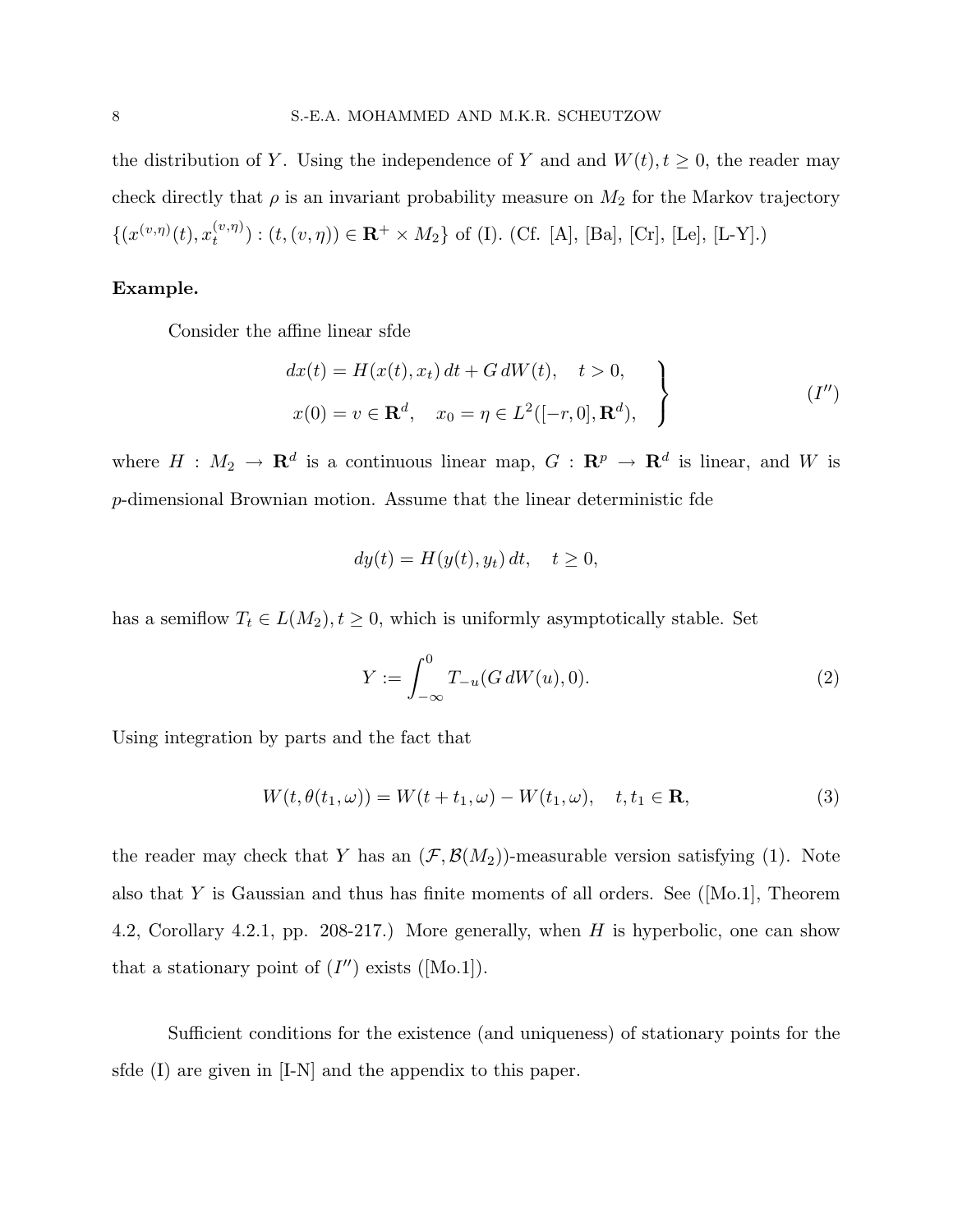the distribution of $Y$. Using the independence of $Y$ and and $W(t), t \geq 0$, the reader may check directly that $\rho$ is an invariant probability measure on $M_2$ for the Markov trajectory $\{(x^{(v,\eta)}(t), x_t^{(v,\eta)}) : (t, (v, \eta)) \in \mathbf{R}^+ \times M_2\}$ of (I). (Cf. [A], [Ba], [Cr], [Le], [L-Y].)

**Example.**

Consider the affine linear sfde

$$\left.\begin{aligned} dx(t) &= H(x(t), x_t)\,dt + G\,dW(t), \quad t > 0, \\ x(0) &= v \in \mathbf{R}^d, \quad x_0 = \eta \in L^2([-r, 0], \mathbf{R}^d), \end{aligned}\right\} \tag{$I''$}$$

where $H : M_2 \to \mathbf{R}^d$ is a continuous linear map, $G : \mathbf{R}^p \to \mathbf{R}^d$ is linear, and $W$ is $p$-dimensional Brownian motion. Assume that the linear deterministic fde

$$dy(t) = H(y(t), y_t)\,dt, \quad t \geq 0,$$

has a semiflow $T_t \in L(M_2), t \geq 0$, which is uniformly asymptotically stable. Set

$$Y := \int_{-\infty}^{0} T_{-u}(G\,dW(u), 0). \tag{2}$$

Using integration by parts and the fact that

$$W(t, \theta(t_1, \omega)) = W(t + t_1, \omega) - W(t_1, \omega), \quad t, t_1 \in \mathbf{R}, \tag{3}$$

the reader may check that $Y$ has an $(\mathcal{F}, \mathcal{B}(M_2))$-measurable version satisfying (1). Note also that $Y$ is Gaussian and thus has finite moments of all orders. See ([Mo.1], Theorem 4.2, Corollary 4.2.1, pp. 208-217.) More generally, when $H$ is hyperbolic, one can show that a stationary point of $(I'')$ exists ([Mo.1]).

Sufficient conditions for the existence (and uniqueness) of stationary points for the sfde (I) are given in [I-N] and the appendix to this paper.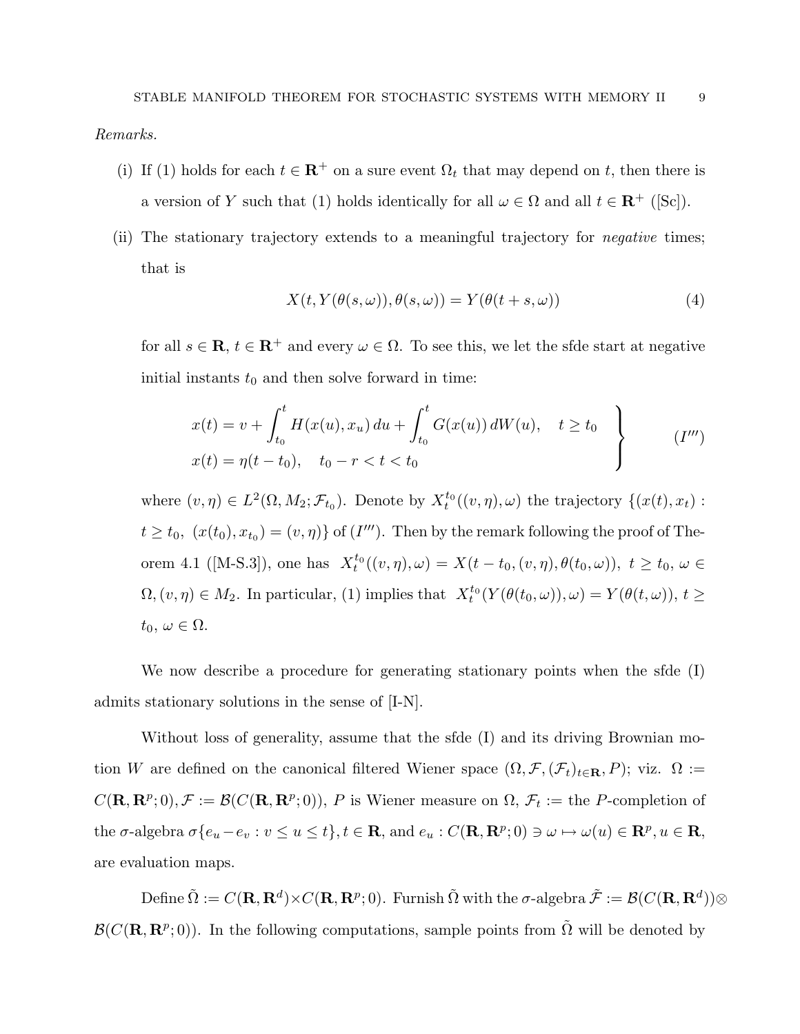*Remarks.*

(i) If (1) holds for each $t \in \mathbf{R}^+$ on a sure event $\Omega_t$ that may depend on $t$, then there is a version of $Y$ such that (1) holds identically for all $\omega \in \Omega$ and all $t \in \mathbf{R}^+$ ([Sc]).

(ii) The stationary trajectory extends to a meaningful trajectory for *negative* times; that is

$$X(t, Y(\theta(s,\omega)), \theta(s,\omega)) = Y(\theta(t+s,\omega)) \tag{4}$$

for all $s \in \mathbf{R}$, $t \in \mathbf{R}^+$ and every $\omega \in \Omega$. To see this, we let the sfde start at negative initial instants $t_0$ and then solve forward in time:

$$\left.\begin{aligned} &x(t) = v + \int_{t_0}^{t} H(x(u), x_u)\, du + \int_{t_0}^{t} G(x(u))\, dW(u), \quad t \geq t_0 \\ &x(t) = \eta(t - t_0), \quad t_0 - r < t < t_0 \end{aligned}\right\} \tag{$I'''$}$$

where $(v, \eta) \in L^2(\Omega, M_2; \mathcal{F}_{t_0})$. Denote by $X_t^{t_0}((v,\eta),\omega)$ the trajectory $\{(x(t), x_t) : t \geq t_0,\ (x(t_0), x_{t_0}) = (v, \eta)\}$ of $(I''')$. Then by the remark following the proof of Theorem 4.1 ([M-S.3]), one has $X_t^{t_0}((v,\eta),\omega) = X(t - t_0, (v,\eta), \theta(t_0,\omega)),\ t \geq t_0,\ \omega \in \Omega, (v,\eta) \in M_2$. In particular, (1) implies that $X_t^{t_0}(Y(\theta(t_0,\omega)),\omega) = Y(\theta(t,\omega)),\ t \geq t_0,\ \omega \in \Omega$.

We now describe a procedure for generating stationary points when the sfde (I) admits stationary solutions in the sense of [I-N].

Without loss of generality, assume that the sfde (I) and its driving Brownian motion $W$ are defined on the canonical filtered Wiener space $(\Omega, \mathcal{F}, (\mathcal{F}_t)_{t \in \mathbf{R}}, P)$; viz. $\Omega := C(\mathbf{R}, \mathbf{R}^p; 0), \mathcal{F} := \mathcal{B}(C(\mathbf{R}, \mathbf{R}^p; 0))$, $P$ is Wiener measure on $\Omega$, $\mathcal{F}_t :=$ the $P$-completion of the $\sigma$-algebra $\sigma\{e_u - e_v : v \leq u \leq t\}, t \in \mathbf{R}$, and $e_u : C(\mathbf{R}, \mathbf{R}^p; 0) \ni \omega \mapsto \omega(u) \in \mathbf{R}^p, u \in \mathbf{R}$, are evaluation maps.

Define $\tilde{\Omega} := C(\mathbf{R}, \mathbf{R}^d) \times C(\mathbf{R}, \mathbf{R}^p; 0)$. Furnish $\tilde{\Omega}$ with the $\sigma$-algebra $\tilde{\mathcal{F}} := \mathcal{B}(C(\mathbf{R}, \mathbf{R}^d)) \otimes \mathcal{B}(C(\mathbf{R}, \mathbf{R}^p; 0))$. In the following computations, sample points from $\tilde{\Omega}$ will be denoted by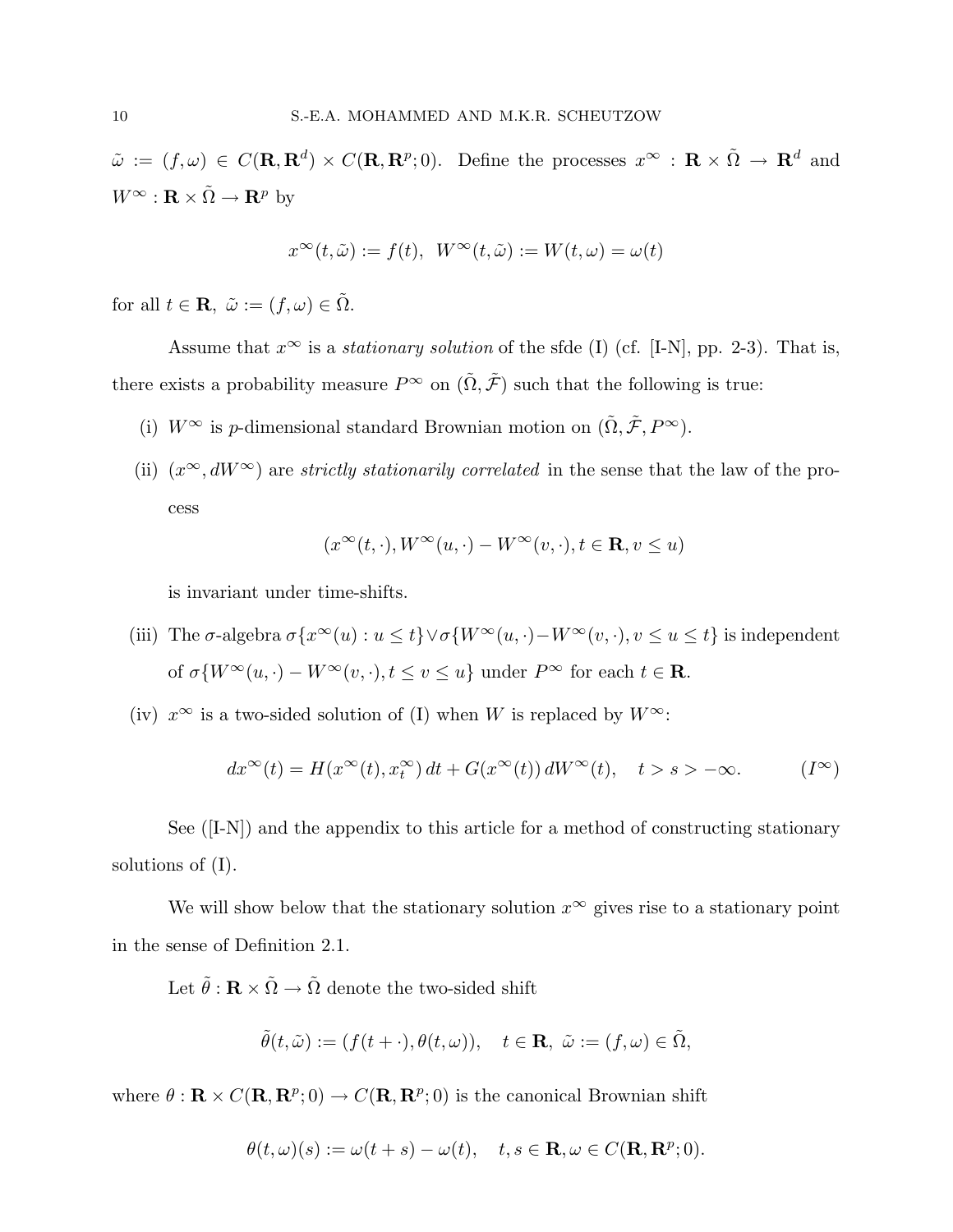$\tilde{\omega} := (f, \omega) \in C(\mathbf{R}, \mathbf{R}^d) \times C(\mathbf{R}, \mathbf{R}^p; 0)$. Define the processes $x^\infty : \mathbf{R} \times \tilde{\Omega} \to \mathbf{R}^d$ and $W^\infty : \mathbf{R} \times \tilde{\Omega} \to \mathbf{R}^p$ by

$$x^\infty(t, \tilde{\omega}) := f(t), \;\; W^\infty(t, \tilde{\omega}) := W(t, \omega) = \omega(t)$$

for all $t \in \mathbf{R}, \; \tilde{\omega} := (f, \omega) \in \tilde{\Omega}$.

Assume that $x^\infty$ is a *stationary solution* of the sfde (I) (cf. [I-N], pp. 2-3). That is, there exists a probability measure $P^\infty$ on $(\tilde{\Omega}, \tilde{\mathcal{F}})$ such that the following is true:

(i) $W^\infty$ is $p$-dimensional standard Brownian motion on $(\tilde{\Omega}, \tilde{\mathcal{F}}, P^\infty)$.

(ii) $(x^\infty, dW^\infty)$ are *strictly stationarily correlated* in the sense that the law of the process

$$(x^\infty(t, \cdot), W^\infty(u, \cdot) - W^\infty(v, \cdot), t \in \mathbf{R}, v \leq u)$$

is invariant under time-shifts.

(iii) The $\sigma$-algebra $\sigma\{x^\infty(u) : u \leq t\} \vee \sigma\{W^\infty(u, \cdot) - W^\infty(v, \cdot), v \leq u \leq t\}$ is independent of $\sigma\{W^\infty(u, \cdot) - W^\infty(v, \cdot), t \leq v \leq u\}$ under $P^\infty$ for each $t \in \mathbf{R}$.

(iv) $x^\infty$ is a two-sided solution of (I) when $W$ is replaced by $W^\infty$:

$$dx^\infty(t) = H(x^\infty(t), x_t^\infty)\, dt + G(x^\infty(t))\, dW^\infty(t), \quad t > s > -\infty. \qquad (I^\infty)$$

See ([I-N]) and the appendix to this article for a method of constructing stationary solutions of (I).

We will show below that the stationary solution $x^\infty$ gives rise to a stationary point in the sense of Definition 2.1.

Let $\tilde{\theta} : \mathbf{R} \times \tilde{\Omega} \to \tilde{\Omega}$ denote the two-sided shift

$$\tilde{\theta}(t, \tilde{\omega}) := (f(t + \cdot), \theta(t, \omega)), \quad t \in \mathbf{R}, \; \tilde{\omega} := (f, \omega) \in \tilde{\Omega},$$

where $\theta : \mathbf{R} \times C(\mathbf{R}, \mathbf{R}^p; 0) \to C(\mathbf{R}, \mathbf{R}^p; 0)$ is the canonical Brownian shift

$$\theta(t, \omega)(s) := \omega(t + s) - \omega(t), \quad t, s \in \mathbf{R}, \omega \in C(\mathbf{R}, \mathbf{R}^p; 0).$$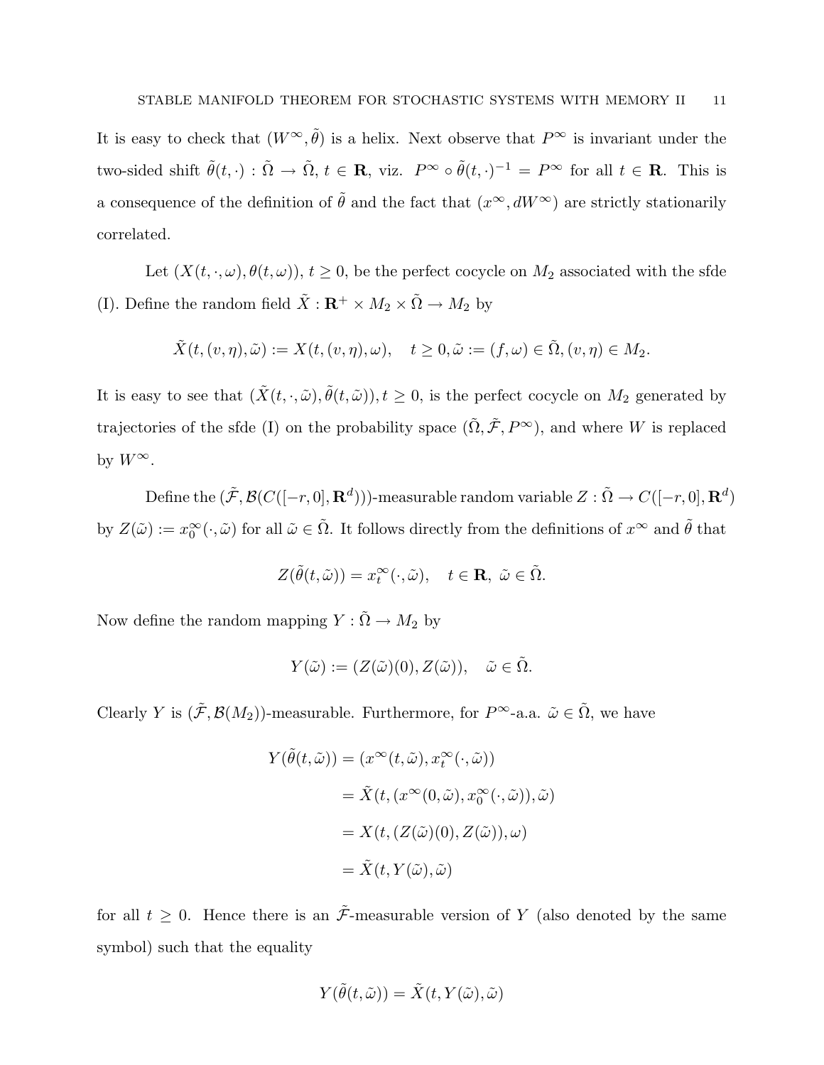It is easy to check that $(W^\infty, \tilde{\theta})$ is a helix. Next observe that $P^\infty$ is invariant under the two-sided shift $\tilde{\theta}(t, \cdot) : \tilde{\Omega} \to \tilde{\Omega}$, $t \in \mathbf{R}$, viz. $P^\infty \circ \tilde{\theta}(t, \cdot)^{-1} = P^\infty$ for all $t \in \mathbf{R}$. This is a consequence of the definition of $\tilde{\theta}$ and the fact that $(x^\infty, dW^\infty)$ are strictly stationarily correlated.

Let $(X(t, \cdot, \omega), \theta(t, \omega))$, $t \geq 0$, be the perfect cocycle on $M_2$ associated with the sfde (I). Define the random field $\tilde{X} : \mathbf{R}^+ \times M_2 \times \tilde{\Omega} \to M_2$ by

$$\tilde{X}(t, (v, \eta), \tilde{\omega}) := X(t, (v, \eta), \omega), \quad t \geq 0, \tilde{\omega} := (f, \omega) \in \tilde{\Omega}, (v, \eta) \in M_2.$$

It is easy to see that $(\tilde{X}(t, \cdot, \tilde{\omega}), \tilde{\theta}(t, \tilde{\omega})), t \geq 0$, is the perfect cocycle on $M_2$ generated by trajectories of the sfde (I) on the probability space $(\tilde{\Omega}, \tilde{\mathcal{F}}, P^\infty)$, and where $W$ is replaced by $W^\infty$.

Define the $(\tilde{\mathcal{F}}, \mathcal{B}(C([-r, 0], \mathbf{R}^d)))$-measurable random variable $Z : \tilde{\Omega} \to C([-r, 0], \mathbf{R}^d)$ by $Z(\tilde{\omega}) := x_0^\infty(\cdot, \tilde{\omega})$ for all $\tilde{\omega} \in \tilde{\Omega}$. It follows directly from the definitions of $x^\infty$ and $\tilde{\theta}$ that

$$Z(\tilde{\theta}(t, \tilde{\omega})) = x_t^\infty(\cdot, \tilde{\omega}), \quad t \in \mathbf{R},\ \tilde{\omega} \in \tilde{\Omega}.$$

Now define the random mapping $Y : \tilde{\Omega} \to M_2$ by

$$Y(\tilde{\omega}) := (Z(\tilde{\omega})(0), Z(\tilde{\omega})), \quad \tilde{\omega} \in \tilde{\Omega}.$$

Clearly $Y$ is $(\tilde{\mathcal{F}}, \mathcal{B}(M_2))$-measurable. Furthermore, for $P^\infty$-a.a. $\tilde{\omega} \in \tilde{\Omega}$, we have

$$\begin{aligned}
Y(\tilde{\theta}(t, \tilde{\omega})) &= (x^\infty(t, \tilde{\omega}), x_t^\infty(\cdot, \tilde{\omega})) \\
&= \tilde{X}(t, (x^\infty(0, \tilde{\omega}), x_0^\infty(\cdot, \tilde{\omega})), \tilde{\omega}) \\
&= X(t, (Z(\tilde{\omega})(0), Z(\tilde{\omega})), \omega) \\
&= \tilde{X}(t, Y(\tilde{\omega}), \tilde{\omega})
\end{aligned}$$

for all $t \geq 0$. Hence there is an $\tilde{\mathcal{F}}$-measurable version of $Y$ (also denoted by the same symbol) such that the equality

$$Y(\tilde{\theta}(t, \tilde{\omega})) = \tilde{X}(t, Y(\tilde{\omega}), \tilde{\omega})$$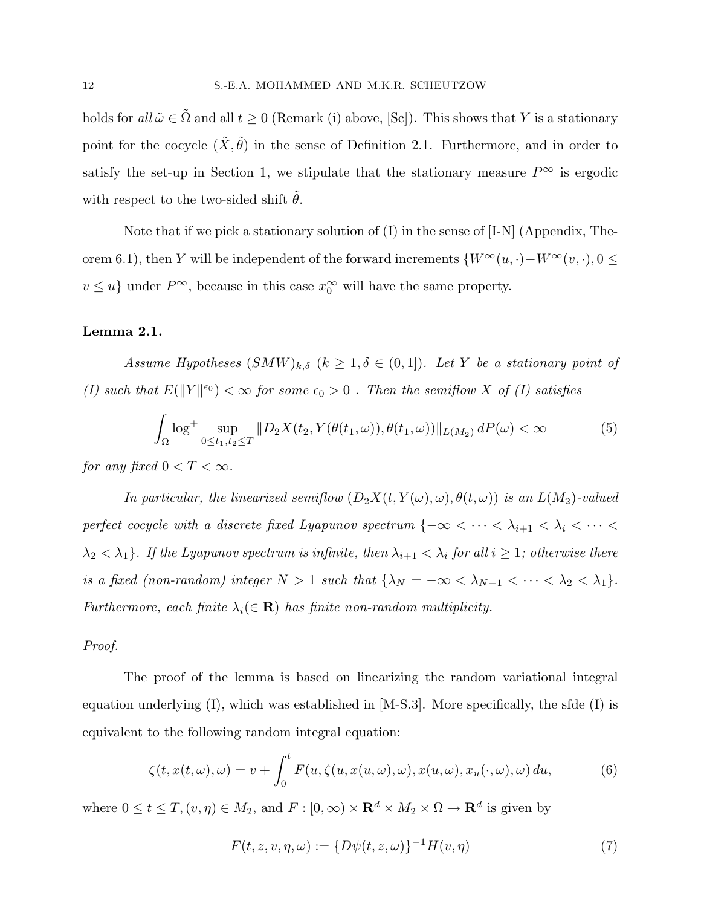holds for *all* $\tilde{\omega} \in \tilde{\Omega}$ and all $t \geq 0$ (Remark (i) above, [Sc]). This shows that $Y$ is a stationary point for the cocycle $(\tilde{X}, \tilde{\theta})$ in the sense of Definition 2.1. Furthermore, and in order to satisfy the set-up in Section 1, we stipulate that the stationary measure $P^\infty$ is ergodic with respect to the two-sided shift $\tilde{\theta}$.

Note that if we pick a stationary solution of (I) in the sense of [I-N] (Appendix, Theorem 6.1), then $Y$ will be independent of the forward increments $\{W^\infty(u,\cdot) - W^\infty(v,\cdot), 0 \leq v \leq u\}$ under $P^\infty$, because in this case $x_0^\infty$ will have the same property.

**Lemma 2.1.**

*Assume Hypotheses $(SMW)_{k,\delta}$ ($k \geq 1, \delta \in (0,1]$). Let $Y$ be a stationary point of (I) such that $E(\|Y\|^{\epsilon_0}) < \infty$ for some $\epsilon_0 > 0$ . Then the semiflow $X$ of (I) satisfies*

$$\int_\Omega \log^+ \sup_{0 \leq t_1, t_2 \leq T} \|D_2 X(t_2, Y(\theta(t_1,\omega)), \theta(t_1,\omega))\|_{L(M_2)} \, dP(\omega) < \infty \tag{5}$$

*for any fixed $0 < T < \infty$.*

*In particular, the linearized semiflow $(D_2 X(t, Y(\omega), \omega), \theta(t,\omega))$ is an $L(M_2)$-valued perfect cocycle with a discrete fixed Lyapunov spectrum $\{-\infty < \cdots < \lambda_{i+1} < \lambda_i < \cdots < \lambda_2 < \lambda_1\}$. If the Lyapunov spectrum is infinite, then $\lambda_{i+1} < \lambda_i$ for all $i \geq 1$; otherwise there is a fixed (non-random) integer $N > 1$ such that $\{\lambda_N = -\infty < \lambda_{N-1} < \cdots < \lambda_2 < \lambda_1\}$. Furthermore, each finite $\lambda_i (\in \mathbf{R})$ has finite non-random multiplicity.*

*Proof.*

The proof of the lemma is based on linearizing the random variational integral equation underlying (I), which was established in [M-S.3]. More specifically, the sfde (I) is equivalent to the following random integral equation:

$$\zeta(t, x(t,\omega), \omega) = v + \int_0^t F(u, \zeta(u, x(u,\omega), \omega), x(u,\omega), x_u(\cdot,\omega), \omega) \, du, \tag{6}$$

where $0 \leq t \leq T, (v,\eta) \in M_2$, and $F : [0,\infty) \times \mathbf{R}^d \times M_2 \times \Omega \to \mathbf{R}^d$ is given by

$$F(t, z, v, \eta, \omega) := \{D\psi(t, z, \omega)\}^{-1} H(v, \eta) \tag{7}$$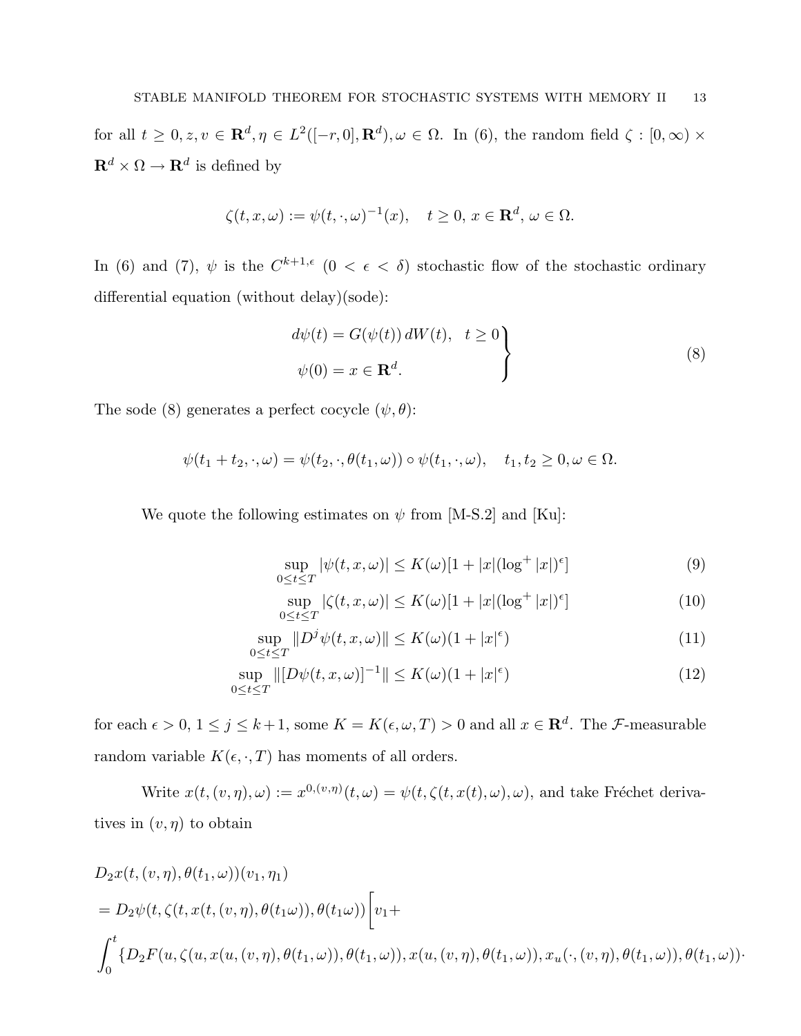for all $t \geq 0, z, v \in \mathbf{R}^d, \eta \in L^2([-r,0],\mathbf{R}^d), \omega \in \Omega$. In (6), the random field $\zeta : [0,\infty) \times \mathbf{R}^d \times \Omega \to \mathbf{R}^d$ is defined by

$$\zeta(t,x,\omega) := \psi(t,\cdot,\omega)^{-1}(x), \quad t \geq 0,\, x \in \mathbf{R}^d,\, \omega \in \Omega.$$

In (6) and (7), $\psi$ is the $C^{k+1,\epsilon}$ $(0 < \epsilon < \delta)$ stochastic flow of the stochastic ordinary differential equation (without delay)(sode):

$$\left.\begin{aligned} d\psi(t) &= G(\psi(t))\, dW(t), \quad t \geq 0 \\ \psi(0) &= x \in \mathbf{R}^d. \end{aligned}\right\} \tag{8}$$

The sode (8) generates a perfect cocycle $(\psi,\theta)$:

$$\psi(t_1+t_2,\cdot,\omega) = \psi(t_2,\cdot,\theta(t_1,\omega)) \circ \psi(t_1,\cdot,\omega), \quad t_1, t_2 \geq 0, \omega \in \Omega.$$

We quote the following estimates on $\psi$ from [M-S.2] and [Ku]:

$$\sup_{0\leq t\leq T} |\psi(t,x,\omega)| \leq K(\omega)[1+|x|(\log^+|x|)^\epsilon] \tag{9}$$

$$\sup_{0\leq t\leq T} |\zeta(t,x,\omega)| \leq K(\omega)[1+|x|(\log^+|x|)^\epsilon] \tag{10}$$

$$\sup_{0\leq t\leq T} \|D^j\psi(t,x,\omega)\| \leq K(\omega)(1+|x|^\epsilon) \tag{11}$$

$$\sup_{0\leq t\leq T} \|[D\psi(t,x,\omega)]^{-1}\| \leq K(\omega)(1+|x|^\epsilon) \tag{12}$$

for each $\epsilon > 0$, $1 \leq j \leq k+1$, some $K = K(\epsilon,\omega,T) > 0$ and all $x \in \mathbf{R}^d$. The $\mathcal{F}$-measurable random variable $K(\epsilon,\cdot,T)$ has moments of all orders.

Write $x(t,(v,\eta),\omega) := x^{0,(v,\eta)}(t,\omega) = \psi(t,\zeta(t,x(t),\omega),\omega)$, and take Fréchet derivatives in $(v,\eta)$ to obtain

$$\begin{aligned}
&D_2x(t,(v,\eta),\theta(t_1,\omega))(v_1,\eta_1) \\
&= D_2\psi(t,\zeta(t,x(t,(v,\eta),\theta(t_1\omega)),\theta(t_1\omega))\bigg[v_1 + \\
&\int_0^t \{D_2F(u,\zeta(u,x(u,(v,\eta),\theta(t_1,\omega)),\theta(t_1,\omega)),x(u,(v,\eta),\theta(t_1,\omega)),x_u(\cdot,(v,\eta),\theta(t_1,\omega)),\theta(t_1,\omega))\cdot
\end{aligned}$$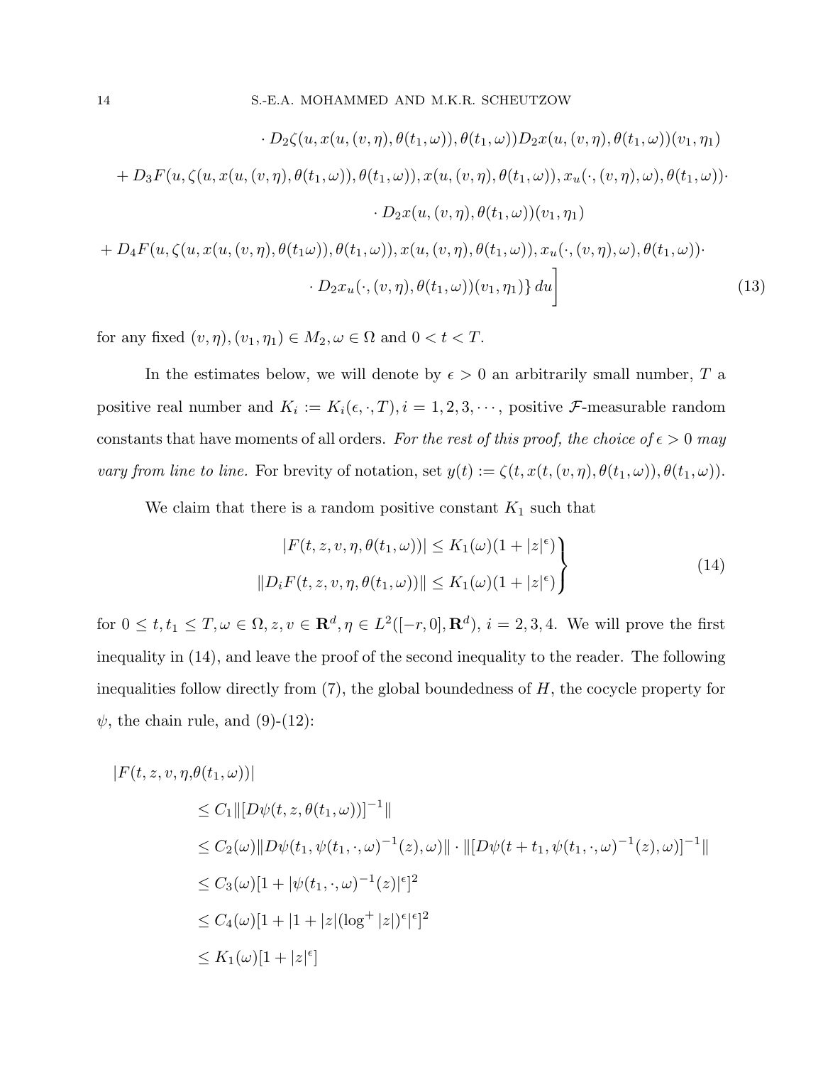$$
\begin{aligned}
&\cdot D_2\zeta(u, x(u,(v,\eta),\theta(t_1,\omega)),\theta(t_1,\omega)) D_2 x(u,(v,\eta),\theta(t_1,\omega))(v_1,\eta_1) \\
&+ D_3 F(u, \zeta(u, x(u,(v,\eta),\theta(t_1,\omega)),\theta(t_1,\omega)), x(u,(v,\eta),\theta(t_1,\omega)), x_u(\cdot,(v,\eta),\omega),\theta(t_1,\omega)) \cdot \\
&\cdot D_2 x(u,(v,\eta),\theta(t_1,\omega))(v_1,\eta_1) \\
&+ D_4 F(u, \zeta(u, x(u,(v,\eta),\theta(t_1\omega)),\theta(t_1,\omega)), x(u,(v,\eta),\theta(t_1,\omega)), x_u(\cdot,(v,\eta),\omega),\theta(t_1,\omega)) \cdot \\
&\cdot D_2 x_u(\cdot,(v,\eta),\theta(t_1,\omega))(v_1,\eta_1)\} \, du \Big]
\end{aligned}
\tag{13}
$$

for any fixed $(v,\eta),(v_1,\eta_1) \in M_2, \omega \in \Omega$ and $0 < t < T$.

In the estimates below, we will denote by $\epsilon > 0$ an arbitrarily small number, $T$ a positive real number and $K_i := K_i(\epsilon, \cdot, T), i = 1,2,3,\cdots$, positive $\mathcal{F}$-measurable random constants that have moments of all orders. *For the rest of this proof, the choice of $\epsilon > 0$ may vary from line to line.* For brevity of notation, set $y(t) := \zeta(t, x(t,(v,\eta),\theta(t_1,\omega)),\theta(t_1,\omega))$.

We claim that there is a random positive constant $K_1$ such that

$$
\left.
\begin{aligned}
|F(t,z,v,\eta,\theta(t_1,\omega))| &\leq K_1(\omega)(1+|z|^\epsilon) \\
\|D_i F(t,z,v,\eta,\theta(t_1,\omega))\| &\leq K_1(\omega)(1+|z|^\epsilon)
\end{aligned}
\right\}
\tag{14}
$$

for $0 \leq t, t_1 \leq T, \omega \in \Omega, z, v \in \mathbf{R}^d, \eta \in L^2([-r,0],\mathbf{R}^d)$, $i = 2,3,4$. We will prove the first inequality in (14), and leave the proof of the second inequality to the reader. The following inequalities follow directly from (7), the global boundedness of $H$, the cocycle property for $\psi$, the chain rule, and (9)-(12):

$$
\begin{aligned}
|F(t,z,v,\eta,&\theta(t_1,\omega))| \\
&\leq C_1 \|[D\psi(t,z,\theta(t_1,\omega))]^{-1}\| \\
&\leq C_2(\omega)\|D\psi(t_1,\psi(t_1,\cdot,\omega)^{-1}(z),\omega)\| \cdot \|[D\psi(t+t_1,\psi(t_1,\cdot,\omega)^{-1}(z),\omega)]^{-1}\| \\
&\leq C_3(\omega)[1+|\psi(t_1,\cdot,\omega)^{-1}(z)|^\epsilon]^2 \\
&\leq C_4(\omega)[1+|1+|z|(\log^+|z|)^\epsilon|^\epsilon]^2 \\
&\leq K_1(\omega)[1+|z|^\epsilon]
\end{aligned}
$$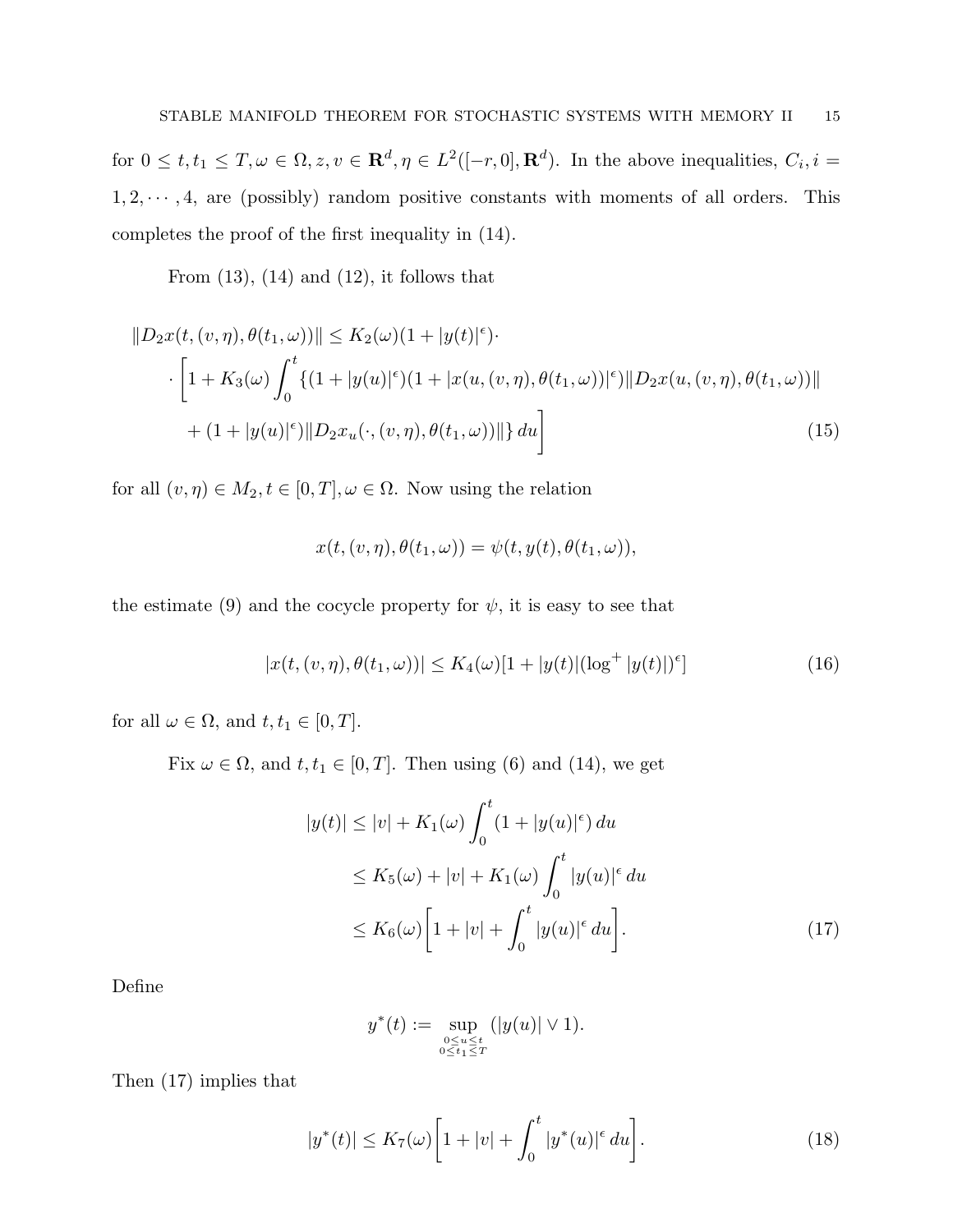for $0 \leq t, t_1 \leq T, \omega \in \Omega, z, v \in \mathbf{R}^d, \eta \in L^2([-r, 0], \mathbf{R}^d)$. In the above inequalities, $C_i, i = 1, 2, \cdots, 4$, are (possibly) random positive constants with moments of all orders. This completes the proof of the first inequality in (14).

From (13), (14) and (12), it follows that

$$
\begin{aligned}
\|D_2 x(t, (v, \eta), \theta(t_1, \omega))\| \leq K_2(\omega)(1 + |y(t)|^\epsilon) \cdot \\
\cdot \bigg[ 1 + K_3(\omega) \int_0^t \{(1 + |y(u)|^\epsilon)(1 + |x(u, (v, \eta), \theta(t_1, \omega))|^\epsilon) \|D_2 x(u, (v, \eta), \theta(t_1, \omega))\| \\
+ (1 + |y(u)|^\epsilon) \|D_2 x_u(\cdot, (v, \eta), \theta(t_1, \omega))\| \} \, du \bigg] \qquad (15)
\end{aligned}
$$

for all $(v, \eta) \in M_2, t \in [0, T], \omega \in \Omega$. Now using the relation

$$
x(t, (v, \eta), \theta(t_1, \omega)) = \psi(t, y(t), \theta(t_1, \omega)),
$$

the estimate (9) and the cocycle property for $\psi$, it is easy to see that

$$
|x(t, (v, \eta), \theta(t_1, \omega))| \leq K_4(\omega)[1 + |y(t)|(\log^+ |y(t)|)^\epsilon] \qquad (16)
$$

for all $\omega \in \Omega$, and $t, t_1 \in [0, T]$.

Fix $\omega \in \Omega$, and $t, t_1 \in [0, T]$. Then using (6) and (14), we get

$$
\begin{aligned}
|y(t)| &\leq |v| + K_1(\omega) \int_0^t (1 + |y(u)|^\epsilon) \, du \\
&\leq K_5(\omega) + |v| + K_1(\omega) \int_0^t |y(u)|^\epsilon \, du \\
&\leq K_6(\omega) \bigg[ 1 + |v| + \int_0^t |y(u)|^\epsilon \, du \bigg]. \qquad (17)
\end{aligned}
$$

Define

$$
y^*(t) := \sup_{\substack{0 \leq u \leq t \\ 0 \leq t_1 \leq T}} (|y(u)| \vee 1).
$$

Then (17) implies that

$$
|y^*(t)| \leq K_7(\omega) \bigg[ 1 + |v| + \int_0^t |y^*(u)|^\epsilon \, du \bigg]. \qquad (18)
$$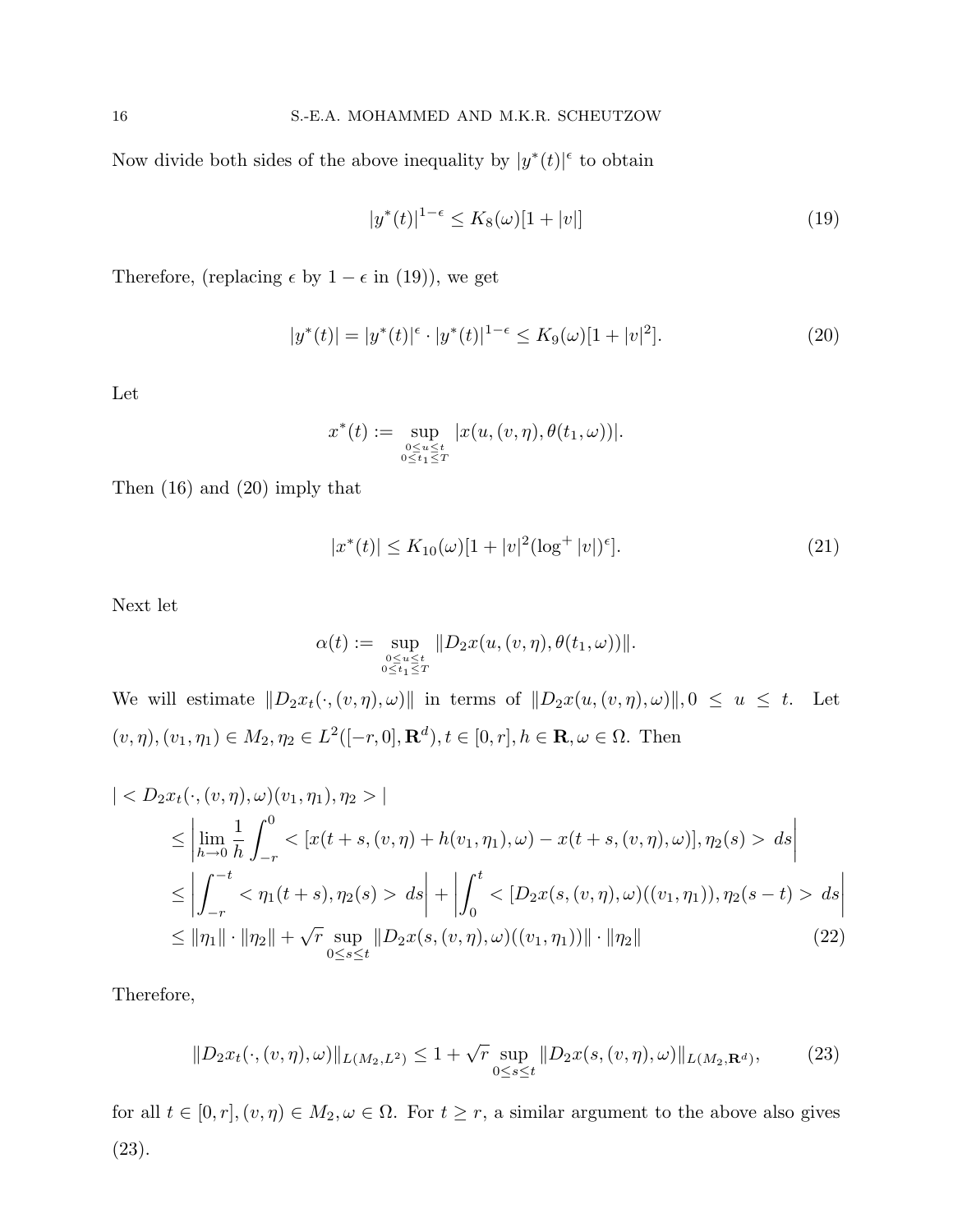Now divide both sides of the above inequality by $|y^*(t)|^\epsilon$ to obtain

$$|y^*(t)|^{1-\epsilon} \leq K_8(\omega)[1 + |v|] \tag{19}$$

Therefore, (replacing $\epsilon$ by $1 - \epsilon$ in (19)), we get

$$|y^*(t)| = |y^*(t)|^\epsilon \cdot |y^*(t)|^{1-\epsilon} \leq K_9(\omega)[1 + |v|^2]. \tag{20}$$

Let

$$x^*(t) := \sup_{\substack{0 \leq u \leq t \\ 0 \leq t_1 \leq T}} |x(u, (v, \eta), \theta(t_1, \omega))|.$$

Then (16) and (20) imply that

$$|x^*(t)| \leq K_{10}(\omega)[1 + |v|^2(\log^+ |v|)^\epsilon]. \tag{21}$$

Next let

$$\alpha(t) := \sup_{\substack{0 \leq u \leq t \\ 0 \leq t_1 \leq T}} \|D_2 x(u, (v, \eta), \theta(t_1, \omega))\|.$$

We will estimate $\|D_2 x_t(\cdot, (v, \eta), \omega)\|$ in terms of $\|D_2 x(u, (v, \eta), \omega)\|, 0 \leq u \leq t$. Let $(v, \eta), (v_1, \eta_1) \in M_2, \eta_2 \in L^2([-r, 0], \mathbf{R}^d), t \in [0, r], h \in \mathbf{R}, \omega \in \Omega$. Then

$$\begin{aligned}
&| < D_2 x_t(\cdot, (v, \eta), \omega)(v_1, \eta_1), \eta_2 > | \\
&\qquad \leq \left| \lim_{h \to 0} \frac{1}{h} \int_{-r}^0 < [x(t + s, (v, \eta) + h(v_1, \eta_1), \omega) - x(t + s, (v, \eta), \omega)], \eta_2(s) > ds \right| \\
&\qquad \leq \left| \int_{-r}^{-t} < \eta_1(t + s), \eta_2(s) > ds \right| + \left| \int_0^t < [D_2 x(s, (v, \eta), \omega)((v_1, \eta_1)), \eta_2(s - t) > ds \right| \\
&\qquad \leq \|\eta_1\| \cdot \|\eta_2\| + \sqrt{r} \sup_{0 \leq s \leq t} \|D_2 x(s, (v, \eta), \omega)((v_1, \eta_1))\| \cdot \|\eta_2\|
\end{aligned} \tag{22}$$

Therefore,

$$\|D_2 x_t(\cdot, (v, \eta), \omega)\|_{L(M_2, L^2)} \leq 1 + \sqrt{r} \sup_{0 \leq s \leq t} \|D_2 x(s, (v, \eta), \omega)\|_{L(M_2, \mathbf{R}^d)}, \tag{23}$$

for all $t \in [0, r], (v, \eta) \in M_2, \omega \in \Omega$. For $t \geq r$, a similar argument to the above also gives (23).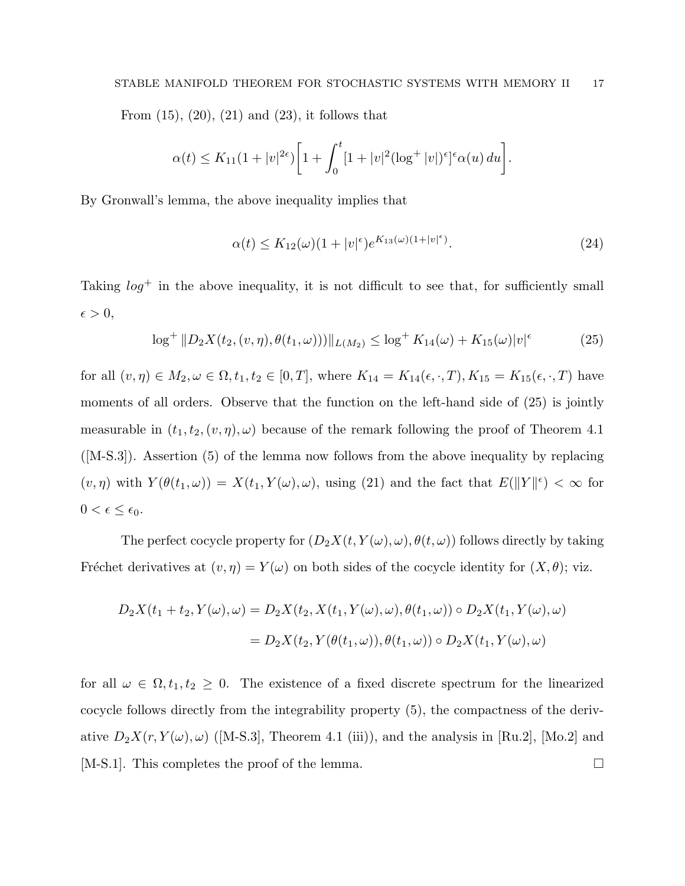From (15), (20), (21) and (23), it follows that

$$\alpha(t) \leq K_{11}(1+|v|^{2\epsilon})\bigg[1+\int_0^t [1+|v|^2(\log^+|v|)^\epsilon]^\epsilon \alpha(u)\,du\bigg].$$

By Gronwall's lemma, the above inequality implies that

$$\alpha(t) \leq K_{12}(\omega)(1+|v|^\epsilon)e^{K_{13}(\omega)(1+|v|^\epsilon)}. \tag{24}$$

Taking $log^+$ in the above inequality, it is not difficult to see that, for sufficiently small $\epsilon > 0$,

$$\log^+ \|D_2X(t_2,(v,\eta),\theta(t_1,\omega)))\|_{L(M_2)} \leq \log^+ K_{14}(\omega) + K_{15}(\omega)|v|^\epsilon \tag{25}$$

for all $(v,\eta) \in M_2, \omega \in \Omega, t_1, t_2 \in [0,T]$, where $K_{14} = K_{14}(\epsilon,\cdot,T), K_{15} = K_{15}(\epsilon,\cdot,T)$ have moments of all orders. Observe that the function on the left-hand side of (25) is jointly measurable in $(t_1, t_2, (v,\eta), \omega)$ because of the remark following the proof of Theorem 4.1 ([M-S.3]). Assertion (5) of the lemma now follows from the above inequality by replacing $(v,\eta)$ with $Y(\theta(t_1,\omega)) = X(t_1, Y(\omega), \omega)$, using (21) and the fact that $E(\|Y\|^\epsilon) < \infty$ for $0 < \epsilon \leq \epsilon_0$.

The perfect cocycle property for $(D_2X(t,Y(\omega),\omega),\theta(t,\omega))$ follows directly by taking Fréchet derivatives at $(v,\eta) = Y(\omega)$ on both sides of the cocycle identity for $(X,\theta)$; viz.

$$\begin{aligned} D_2X(t_1+t_2, Y(\omega),\omega) &= D_2X(t_2, X(t_1,Y(\omega),\omega),\theta(t_1,\omega)) \circ D_2X(t_1,Y(\omega),\omega) \\ &= D_2X(t_2, Y(\theta(t_1,\omega)),\theta(t_1,\omega)) \circ D_2X(t_1,Y(\omega),\omega) \end{aligned}$$

for all $\omega \in \Omega, t_1, t_2 \geq 0$. The existence of a fixed discrete spectrum for the linearized cocycle follows directly from the integrability property (5), the compactness of the derivative $D_2X(r, Y(\omega),\omega)$ ([M-S.3], Theorem 4.1 (iii)), and the analysis in [Ru.2], [Mo.2] and [M-S.1]. This completes the proof of the lemma. □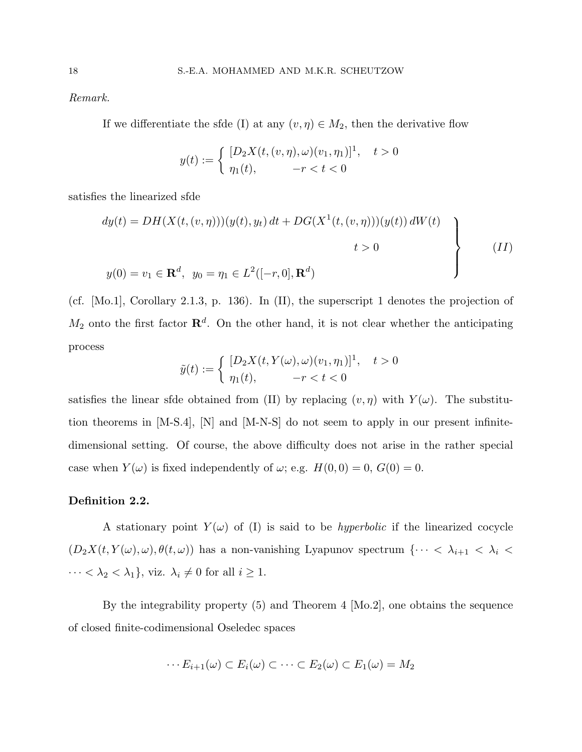*Remark.*

If we differentiate the sfde (I) at any $(v,\eta) \in M_2$, then the derivative flow

$$y(t) := \begin{cases} [D_2 X(t,(v,\eta),\omega)(v_1,\eta_1)]^1, & t > 0 \\ \eta_1(t), & -r < t < 0 \end{cases}$$

satisfies the linearized sfde

$$\left.\begin{aligned} dy(t) &= DH(X(t,(v,\eta)))(y(t),y_t)\,dt + DG(X^1(t,(v,\eta)))(y(t))\,dW(t) \\ & \qquad\qquad\qquad\qquad\qquad\qquad\qquad\qquad t > 0 \\ y(0) &= v_1 \in \mathbf{R}^d, \;\; y_0 = \eta_1 \in L^2([-r,0],\mathbf{R}^d) \end{aligned}\right\} \qquad (II)$$

(cf. [Mo.1], Corollary 2.1.3, p. 136). In (II), the superscript 1 denotes the projection of $M_2$ onto the first factor $\mathbf{R}^d$. On the other hand, it is not clear whether the anticipating process

$$\tilde{y}(t) := \begin{cases} [D_2 X(t,Y(\omega),\omega)(v_1,\eta_1)]^1, & t > 0 \\ \eta_1(t), & -r < t < 0 \end{cases}$$

satisfies the linear sfde obtained from (II) by replacing $(v,\eta)$ with $Y(\omega)$. The substitution theorems in [M-S.4], [N] and [M-N-S] do not seem to apply in our present infinite-dimensional setting. Of course, the above difficulty does not arise in the rather special case when $Y(\omega)$ is fixed independently of $\omega$; e.g. $H(0,0) = 0$, $G(0) = 0$.

**Definition 2.2.**

A stationary point $Y(\omega)$ of (I) is said to be *hyperbolic* if the linearized cocycle $(D_2X(t,Y(\omega),\omega),\theta(t,\omega))$ has a non-vanishing Lyapunov spectrum $\{\cdots < \lambda_{i+1} < \lambda_i < \cdots < \lambda_2 < \lambda_1\}$, viz. $\lambda_i \neq 0$ for all $i \geq 1$.

By the integrability property (5) and Theorem 4 [Mo.2], one obtains the sequence of closed finite-codimensional Oseledec spaces

$$\cdots E_{i+1}(\omega) \subset E_i(\omega) \subset \cdots \subset E_2(\omega) \subset E_1(\omega) = M_2$$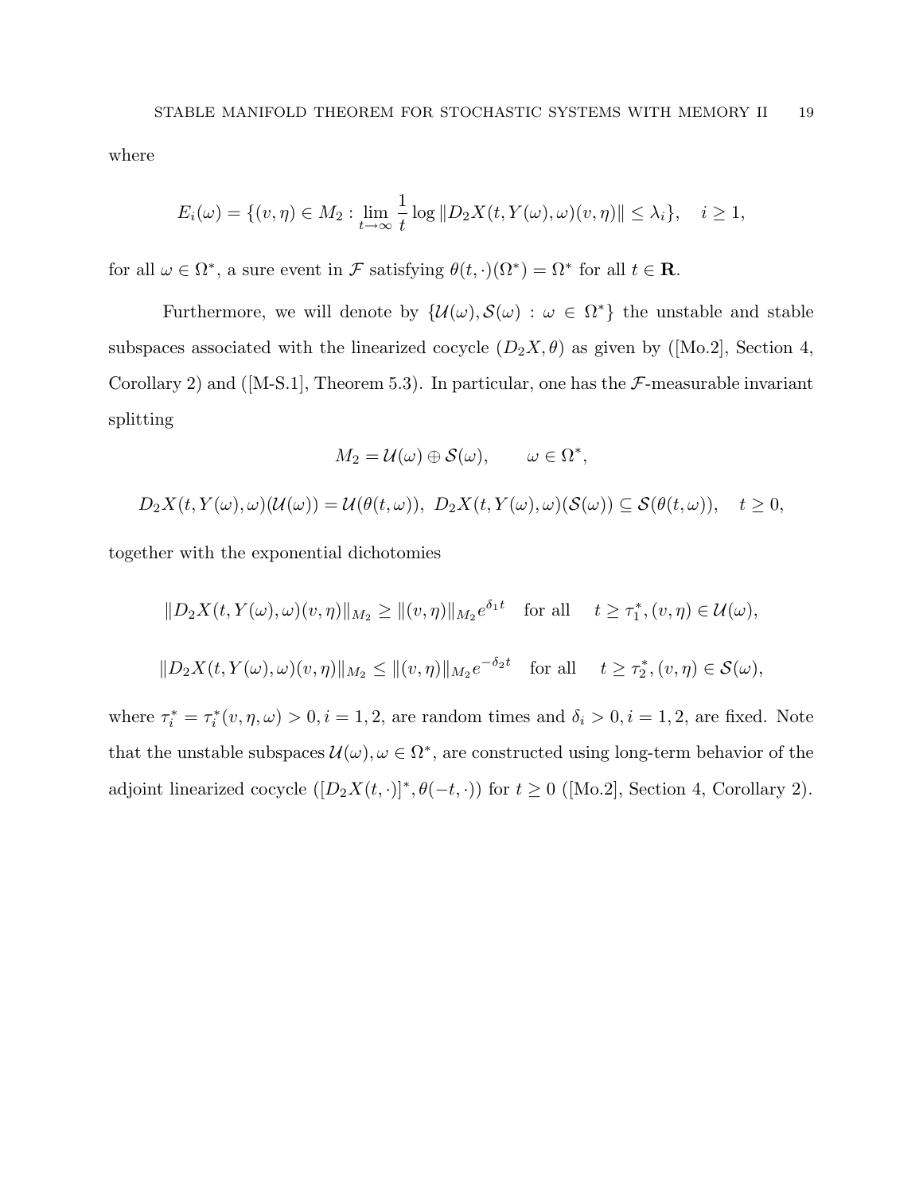where

$$E_i(\omega) = \{(v, \eta) \in M_2 : \lim_{t \to \infty} \frac{1}{t} \log \|D_2 X(t, Y(\omega), \omega)(v, \eta)\| \leq \lambda_i\}, \quad i \geq 1,$$

for all $\omega \in \Omega^*$, a sure event in $\mathcal{F}$ satisfying $\theta(t, \cdot)(\Omega^*) = \Omega^*$ for all $t \in \mathbf{R}$.

Furthermore, we will denote by $\{\mathcal{U}(\omega), \mathcal{S}(\omega) : \omega \in \Omega^*\}$ the unstable and stable subspaces associated with the linearized cocycle $(D_2 X, \theta)$ as given by ([Mo.2], Section 4, Corollary 2) and ([M-S.1], Theorem 5.3). In particular, one has the $\mathcal{F}$-measurable invariant splitting

$$M_2 = \mathcal{U}(\omega) \oplus \mathcal{S}(\omega), \qquad \omega \in \Omega^*,$$

$$D_2 X(t, Y(\omega), \omega)(\mathcal{U}(\omega)) = \mathcal{U}(\theta(t, \omega)), \;\; D_2 X(t, Y(\omega), \omega)(\mathcal{S}(\omega)) \subseteq \mathcal{S}(\theta(t, \omega)), \quad t \geq 0,$$

together with the exponential dichotomies

$$\|D_2 X(t, Y(\omega), \omega)(v, \eta)\|_{M_2} \geq \|(v, \eta)\|_{M_2} e^{\delta_1 t} \quad \text{for all} \quad t \geq \tau_1^*, (v, \eta) \in \mathcal{U}(\omega),$$

$$\|D_2 X(t, Y(\omega), \omega)(v, \eta)\|_{M_2} \leq \|(v, \eta)\|_{M_2} e^{-\delta_2 t} \quad \text{for all} \quad t \geq \tau_2^*, (v, \eta) \in \mathcal{S}(\omega),$$

where $\tau_i^* = \tau_i^*(v, \eta, \omega) > 0, i = 1, 2$, are random times and $\delta_i > 0, i = 1, 2$, are fixed. Note that the unstable subspaces $\mathcal{U}(\omega), \omega \in \Omega^*$, are constructed using long-term behavior of the adjoint linearized cocycle $([D_2 X(t, \cdot)]^*, \theta(-t, \cdot))$ for $t \geq 0$ ([Mo.2], Section 4, Corollary 2).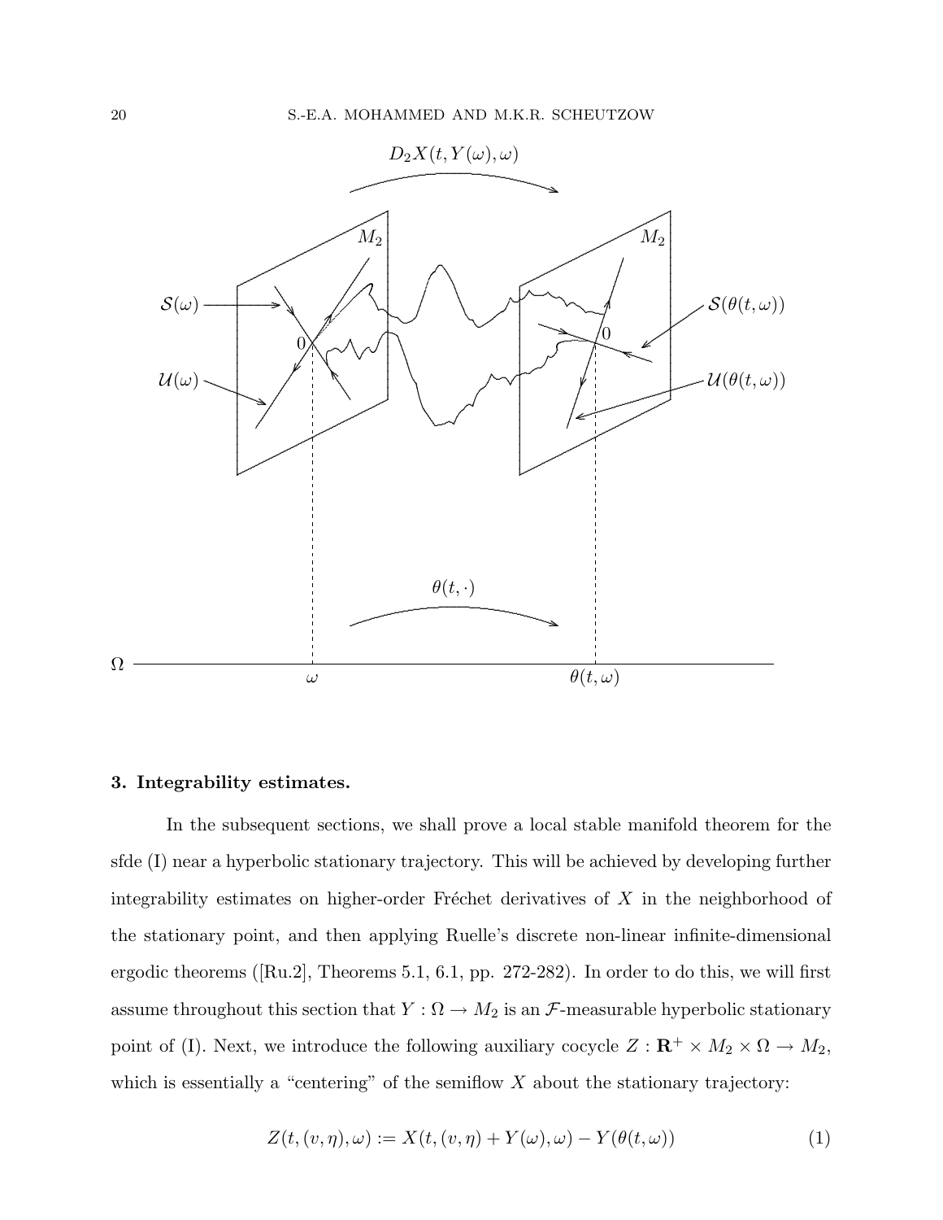### 3. Integrability estimates.

In the subsequent sections, we shall prove a local stable manifold theorem for the sfde (I) near a hyperbolic stationary trajectory. This will be achieved by developing further integrability estimates on higher-order Fréchet derivatives of $X$ in the neighborhood of the stationary point, and then applying Ruelle's discrete non-linear infinite-dimensional ergodic theorems ([Ru.2], Theorems 5.1, 6.1, pp. 272-282). In order to do this, we will first assume throughout this section that $Y : \Omega \to M_2$ is an $\mathcal{F}$-measurable hyperbolic stationary point of (I). Next, we introduce the following auxiliary cocycle $Z : \mathbf{R}^+ \times M_2 \times \Omega \to M_2$, which is essentially a "centering" of the semiflow $X$ about the stationary trajectory:

$$Z(t, (v, \eta), \omega) := X(t, (v, \eta) + Y(\omega), \omega) - Y(\theta(t, \omega)) \tag{1}$$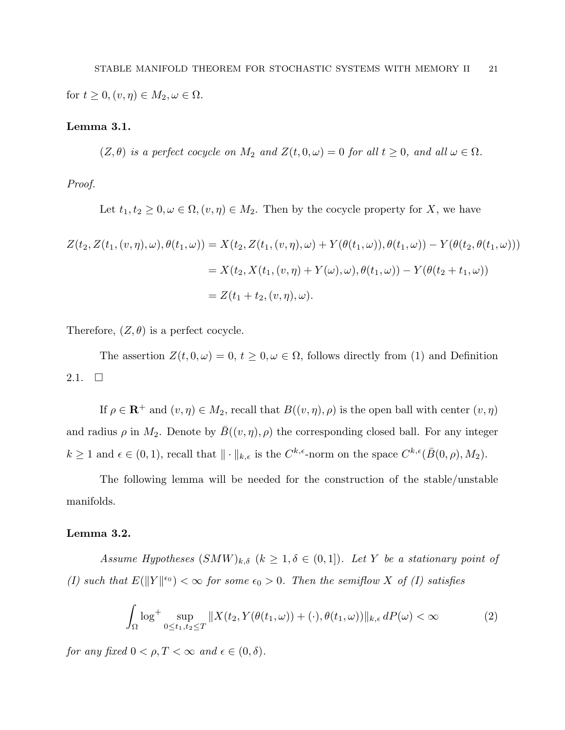for $t \geq 0, (v,\eta) \in M_2, \omega \in \Omega$.

**Lemma 3.1.**

*$(Z, \theta)$ is a perfect cocycle on $M_2$ and $Z(t, 0, \omega) = 0$ for all $t \geq 0$, and all $\omega \in \Omega$.*

*Proof.*

Let $t_1, t_2 \geq 0, \omega \in \Omega, (v,\eta) \in M_2$. Then by the cocycle property for $X$, we have

$$
\begin{aligned}
Z(t_2, Z(t_1,(v,\eta),\omega), \theta(t_1,\omega)) &= X(t_2, Z(t_1,(v,\eta),\omega) + Y(\theta(t_1,\omega)), \theta(t_1,\omega)) - Y(\theta(t_2, \theta(t_1,\omega))) \\
&= X(t_2, X(t_1,(v,\eta) + Y(\omega),\omega), \theta(t_1,\omega)) - Y(\theta(t_2+t_1,\omega)) \\
&= Z(t_1+t_2,(v,\eta),\omega).
\end{aligned}
$$

Therefore, $(Z, \theta)$ is a perfect cocycle.

The assertion $Z(t, 0, \omega) = 0$, $t \geq 0, \omega \in \Omega$, follows directly from (1) and Definition 2.1. $\square$

If $\rho \in \mathbf{R}^+$ and $(v,\eta) \in M_2$, recall that $B((v,\eta),\rho)$ is the open ball with center $(v,\eta)$ and radius $\rho$ in $M_2$. Denote by $\bar{B}((v,\eta),\rho)$ the corresponding closed ball. For any integer $k \geq 1$ and $\epsilon \in (0,1)$, recall that $\|\cdot\|_{k,\epsilon}$ is the $C^{k,\epsilon}$-norm on the space $C^{k,\epsilon}(\bar{B}(0,\rho), M_2)$.

The following lemma will be needed for the construction of the stable/unstable manifolds.

**Lemma 3.2.**

*Assume Hypotheses $(SMW)_{k,\delta}$ ($k \geq 1, \delta \in (0,1]$). Let $Y$ be a stationary point of (I) such that $E(\|Y\|^{\epsilon_0}) < \infty$ for some $\epsilon_0 > 0$. Then the semiflow $X$ of (I) satisfies*

$$
\int_\Omega \log^+ \sup_{0 \leq t_1, t_2 \leq T} \|X(t_2, Y(\theta(t_1,\omega)) + (\cdot), \theta(t_1,\omega))\|_{k,\epsilon} \, dP(\omega) < \infty \tag{2}
$$

*for any fixed $0 < \rho, T < \infty$ and $\epsilon \in (0,\delta)$.*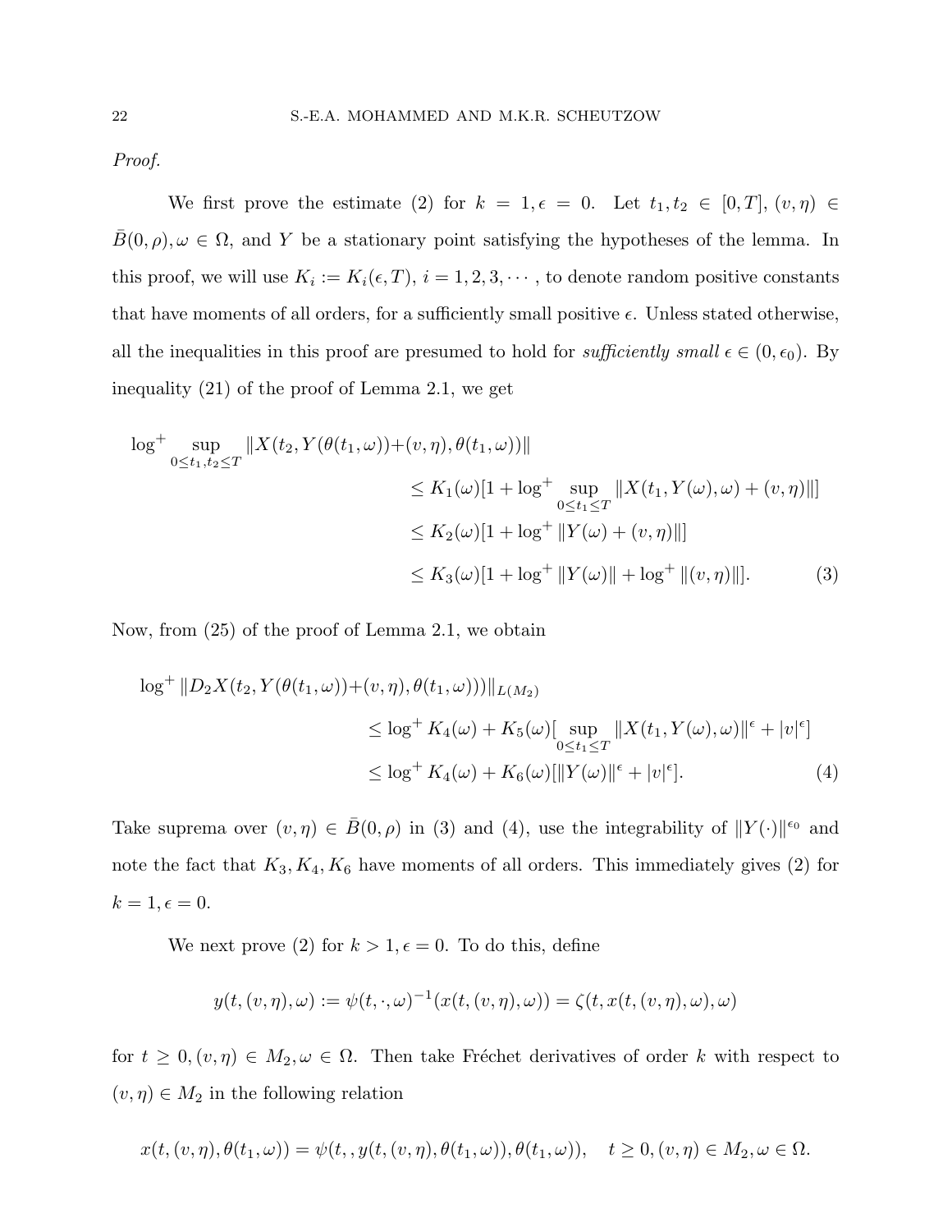*Proof.*

We first prove the estimate (2) for $k = 1, \epsilon = 0$. Let $t_1, t_2 \in [0,T]$, $(v,\eta) \in \bar{B}(0,\rho), \omega \in \Omega$, and $Y$ be a stationary point satisfying the hypotheses of the lemma. In this proof, we will use $K_i := K_i(\epsilon, T)$, $i = 1, 2, 3, \cdots$, to denote random positive constants that have moments of all orders, for a sufficiently small positive $\epsilon$. Unless stated otherwise, all the inequalities in this proof are presumed to hold for *sufficiently small* $\epsilon \in (0, \epsilon_0)$. By inequality (21) of the proof of Lemma 2.1, we get

$$
\begin{aligned}
\log^+ \sup_{0 \le t_1, t_2 \le T} &\|X(t_2, Y(\theta(t_1,\omega)) + (v,\eta), \theta(t_1,\omega))\| \\
&\le K_1(\omega)[1 + \log^+ \sup_{0 \le t_1 \le T} \|X(t_1, Y(\omega), \omega) + (v,\eta)\|] \\
&\le K_2(\omega)[1 + \log^+ \|Y(\omega) + (v,\eta)\|] \\
&\le K_3(\omega)[1 + \log^+ \|Y(\omega)\| + \log^+ \|(v,\eta)\|]. \qquad (3)
\end{aligned}
$$

Now, from (25) of the proof of Lemma 2.1, we obtain

$$
\begin{aligned}
\log^+ \|D_2 X(t_2, Y(\theta(t_1,\omega)) &+ (v,\eta), \theta(t_1,\omega)))\|_{L(M_2)} \\
&\le \log^+ K_4(\omega) + K_5(\omega)[\sup_{0 \le t_1 \le T} \|X(t_1, Y(\omega), \omega)\|^\epsilon + |v|^\epsilon] \\
&\le \log^+ K_4(\omega) + K_6(\omega)[\|Y(\omega)\|^\epsilon + |v|^\epsilon]. \qquad (4)
\end{aligned}
$$

Take suprema over $(v,\eta) \in \bar{B}(0,\rho)$ in (3) and (4), use the integrability of $\|Y(\cdot)\|^{\epsilon_0}$ and note the fact that $K_3, K_4, K_6$ have moments of all orders. This immediately gives (2) for $k = 1, \epsilon = 0$.

We next prove (2) for $k > 1, \epsilon = 0$. To do this, define

$$
y(t,(v,\eta),\omega) := \psi(t,\cdot,\omega)^{-1}(x(t,(v,\eta),\omega)) = \zeta(t, x(t,(v,\eta),\omega),\omega)
$$

for $t \ge 0, (v,\eta) \in M_2, \omega \in \Omega$. Then take Fréchet derivatives of order $k$ with respect to $(v,\eta) \in M_2$ in the following relation

$$
x(t,(v,\eta),\theta(t_1,\omega)) = \psi(t,, y(t,(v,\eta),\theta(t_1,\omega)), \theta(t_1,\omega)), \quad t \ge 0, (v,\eta) \in M_2, \omega \in \Omega.
$$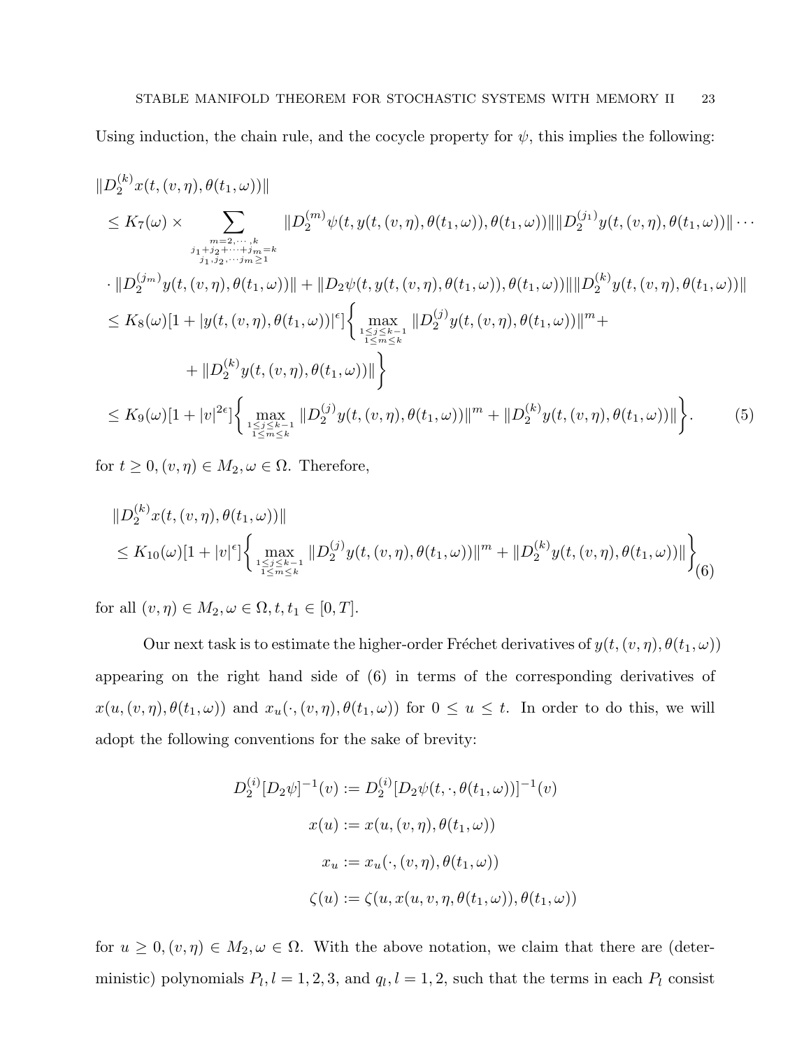Using induction, the chain rule, and the cocycle property for $\psi$, this implies the following:

$$
\begin{aligned}
&\|D_2^{(k)}x(t,(v,\eta),\theta(t_1,\omega))\| \\
&\leq K_7(\omega)\times \sum_{\substack{m=2,\cdots,k\\ j_1+j_2+\cdots+j_m=k\\ j_1,j_2,\cdots j_m\geq 1}} \|D_2^{(m)}\psi(t,y(t,(v,\eta),\theta(t_1,\omega)),\theta(t_1,\omega))\|\|D_2^{(j_1)}y(t,(v,\eta),\theta(t_1,\omega))\|\cdots \\
&\cdot\|D_2^{(j_m)}y(t,(v,\eta),\theta(t_1,\omega))\| + \|D_2\psi(t,y(t,(v,\eta),\theta(t_1,\omega)),\theta(t_1,\omega))\|\|D_2^{(k)}y(t,(v,\eta),\theta(t_1,\omega))\| \\
&\leq K_8(\omega)[1+|y(t,(v,\eta),\theta(t_1,\omega))|^{\epsilon}]\bigg\{\max_{\substack{1\leq j\leq k-1\\ 1\leq m\leq k}}\|D_2^{(j)}y(t,(v,\eta),\theta(t_1,\omega))\|^m+ \\
&\qquad\qquad + \|D_2^{(k)}y(t,(v,\eta),\theta(t_1,\omega))\|\bigg\} \\
&\leq K_9(\omega)[1+|v|^{2\epsilon}]\bigg\{\max_{\substack{1\leq j\leq k-1\\ 1\leq m\leq k}}\|D_2^{(j)}y(t,(v,\eta),\theta(t_1,\omega))\|^m+\|D_2^{(k)}y(t,(v,\eta),\theta(t_1,\omega))\|\bigg\}.
\end{aligned}
\tag{5}
$$

for $t\geq 0, (v,\eta)\in M_2, \omega\in\Omega$. Therefore,

$$
\begin{aligned}
&\|D_2^{(k)}x(t,(v,\eta),\theta(t_1,\omega))\| \\
&\leq K_{10}(\omega)[1+|v|^{\epsilon}]\bigg\{\max_{\substack{1\leq j\leq k-1\\ 1\leq m\leq k}}\|D_2^{(j)}y(t,(v,\eta),\theta(t_1,\omega))\|^m+\|D_2^{(k)}y(t,(v,\eta),\theta(t_1,\omega))\|\bigg\}
\end{aligned}
\tag{6}
$$

for all $(v,\eta)\in M_2, \omega\in\Omega, t, t_1\in[0,T]$.

Our next task is to estimate the higher-order Fréchet derivatives of $y(t,(v,\eta),\theta(t_1,\omega))$ appearing on the right hand side of (6) in terms of the corresponding derivatives of $x(u,(v,\eta),\theta(t_1,\omega))$ and $x_u(\cdot,(v,\eta),\theta(t_1,\omega))$ for $0\leq u\leq t$. In order to do this, we will adopt the following conventions for the sake of brevity:

$$
\begin{aligned}
D_2^{(i)}[D_2\psi]^{-1}(v) &:= D_2^{(i)}[D_2\psi(t,\cdot,\theta(t_1,\omega))]^{-1}(v) \\
x(u) &:= x(u,(v,\eta),\theta(t_1,\omega)) \\
x_u &:= x_u(\cdot,(v,\eta),\theta(t_1,\omega)) \\
\zeta(u) &:= \zeta(u,x(u,v,\eta,\theta(t_1,\omega)),\theta(t_1,\omega))
\end{aligned}
$$

for $u\geq 0, (v,\eta)\in M_2, \omega\in\Omega$. With the above notation, we claim that there are (deterministic) polynomials $P_l, l=1,2,3$, and $q_l, l=1,2$, such that the terms in each $P_l$ consist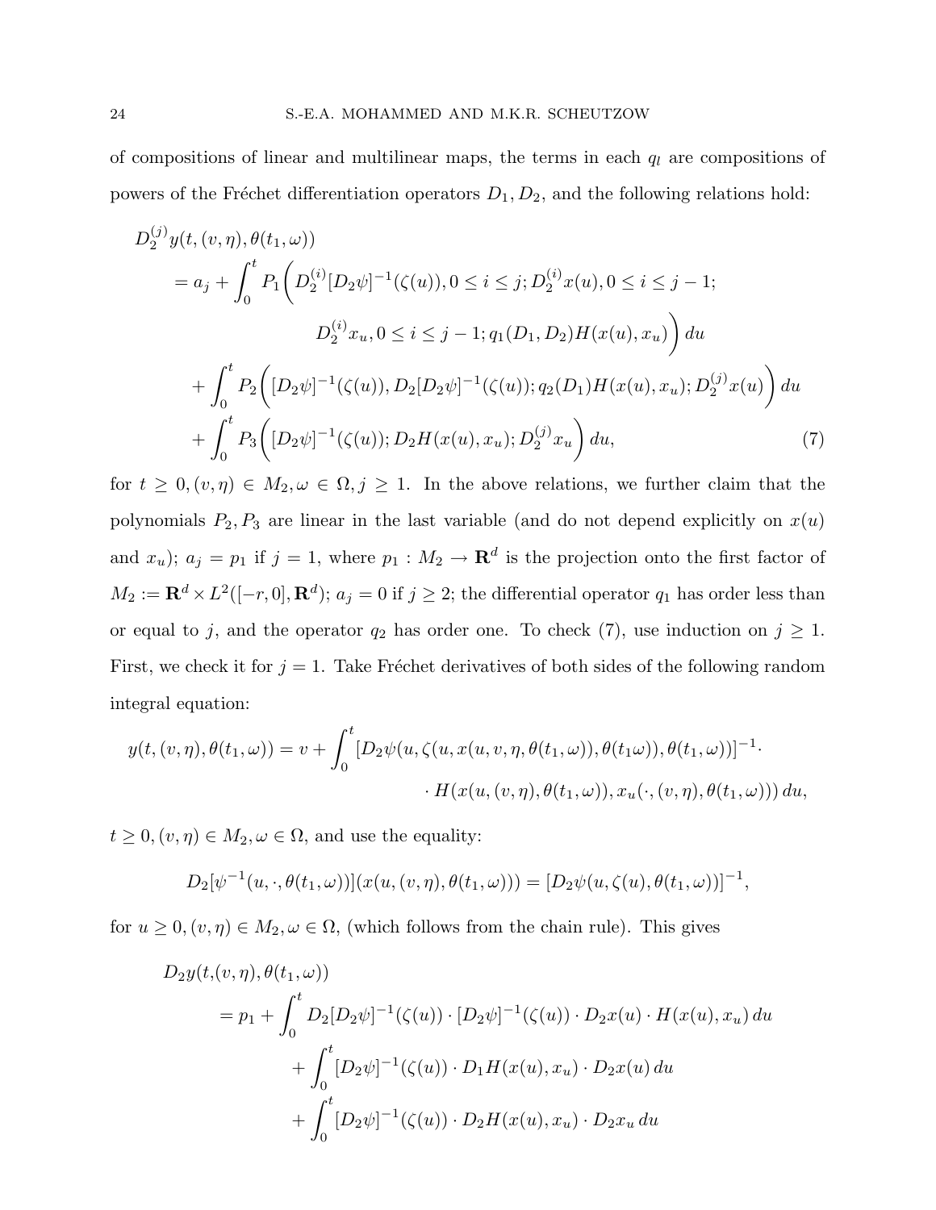of compositions of linear and multilinear maps, the terms in each $q_l$ are compositions of powers of the Fréchet differentiation operators $D_1, D_2$, and the following relations hold:

$$
\begin{aligned}
D_2^{(j)} & y(t,(v,\eta),\theta(t_1,\omega)) \\
&= a_j + \int_0^t P_1\bigg( D_2^{(i)}[D_2\psi]^{-1}(\zeta(u)), 0 \le i \le j; D_2^{(i)}x(u), 0 \le i \le j-1; \\
&\qquad\qquad D_2^{(i)} x_u, 0 \le i \le j-1; q_1(D_1, D_2)H(x(u), x_u)\bigg)\, du \\
&\quad + \int_0^t P_2\bigg( [D_2\psi]^{-1}(\zeta(u)), D_2[D_2\psi]^{-1}(\zeta(u)); q_2(D_1)H(x(u),x_u); D_2^{(j)}x(u)\bigg)\, du \\
&\quad + \int_0^t P_3\bigg( [D_2\psi]^{-1}(\zeta(u)); D_2 H(x(u),x_u); D_2^{(j)} x_u\bigg)\, du, \qquad (7)
\end{aligned}
$$

for $t \ge 0, (v,\eta) \in M_2, \omega \in \Omega, j \ge 1$. In the above relations, we further claim that the polynomials $P_2, P_3$ are linear in the last variable (and do not depend explicitly on $x(u)$ and $x_u$); $a_j = p_1$ if $j = 1$, where $p_1 : M_2 \to \mathbf{R}^d$ is the projection onto the first factor of $M_2 := \mathbf{R}^d \times L^2([-r,0],\mathbf{R}^d)$; $a_j = 0$ if $j \ge 2$; the differential operator $q_1$ has order less than or equal to $j$, and the operator $q_2$ has order one. To check (7), use induction on $j \ge 1$. First, we check it for $j = 1$. Take Fréchet derivatives of both sides of the following random integral equation:

$$
\begin{aligned}
y(t,(v,\eta),\theta(t_1,\omega)) = v + \int_0^t & [D_2\psi(u, \zeta(u, x(u,v,\eta,\theta(t_1,\omega)), \theta(t_1\omega)), \theta(t_1,\omega))]^{-1} \cdot \\
& \cdot H(x(u,(v,\eta),\theta(t_1,\omega)), x_u(\cdot,(v,\eta),\theta(t_1,\omega)))\, du,
\end{aligned}
$$

$t \ge 0, (v,\eta) \in M_2, \omega \in \Omega$, and use the equality:

$$
D_2[\psi^{-1}(u,\cdot,\theta(t_1,\omega))](x(u,(v,\eta),\theta(t_1,\omega))) = [D_2\psi(u,\zeta(u),\theta(t_1,\omega))]^{-1},
$$

for $u \ge 0, (v,\eta) \in M_2, \omega \in \Omega$, (which follows from the chain rule). This gives

$$
\begin{aligned}
D_2 y(t, & (v,\eta),\theta(t_1,\omega)) \\
&= p_1 + \int_0^t D_2[D_2\psi]^{-1}(\zeta(u)) \cdot [D_2\psi]^{-1}(\zeta(u)) \cdot D_2 x(u) \cdot H(x(u),x_u)\, du \\
&\qquad + \int_0^t [D_2\psi]^{-1}(\zeta(u)) \cdot D_1 H(x(u),x_u) \cdot D_2 x(u)\, du \\
&\qquad + \int_0^t [D_2\psi]^{-1}(\zeta(u)) \cdot D_2 H(x(u),x_u) \cdot D_2 x_u\, du
\end{aligned}
$$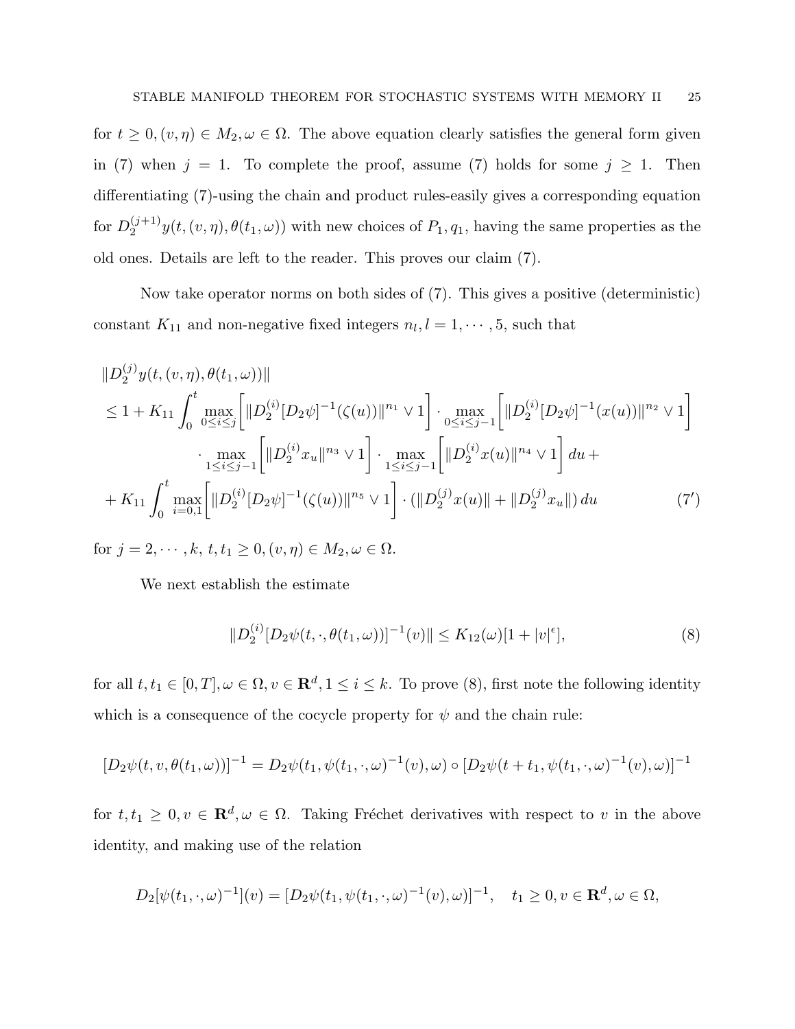for $t \geq 0, (v, \eta) \in M_2, \omega \in \Omega$. The above equation clearly satisfies the general form given in (7) when $j = 1$. To complete the proof, assume (7) holds for some $j \geq 1$. Then differentiating (7)-using the chain and product rules-easily gives a corresponding equation for $D_2^{(j+1)} y(t, (v, \eta), \theta(t_1, \omega))$ with new choices of $P_1, q_1$, having the same properties as the old ones. Details are left to the reader. This proves our claim (7).

Now take operator norms on both sides of (7). This gives a positive (deterministic) constant $K_{11}$ and non-negative fixed integers $n_l, l = 1, \cdots, 5$, such that

$$
\begin{aligned}
&\|D_2^{(j)} y(t, (v, \eta), \theta(t_1, \omega))\| \\
&\leq 1 + K_{11} \int_0^t \max_{0 \leq i \leq j} \left[ \|D_2^{(i)} [D_2 \psi]^{-1} (\zeta(u))\|^{n_1} \vee 1 \right] \cdot \max_{0 \leq i \leq j-1} \left[ \|D_2^{(i)} [D_2 \psi]^{-1} (x(u))\|^{n_2} \vee 1 \right] \\
&\qquad \cdot \max_{1 \leq i \leq j-1} \left[ \|D_2^{(i)} x_u\|^{n_3} \vee 1 \right] \cdot \max_{1 \leq i \leq j-1} \left[ \|D_2^{(i)} x(u)\|^{n_4} \vee 1 \right] du + \\
&+ K_{11} \int_0^t \max_{i=0,1} \left[ \|D_2^{(i)} [D_2 \psi]^{-1} (\zeta(u))\|^{n_5} \vee 1 \right] \cdot (\|D_2^{(j)} x(u)\| + \|D_2^{(j)} x_u\|) \, du \qquad (7')
\end{aligned}
$$

for $j = 2, \cdots, k$, $t, t_1 \geq 0, (v, \eta) \in M_2, \omega \in \Omega$.

We next establish the estimate

$$
\|D_2^{(i)} [D_2 \psi(t, \cdot, \theta(t_1, \omega))]^{-1} (v)\| \leq K_{12}(\omega)[1 + |v|^{\epsilon}], \qquad (8)
$$

for all $t, t_1 \in [0, T], \omega \in \Omega, v \in \mathbf{R}^d, 1 \leq i \leq k$. To prove (8), first note the following identity which is a consequence of the cocycle property for $\psi$ and the chain rule:

$$
[D_2 \psi(t, v, \theta(t_1, \omega))]^{-1} = D_2 \psi(t_1, \psi(t_1, \cdot, \omega)^{-1}(v), \omega) \circ [D_2 \psi(t + t_1, \psi(t_1, \cdot, \omega)^{-1}(v), \omega)]^{-1}
$$

for $t, t_1 \geq 0, v \in \mathbf{R}^d, \omega \in \Omega$. Taking Fréchet derivatives with respect to $v$ in the above identity, and making use of the relation

$$
D_2[\psi(t_1, \cdot, \omega)^{-1}](v) = [D_2 \psi(t_1, \psi(t_1, \cdot, \omega)^{-1}(v), \omega)]^{-1}, \quad t_1 \geq 0, v \in \mathbf{R}^d, \omega \in \Omega,
$$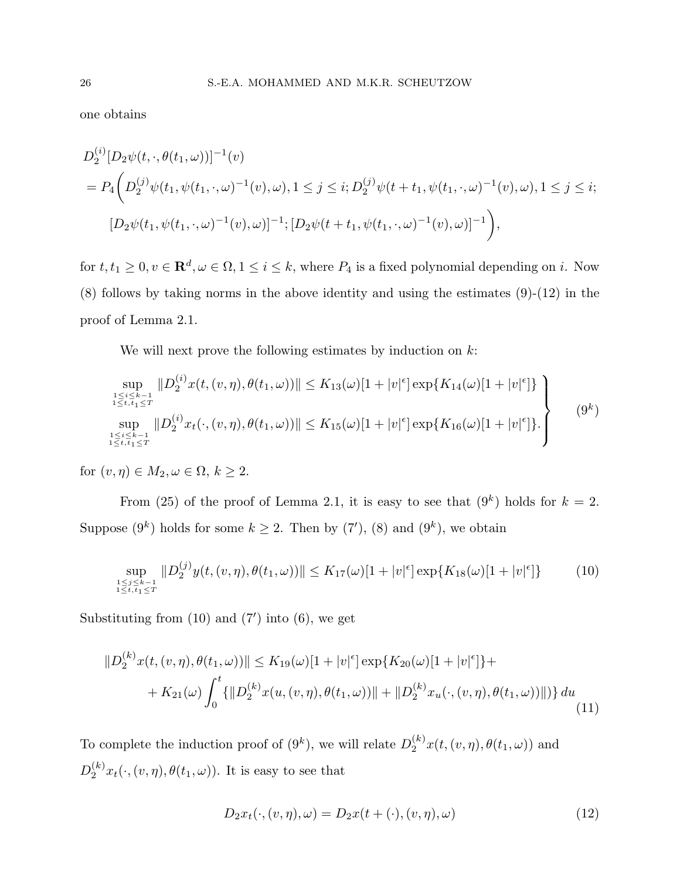one obtains

$$
\begin{aligned}
&D_2^{(i)}[D_2\psi(t,\cdot,\theta(t_1,\omega))]^{-1}(v)\\
&= P_4\bigg(D_2^{(j)}\psi(t_1,\psi(t_1,\cdot,\omega)^{-1}(v),\omega), 1\le j\le i; D_2^{(j)}\psi(t+t_1,\psi(t_1,\cdot,\omega)^{-1}(v),\omega), 1\le j\le i;\\
&\qquad [D_2\psi(t_1,\psi(t_1,\cdot,\omega)^{-1}(v),\omega)]^{-1}; [D_2\psi(t+t_1,\psi(t_1,\cdot,\omega)^{-1}(v),\omega)]^{-1}\bigg),
\end{aligned}
$$

for $t, t_1 \ge 0, v \in \mathbf{R}^d, \omega \in \Omega, 1 \le i \le k$, where $P_4$ is a fixed polynomial depending on $i$. Now (8) follows by taking norms in the above identity and using the estimates (9)-(12) in the proof of Lemma 2.1.

We will next prove the following estimates by induction on $k$:

$$
\left.
\begin{aligned}
\sup_{\substack{1\le i\le k-1\\ 1\le t,t_1\le T}} \|D_2^{(i)}x(t,(v,\eta),\theta(t_1,\omega))\| &\le K_{13}(\omega)[1+|v|^\epsilon]\exp\{K_{14}(\omega)[1+|v|^\epsilon]\}\\
\sup_{\substack{1\le i\le k-1\\ 1\le t,t_1\le T}} \|D_2^{(i)}x_t(\cdot,(v,\eta),\theta(t_1,\omega))\| &\le K_{15}(\omega)[1+|v|^\epsilon]\exp\{K_{16}(\omega)[1+|v|^\epsilon]\}.
\end{aligned}
\right\}
\qquad (9^k)
$$

for $(v,\eta)\in M_2, \omega\in\Omega$, $k\ge 2$.

From (25) of the proof of Lemma 2.1, it is easy to see that $(9^k)$ holds for $k=2$. Suppose $(9^k)$ holds for some $k \ge 2$. Then by $(7')$, (8) and $(9^k)$, we obtain

$$
\sup_{\substack{1\le j\le k-1\\ 1\le t,t_1\le T}} \|D_2^{(j)}y(t,(v,\eta),\theta(t_1,\omega))\| \le K_{17}(\omega)[1+|v|^\epsilon]\exp\{K_{18}(\omega)[1+|v|^\epsilon]\} \qquad (10)
$$

Substituting from (10) and $(7')$ into (6), we get

$$
\begin{aligned}
\|D_2^{(k)}x(t,(v,\eta),\theta(t_1,\omega))\| &\le K_{19}(\omega)[1+|v|^\epsilon]\exp\{K_{20}(\omega)[1+|v|^\epsilon]\}+\\
&+K_{21}(\omega)\int_0^t \{\|D_2^{(k)}x(u,(v,\eta),\theta(t_1,\omega))\| + \|D_2^{(k)}x_u(\cdot,(v,\eta),\theta(t_1,\omega))\|\}\,du
\end{aligned}
\qquad (11)
$$

To complete the induction proof of $(9^k)$, we will relate $D_2^{(k)}x(t,(v,\eta),\theta(t_1,\omega))$ and $D_2^{(k)}x_t(\cdot,(v,\eta),\theta(t_1,\omega))$. It is easy to see that

$$
D_2x_t(\cdot,(v,\eta),\omega) = D_2x(t+(\cdot),(v,\eta),\omega) \qquad (12)
$$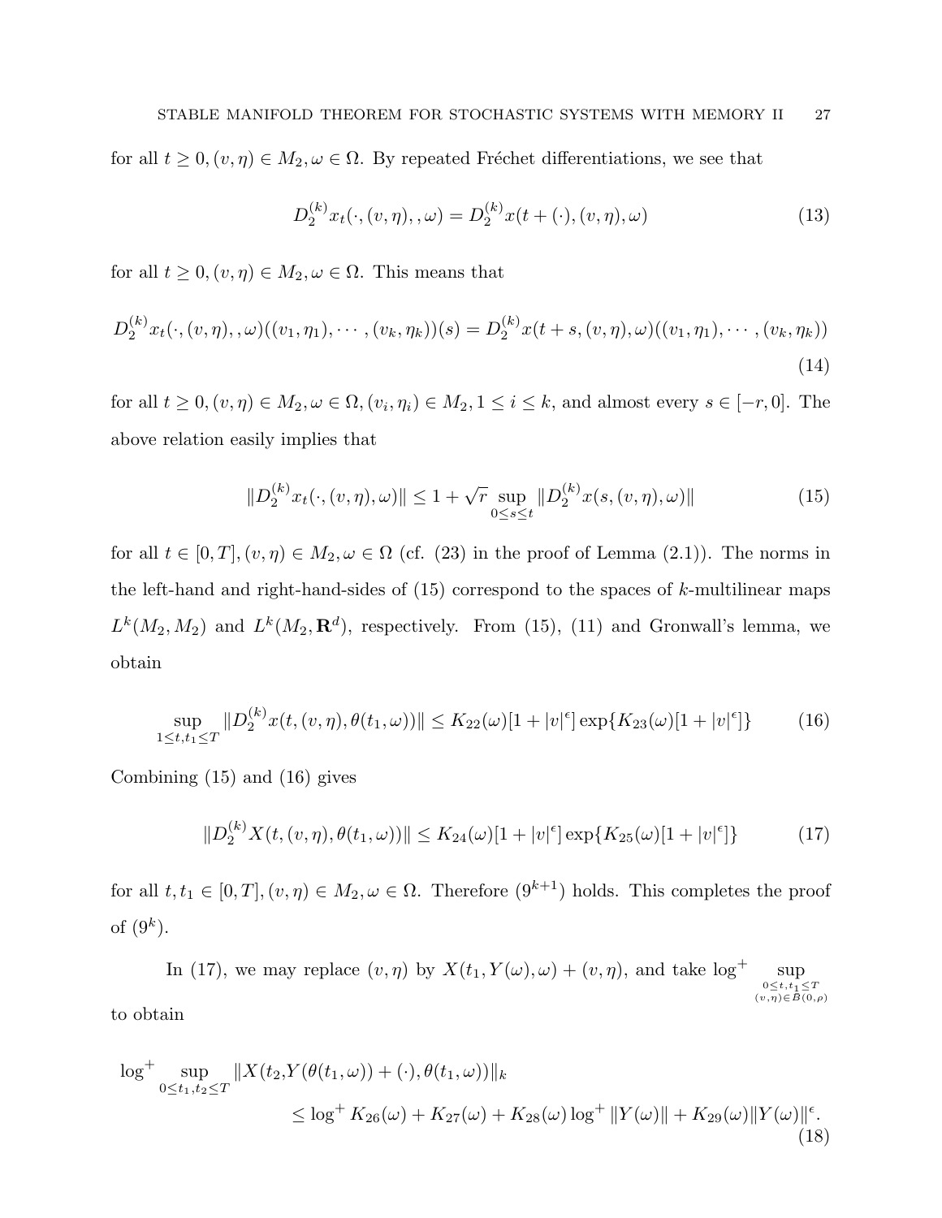for all $t \geq 0, (v,\eta) \in M_2, \omega \in \Omega$. By repeated Fréchet differentiations, we see that

$$D_2^{(k)} x_t(\cdot, (v,\eta), , \omega) = D_2^{(k)} x(t + (\cdot), (v,\eta), \omega) \tag{13}$$

for all $t \geq 0, (v,\eta) \in M_2, \omega \in \Omega$. This means that

$$D_2^{(k)} x_t(\cdot, (v,\eta), , \omega)((v_1,\eta_1), \cdots, (v_k,\eta_k))(s) = D_2^{(k)} x(t+s, (v,\eta), \omega)((v_1,\eta_1), \cdots, (v_k,\eta_k)) \tag{14}$$

for all $t \geq 0, (v,\eta) \in M_2, \omega \in \Omega, (v_i,\eta_i) \in M_2, 1 \leq i \leq k$, and almost every $s \in [-r, 0]$. The above relation easily implies that

$$\|D_2^{(k)} x_t(\cdot, (v,\eta), \omega)\| \leq 1 + \sqrt{r} \sup_{0 \leq s \leq t} \|D_2^{(k)} x(s, (v,\eta), \omega)\| \tag{15}$$

for all $t \in [0,T], (v,\eta) \in M_2, \omega \in \Omega$ (cf. (23) in the proof of Lemma (2.1)). The norms in the left-hand and right-hand-sides of (15) correspond to the spaces of $k$-multilinear maps $L^k(M_2, M_2)$ and $L^k(M_2, \mathbf{R}^d)$, respectively. From (15), (11) and Gronwall's lemma, we obtain

$$\sup_{1 \leq t, t_1 \leq T} \|D_2^{(k)} x(t, (v,\eta), \theta(t_1,\omega))\| \leq K_{22}(\omega)[1 + |v|^\epsilon] \exp\{K_{23}(\omega)[1 + |v|^\epsilon]\} \tag{16}$$

Combining (15) and (16) gives

$$\|D_2^{(k)} X(t, (v,\eta), \theta(t_1,\omega))\| \leq K_{24}(\omega)[1 + |v|^\epsilon] \exp\{K_{25}(\omega)[1 + |v|^\epsilon]\} \tag{17}$$

for all $t, t_1 \in [0,T], (v,\eta) \in M_2, \omega \in \Omega$. Therefore ($9^{k+1}$) holds. This completes the proof of ($9^k$).

In (17), we may replace $(v,\eta)$ by $X(t_1, Y(\omega), \omega) + (v,\eta)$, and take $\log^+ \sup\limits_{\substack{0 \leq t, t_1 \leq T \\ (v,\eta) \in \bar{B}(0,\rho)}}$ to obtain

$$\begin{aligned} \log^+ \sup_{0 \leq t_1, t_2 \leq T} & \|X(t_2, Y(\theta(t_1,\omega)) + (\cdot), \theta(t_1,\omega))\|_k \\ & \leq \log^+ K_{26}(\omega) + K_{27}(\omega) + K_{28}(\omega) \log^+ \|Y(\omega)\| + K_{29}(\omega) \|Y(\omega)\|^\epsilon. \end{aligned} \tag{18}$$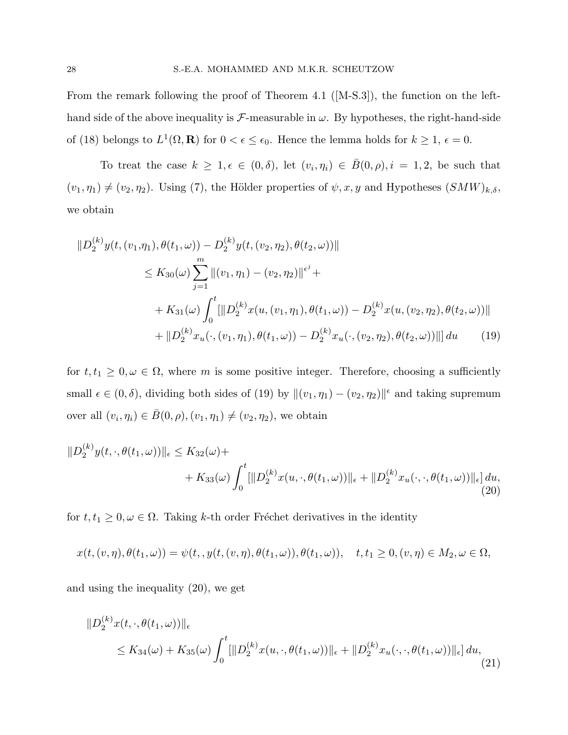From the remark following the proof of Theorem 4.1 ([M-S.3]), the function on the left-hand side of the above inequality is $\mathcal{F}$-measurable in $\omega$. By hypotheses, the right-hand-side of (18) belongs to $L^1(\Omega, \mathbf{R})$ for $0 < \epsilon \leq \epsilon_0$. Hence the lemma holds for $k \geq 1$, $\epsilon = 0$.

To treat the case $k \geq 1, \epsilon \in (0, \delta)$, let $(v_i, \eta_i) \in \bar{B}(0, \rho), i = 1, 2$, be such that $(v_1, \eta_1) \neq (v_2, \eta_2)$. Using (7), the Hölder properties of $\psi, x, y$ and Hypotheses $(SMW)_{k,\delta}$, we obtain

$$
\begin{aligned}
\|D_2^{(k)} y(t, (v_1, &\eta_1), \theta(t_1, \omega)) - D_2^{(k)} y(t, (v_2, \eta_2), \theta(t_2, \omega))\| \\
&\leq K_{30}(\omega) \sum_{j=1}^{m} \|(v_1, \eta_1) - (v_2, \eta_2)\|^{\epsilon^j} + \\
&\quad + K_{31}(\omega) \int_0^t [\|D_2^{(k)} x(u, (v_1, \eta_1), \theta(t_1, \omega)) - D_2^{(k)} x(u, (v_2, \eta_2), \theta(t_2, \omega))\| \\
&\quad + \|D_2^{(k)} x_u(\cdot, (v_1, \eta_1), \theta(t_1, \omega)) - D_2^{(k)} x_u(\cdot, (v_2, \eta_2), \theta(t_2, \omega))\|] \, du \qquad (19)
\end{aligned}
$$

for $t, t_1 \geq 0, \omega \in \Omega$, where $m$ is some positive integer. Therefore, choosing a sufficiently small $\epsilon \in (0, \delta)$, dividing both sides of (19) by $\|(v_1, \eta_1) - (v_2, \eta_2)\|^{\epsilon}$ and taking supremum over all $(v_i, \eta_i) \in \bar{B}(0, \rho), (v_1, \eta_1) \neq (v_2, \eta_2)$, we obtain

$$
\begin{aligned}
\|D_2^{(k)} y(t, \cdot, \theta(t_1, \omega))\|_{\epsilon} &\leq K_{32}(\omega) + \\
&+ K_{33}(\omega) \int_0^t [\|D_2^{(k)} x(u, \cdot, \theta(t_1, \omega))\|_{\epsilon} + \|D_2^{(k)} x_u(\cdot, \cdot, \theta(t_1, \omega))\|_{\epsilon}] \, du, \qquad (20)
\end{aligned}
$$

for $t, t_1 \geq 0, \omega \in \Omega$. Taking $k$-th order Fréchet derivatives in the identity

$$
x(t, (v, \eta), \theta(t_1, \omega)) = \psi(t, , y(t, (v, \eta), \theta(t_1, \omega)), \theta(t_1, \omega)), \quad t, t_1 \geq 0, (v, \eta) \in M_2, \omega \in \Omega,
$$

and using the inequality (20), we get

$$
\begin{aligned}
&\|D_2^{(k)} x(t, \cdot, \theta(t_1, \omega))\|_{\epsilon} \\
&\qquad \leq K_{34}(\omega) + K_{35}(\omega) \int_0^t [\|D_2^{(k)} x(u, \cdot, \theta(t_1, \omega))\|_{\epsilon} + \|D_2^{(k)} x_u(\cdot, \cdot, \theta(t_1, \omega))\|_{\epsilon}] \, du, \qquad (21)
\end{aligned}
$$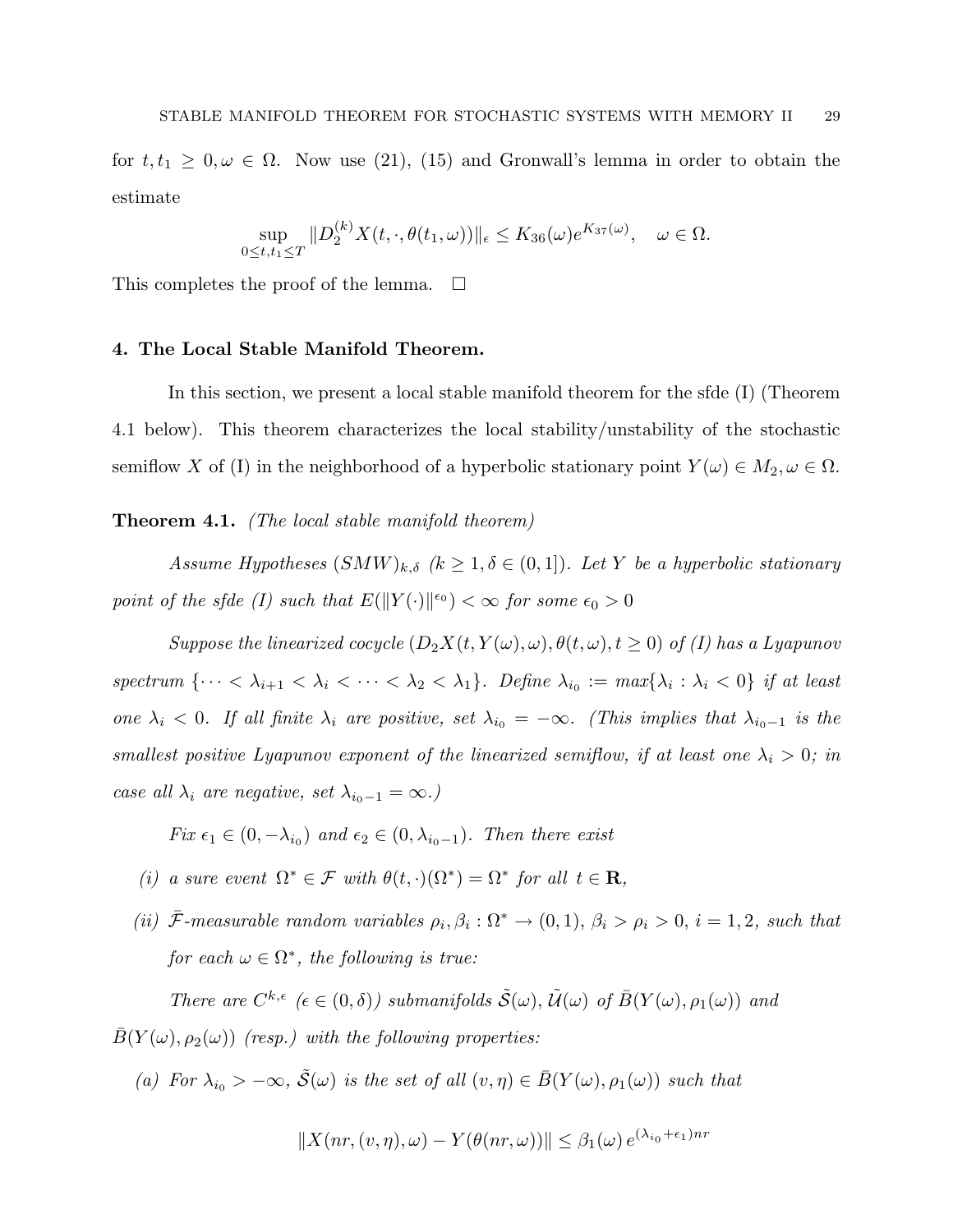for $t, t_1 \geq 0, \omega \in \Omega$. Now use (21), (15) and Gronwall's lemma in order to obtain the estimate

$$\sup_{0 \leq t, t_1 \leq T} \|D_2^{(k)} X(t, \cdot, \theta(t_1, \omega))\|_\epsilon \leq K_{36}(\omega) e^{K_{37}(\omega)}, \quad \omega \in \Omega.$$

This completes the proof of the lemma. $\square$

## 4. The Local Stable Manifold Theorem.

In this section, we present a local stable manifold theorem for the sfde (I) (Theorem 4.1 below). This theorem characterizes the local stability/unstability of the stochastic semiflow $X$ of (I) in the neighborhood of a hyperbolic stationary point $Y(\omega) \in M_2, \omega \in \Omega$.

**Theorem 4.1.** *(The local stable manifold theorem)*

*Assume Hypotheses $(SMW)_{k,\delta}$ $(k \geq 1, \delta \in (0,1])$. Let $Y$ be a hyperbolic stationary point of the sfde (I) such that $E(\|Y(\cdot)\|^{\epsilon_0}) < \infty$ for some $\epsilon_0 > 0$*

*Suppose the linearized cocycle $(D_2 X(t, Y(\omega), \omega), \theta(t, \omega), t \geq 0)$ of (I) has a Lyapunov spectrum $\{\cdots < \lambda_{i+1} < \lambda_i < \cdots < \lambda_2 < \lambda_1\}$. Define $\lambda_{i_0} := max\{\lambda_i : \lambda_i < 0\}$ if at least one $\lambda_i < 0$. If all finite $\lambda_i$ are positive, set $\lambda_{i_0} = -\infty$. (This implies that $\lambda_{i_0 - 1}$ is the smallest positive Lyapunov exponent of the linearized semiflow, if at least one $\lambda_i > 0$; in case all $\lambda_i$ are negative, set $\lambda_{i_0-1} = \infty$.)*

*Fix $\epsilon_1 \in (0, -\lambda_{i_0})$ and $\epsilon_2 \in (0, \lambda_{i_0-1})$. Then there exist*

*(i) a sure event $\Omega^* \in \mathcal{F}$ with $\theta(t, \cdot)(\Omega^*) = \Omega^*$ for all $t \in \mathbf{R}$,*

*(ii) $\bar{\mathcal{F}}$-measurable random variables $\rho_i, \beta_i : \Omega^* \to (0,1)$, $\beta_i > \rho_i > 0$, $i = 1, 2$, such that for each $\omega \in \Omega^*$, the following is true:*

*There are $C^{k,\epsilon}$ $(\epsilon \in (0, \delta))$ submanifolds $\tilde{\mathcal{S}}(\omega), \tilde{\mathcal{U}}(\omega)$ of $\bar{B}(Y(\omega), \rho_1(\omega))$ and $\bar{B}(Y(\omega), \rho_2(\omega))$ (resp.) with the following properties:*

*(a) For $\lambda_{i_0} > -\infty$, $\tilde{\mathcal{S}}(\omega)$ is the set of all $(v, \eta) \in \bar{B}(Y(\omega), \rho_1(\omega))$ such that*

$$\|X(nr, (v, \eta), \omega) - Y(\theta(nr, \omega))\| \leq \beta_1(\omega)\, e^{(\lambda_{i_0} + \epsilon_1)nr}$$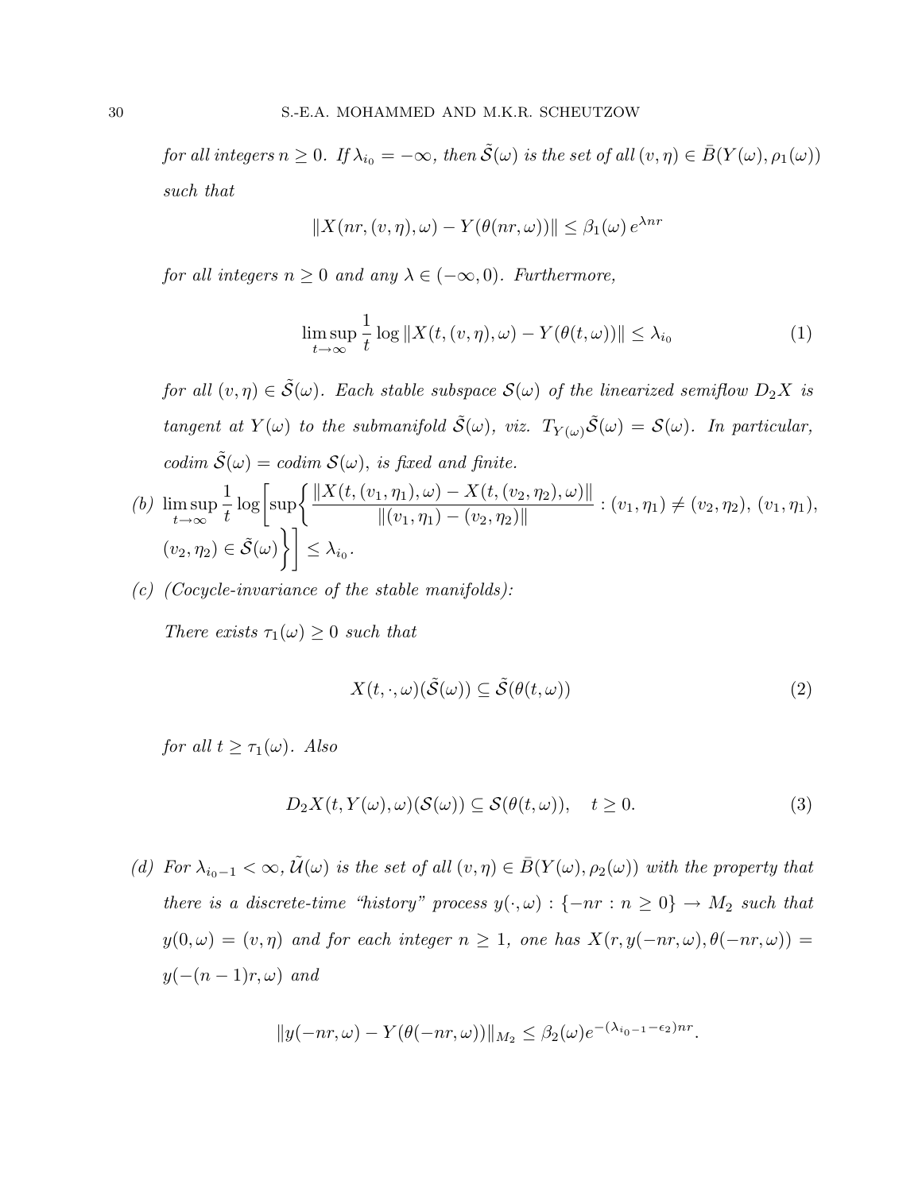*for all integers $n \geq 0$. If $\lambda_{i_0} = -\infty$, then $\tilde{\mathcal{S}}(\omega)$ is the set of all $(v, \eta) \in \bar{B}(Y(\omega), \rho_1(\omega))$ such that*

$$\|X(nr, (v, \eta), \omega) - Y(\theta(nr, \omega))\| \leq \beta_1(\omega)\, e^{\lambda nr}$$

*for all integers $n \geq 0$ and any $\lambda \in (-\infty, 0)$. Furthermore,*

$$\limsup_{t \to \infty} \frac{1}{t} \log \|X(t, (v, \eta), \omega) - Y(\theta(t, \omega))\| \leq \lambda_{i_0} \tag{1}$$

*for all $(v, \eta) \in \tilde{\mathcal{S}}(\omega)$. Each stable subspace $\mathcal{S}(\omega)$ of the linearized semiflow $D_2 X$ is tangent at $Y(\omega)$ to the submanifold $\tilde{\mathcal{S}}(\omega)$, viz. $T_{Y(\omega)} \tilde{\mathcal{S}}(\omega) = \mathcal{S}(\omega)$. In particular, codim $\tilde{\mathcal{S}}(\omega) =$ codim $\mathcal{S}(\omega)$, is fixed and finite.*

*(b)* $\displaystyle \limsup_{t \to \infty} \frac{1}{t} \log \left[ \sup \left\{ \frac{\|X(t, (v_1, \eta_1), \omega) - X(t, (v_2, \eta_2), \omega)\|}{\|(v_1, \eta_1) - (v_2, \eta_2)\|} : (v_1, \eta_1) \neq (v_2, \eta_2),\ (v_1, \eta_1), (v_2, \eta_2) \in \tilde{\mathcal{S}}(\omega) \right\} \right] \leq \lambda_{i_0}.$

*(c) (Cocycle-invariance of the stable manifolds):*

*There exists $\tau_1(\omega) \geq 0$ such that*

$$X(t, \cdot, \omega)(\tilde{\mathcal{S}}(\omega)) \subseteq \tilde{\mathcal{S}}(\theta(t, \omega)) \tag{2}$$

*for all $t \geq \tau_1(\omega)$. Also*

$$D_2 X(t, Y(\omega), \omega)(\mathcal{S}(\omega)) \subseteq \mathcal{S}(\theta(t, \omega)), \quad t \geq 0. \tag{3}$$

*(d) For $\lambda_{i_0 - 1} < \infty$, $\tilde{\mathcal{U}}(\omega)$ is the set of all $(v, \eta) \in \bar{B}(Y(\omega), \rho_2(\omega))$ with the property that there is a discrete-time "history" process $y(\cdot, \omega) : \{-nr : n \geq 0\} \to M_2$ such that $y(0, \omega) = (v, \eta)$ and for each integer $n \geq 1$, one has $X(r, y(-nr, \omega), \theta(-nr, \omega)) = y(-(n-1)r, \omega)$ and*

$$\|y(-nr, \omega) - Y(\theta(-nr, \omega))\|_{M_2} \leq \beta_2(\omega) e^{-(\lambda_{i_0 - 1} - \epsilon_2) nr}.$$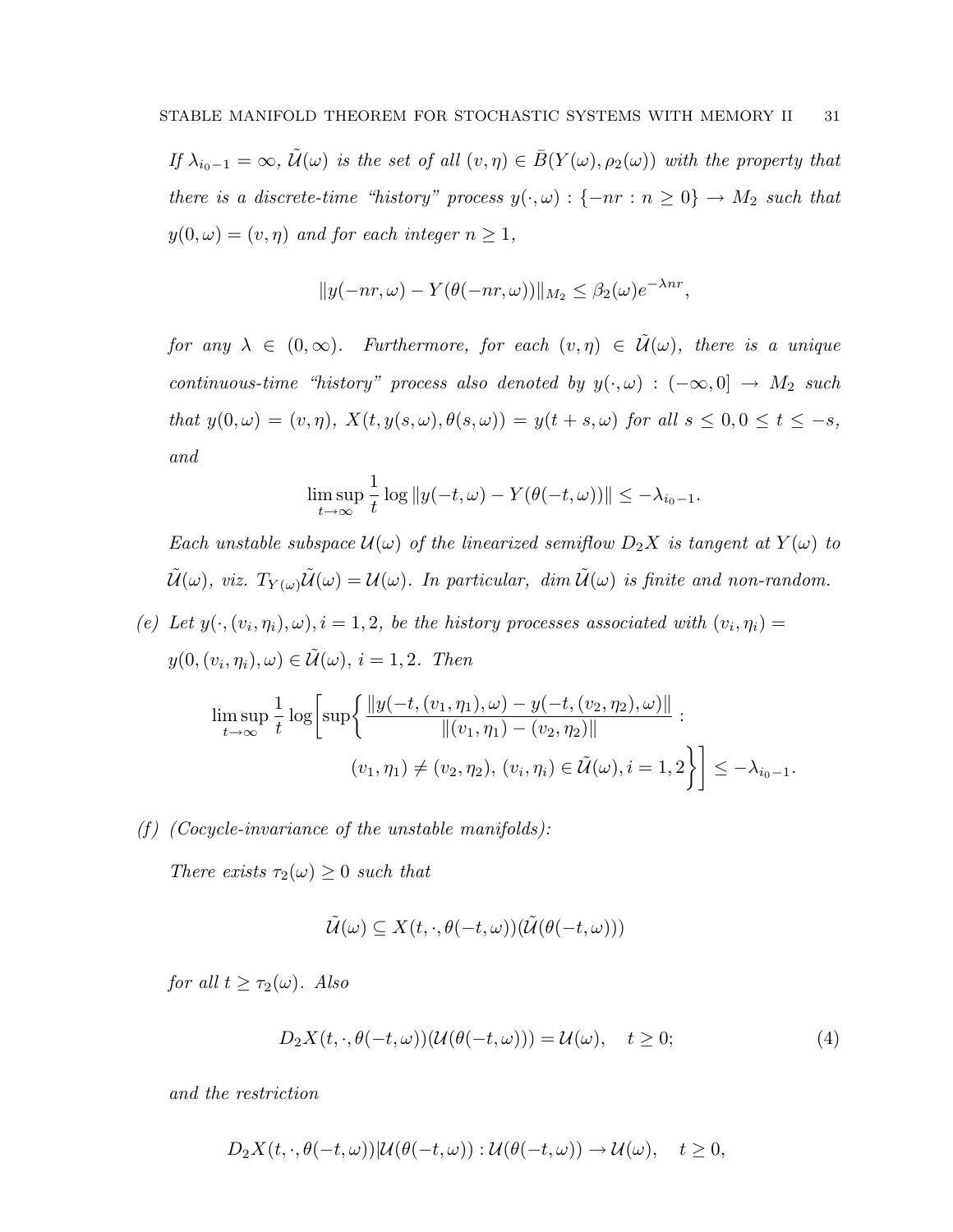*If $\lambda_{i_0-1} = \infty$, $\tilde{\mathcal{U}}(\omega)$ is the set of all $(v, \eta) \in \bar{B}(Y(\omega), \rho_2(\omega))$ with the property that there is a discrete-time "history" process $y(\cdot, \omega) : \{-nr : n \geq 0\} \to M_2$ such that $y(0, \omega) = (v, \eta)$ and for each integer $n \geq 1$,*

$$\|y(-nr, \omega) - Y(\theta(-nr, \omega))\|_{M_2} \leq \beta_2(\omega) e^{-\lambda nr},$$

*for any $\lambda \in (0, \infty)$. Furthermore, for each $(v, \eta) \in \tilde{\mathcal{U}}(\omega)$, there is a unique continuous-time "history" process also denoted by $y(\cdot, \omega) : (-\infty, 0] \to M_2$ such that $y(0, \omega) = (v, \eta)$, $X(t, y(s, \omega), \theta(s, \omega)) = y(t + s, \omega)$ for all $s \leq 0, 0 \leq t \leq -s$, and*

$$\limsup_{t \to \infty} \frac{1}{t} \log \|y(-t, \omega) - Y(\theta(-t, \omega))\| \leq -\lambda_{i_0-1}.$$

*Each unstable subspace $\mathcal{U}(\omega)$ of the linearized semiflow $D_2 X$ is tangent at $Y(\omega)$ to $\tilde{\mathcal{U}}(\omega)$, viz. $T_{Y(\omega)} \tilde{\mathcal{U}}(\omega) = \mathcal{U}(\omega)$. In particular, $\dim \tilde{\mathcal{U}}(\omega)$ is finite and non-random.*

*(e) Let $y(\cdot, (v_i, \eta_i), \omega), i = 1, 2$, be the history processes associated with $(v_i, \eta_i) = y(0, (v_i, \eta_i), \omega) \in \tilde{\mathcal{U}}(\omega)$, $i = 1, 2$. Then*

$$\limsup_{t \to \infty} \frac{1}{t} \log \left[ \sup \left\{ \frac{\|y(-t, (v_1, \eta_1), \omega) - y(-t, (v_2, \eta_2), \omega)\|}{\|(v_1, \eta_1) - (v_2, \eta_2)\|} : (v_1, \eta_1) \neq (v_2, \eta_2),\, (v_i, \eta_i) \in \tilde{\mathcal{U}}(\omega), i = 1, 2 \right\} \right] \leq -\lambda_{i_0-1}.$$

*(f) (Cocycle-invariance of the unstable manifolds):*

*There exists $\tau_2(\omega) \geq 0$ such that*

$$\tilde{\mathcal{U}}(\omega) \subseteq X(t, \cdot, \theta(-t, \omega))(\tilde{\mathcal{U}}(\theta(-t, \omega)))$$

*for all $t \geq \tau_2(\omega)$. Also*

$$D_2 X(t, \cdot, \theta(-t, \omega))(\mathcal{U}(\theta(-t, \omega))) = \mathcal{U}(\omega), \quad t \geq 0; \tag{4}$$

*and the restriction*

$$D_2 X(t, \cdot, \theta(-t, \omega)) | \mathcal{U}(\theta(-t, \omega)) : \mathcal{U}(\theta(-t, \omega)) \to \mathcal{U}(\omega), \quad t \geq 0,$$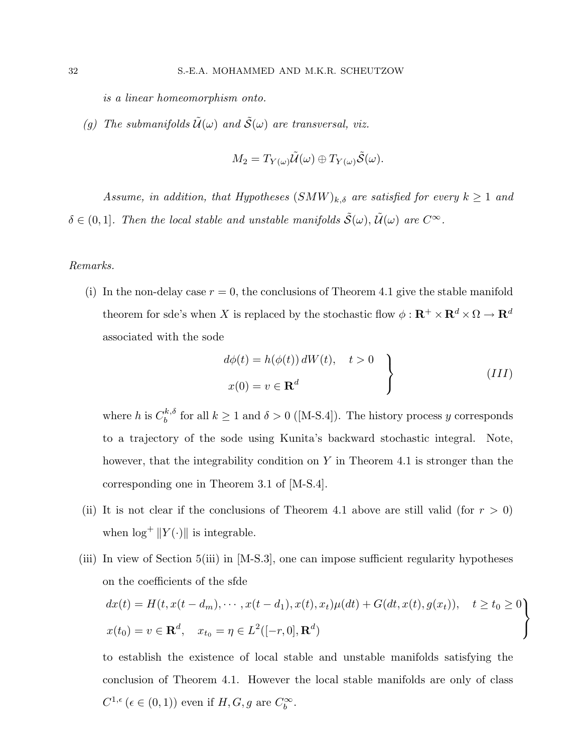*is a linear homeomorphism onto.*

(g) *The submanifolds $\tilde{\mathcal{U}}(\omega)$ and $\tilde{\mathcal{S}}(\omega)$ are transversal, viz.*

$$M_2 = T_{Y(\omega)}\tilde{\mathcal{U}}(\omega) \oplus T_{Y(\omega)}\tilde{\mathcal{S}}(\omega).$$

*Assume, in addition, that Hypotheses $(SMW)_{k,\delta}$ are satisfied for every $k \geq 1$ and $\delta \in (0,1]$. Then the local stable and unstable manifolds $\tilde{\mathcal{S}}(\omega), \tilde{\mathcal{U}}(\omega)$ are $C^\infty$.*

*Remarks.*

(i) In the non-delay case $r = 0$, the conclusions of Theorem 4.1 give the stable manifold theorem for sde's when $X$ is replaced by the stochastic flow $\phi : \mathbf{R}^+ \times \mathbf{R}^d \times \Omega \to \mathbf{R}^d$ associated with the sode

$$\left.\begin{aligned} d\phi(t) &= h(\phi(t))\,dW(t), \quad t > 0 \\ x(0) &= v \in \mathbf{R}^d \end{aligned}\right\} \qquad (III)$$

where $h$ is $C_b^{k,\delta}$ for all $k \geq 1$ and $\delta > 0$ ([M-S.4]). The history process $y$ corresponds to a trajectory of the sode using Kunita's backward stochastic integral. Note, however, that the integrability condition on $Y$ in Theorem 4.1 is stronger than the corresponding one in Theorem 3.1 of [M-S.4].

(ii) It is not clear if the conclusions of Theorem 4.1 above are still valid (for $r > 0$) when $\log^+ \|Y(\cdot)\|$ is integrable.

(iii) In view of Section 5(iii) in [M-S.3], one can impose sufficient regularity hypotheses on the coefficients of the sfde

$$\left.\begin{aligned} dx(t) &= H(t, x(t-d_m), \cdots, x(t-d_1), x(t), x_t)\mu(dt) + G(dt, x(t), g(x_t)), \quad t \geq t_0 \geq 0 \\ x(t_0) &= v \in \mathbf{R}^d, \quad x_{t_0} = \eta \in L^2([-r,0], \mathbf{R}^d) \end{aligned}\right\}$$

to establish the existence of local stable and unstable manifolds satisfying the conclusion of Theorem 4.1. However the local stable manifolds are only of class $C^{1,\epsilon}$ ($\epsilon \in (0,1)$) even if $H, G, g$ are $C_b^\infty$.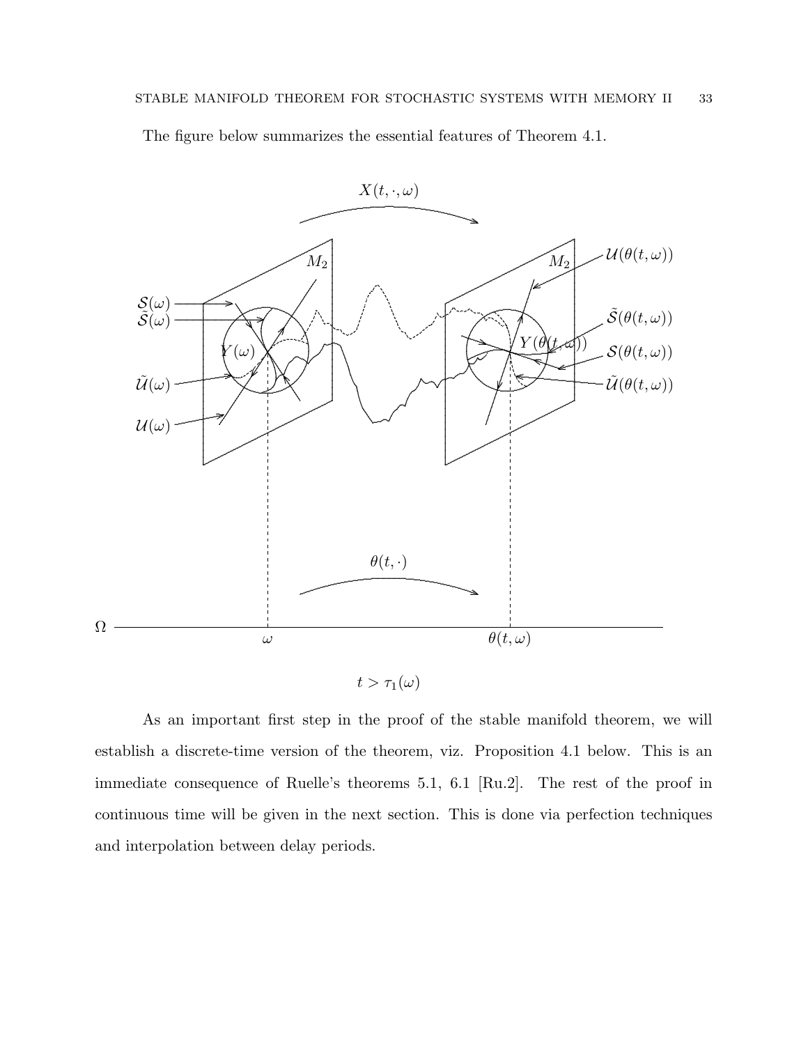The figure below summarizes the essential features of Theorem 4.1.

$X(t, \cdot, \omega)$

$M_2$

$M_2$

$\mathcal{U}(\theta(t,\omega))$

$\mathcal{S}(\omega)$

$\tilde{\mathcal{S}}(\omega)$

$\tilde{\mathcal{S}}(\theta(t,\omega))$

$Y(\omega)$

$Y(\theta(t,\omega))$

$\mathcal{S}(\theta(t,\omega))$

$\tilde{\mathcal{U}}(\omega)$

$\tilde{\mathcal{U}}(\theta(t,\omega))$

$\mathcal{U}(\omega)$

$\theta(t, \cdot)$

$\Omega$

$\omega$

$\theta(t,\omega)$

$t > \tau_1(\omega)$

As an important first step in the proof of the stable manifold theorem, we will establish a discrete-time version of the theorem, viz. Proposition 4.1 below. This is an immediate consequence of Ruelle's theorems 5.1, 6.1 [Ru.2]. The rest of the proof in continuous time will be given in the next section. This is done via perfection techniques and interpolation between delay periods.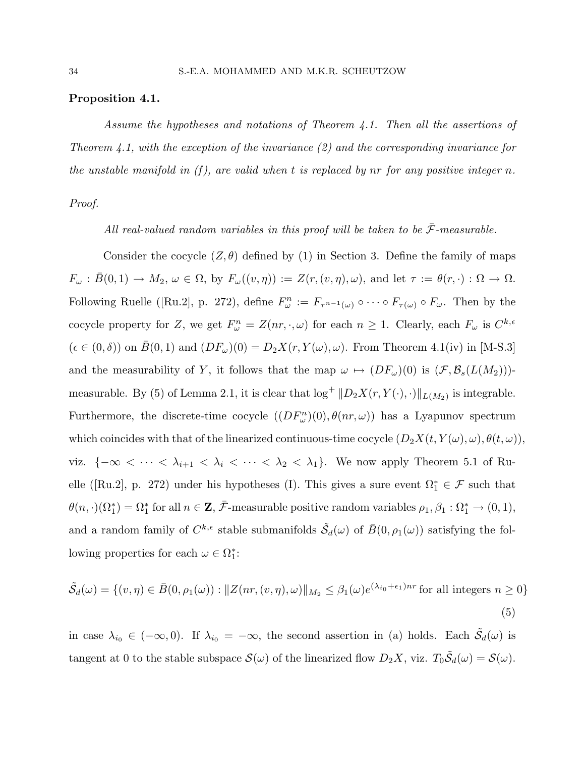**Proposition 4.1.**

*Assume the hypotheses and notations of Theorem 4.1. Then all the assertions of Theorem 4.1, with the exception of the invariance (2) and the corresponding invariance for the unstable manifold in (f), are valid when t is replaced by nr for any positive integer n.*

*Proof.*

*All real-valued random variables in this proof will be taken to be $\bar{\mathcal{F}}$-measurable.*

Consider the cocycle $(Z, \theta)$ defined by (1) in Section 3. Define the family of maps $F_\omega : \bar{B}(0,1) \to M_2$, $\omega \in \Omega$, by $F_\omega((v,\eta)) := Z(r,(v,\eta),\omega)$, and let $\tau := \theta(r,\cdot) : \Omega \to \Omega$. Following Ruelle ([Ru.2], p. 272), define $F^n_\omega := F_{\tau^{n-1}(\omega)} \circ \cdots \circ F_{\tau(\omega)} \circ F_\omega$. Then by the cocycle property for $Z$, we get $F^n_\omega = Z(nr,\cdot,\omega)$ for each $n \geq 1$. Clearly, each $F_\omega$ is $C^{k,\epsilon}$ ($\epsilon \in (0,\delta)$) on $\bar{B}(0,1)$ and $(DF_\omega)(0) = D_2X(r, Y(\omega), \omega)$. From Theorem 4.1(iv) in [M-S.3] and the measurability of $Y$, it follows that the map $\omega \mapsto (DF_\omega)(0)$ is $(\mathcal{F}, \mathcal{B}_s(L(M_2)))$-measurable. By (5) of Lemma 2.1, it is clear that $\log^+ \|D_2X(r, Y(\cdot), \cdot)\|_{L(M_2)}$ is integrable. Furthermore, the discrete-time cocycle $((DF^n_\omega)(0), \theta(nr,\omega))$ has a Lyapunov spectrum which coincides with that of the linearized continuous-time cocycle $(D_2X(t, Y(\omega), \omega), \theta(t,\omega))$, viz. $\{-\infty < \cdots < \lambda_{i+1} < \lambda_i < \cdots < \lambda_2 < \lambda_1\}$. We now apply Theorem 5.1 of Ruelle ([Ru.2], p. 272) under his hypotheses (I). This gives a sure event $\Omega^*_1 \in \mathcal{F}$ such that $\theta(n,\cdot)(\Omega^*_1) = \Omega^*_1$ for all $n \in \mathbf{Z}$, $\bar{\mathcal{F}}$-measurable positive random variables $\rho_1, \beta_1 : \Omega^*_1 \to (0,1)$, and a random family of $C^{k,\epsilon}$ stable submanifolds $\tilde{\mathcal{S}}_d(\omega)$ of $\bar{B}(0,\rho_1(\omega))$ satisfying the following properties for each $\omega \in \Omega^*_1$:

$$\tilde{\mathcal{S}}_d(\omega) = \{(v,\eta) \in \bar{B}(0,\rho_1(\omega)) : \|Z(nr,(v,\eta),\omega)\|_{M_2} \leq \beta_1(\omega) e^{(\lambda_{i_0}+\epsilon_1)nr} \text{ for all integers } n \geq 0\} \tag{5}$$

in case $\lambda_{i_0} \in (-\infty, 0)$. If $\lambda_{i_0} = -\infty$, the second assertion in (a) holds. Each $\tilde{\mathcal{S}}_d(\omega)$ is tangent at 0 to the stable subspace $\mathcal{S}(\omega)$ of the linearized flow $D_2X$, viz. $T_0\tilde{\mathcal{S}}_d(\omega) = \mathcal{S}(\omega)$.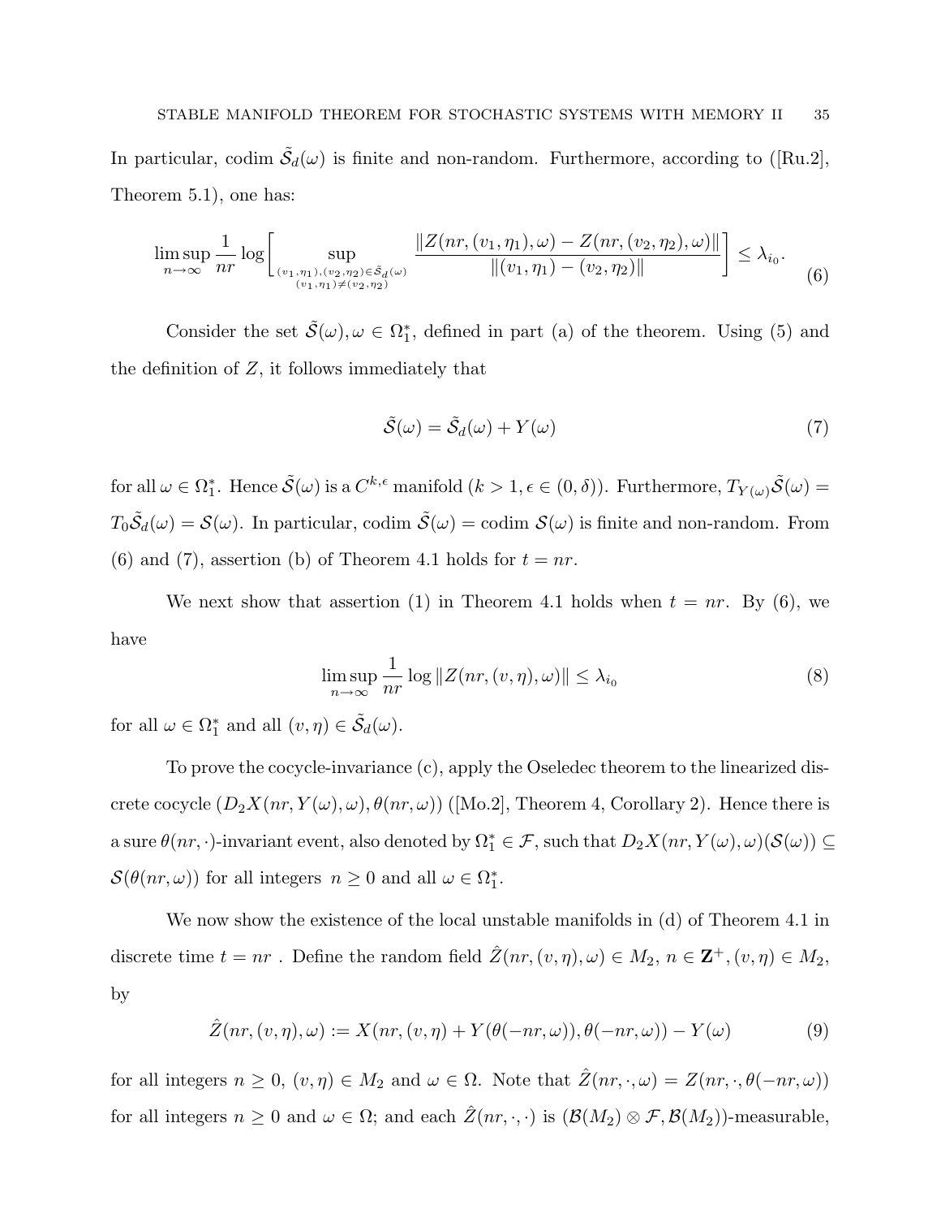In particular, codim $\tilde{\mathcal{S}}_d(\omega)$ is finite and non-random. Furthermore, according to ([Ru.2], Theorem 5.1), one has:

$$
\limsup_{n\to\infty} \frac{1}{nr} \log\left[ \sup_{\substack{(v_1,\eta_1),(v_2,\eta_2)\in\tilde{\mathcal{S}}_d(\omega)\\ (v_1,\eta_1)\neq(v_2,\eta_2)}} \frac{\|Z(nr,(v_1,\eta_1),\omega) - Z(nr,(v_2,\eta_2),\omega)\|}{\|(v_1,\eta_1)-(v_2,\eta_2)\|}\right] \leq \lambda_{i_0}. \tag{6}
$$

Consider the set $\tilde{\mathcal{S}}(\omega), \omega \in \Omega_1^*$, defined in part (a) of the theorem. Using (5) and the definition of $Z$, it follows immediately that

$$
\tilde{\mathcal{S}}(\omega) = \tilde{\mathcal{S}}_d(\omega) + Y(\omega) \tag{7}
$$

for all $\omega \in \Omega_1^*$. Hence $\tilde{\mathcal{S}}(\omega)$ is a $C^{k,\epsilon}$ manifold ($k > 1, \epsilon \in (0,\delta)$). Furthermore, $T_{Y(\omega)}\tilde{\mathcal{S}}(\omega) = T_0\tilde{\mathcal{S}}_d(\omega) = \mathcal{S}(\omega)$. In particular, codim $\tilde{\mathcal{S}}(\omega) =$ codim $\mathcal{S}(\omega)$ is finite and non-random. From (6) and (7), assertion (b) of Theorem 4.1 holds for $t = nr$.

We next show that assertion (1) in Theorem 4.1 holds when $t = nr$. By (6), we have

$$
\limsup_{n\to\infty} \frac{1}{nr} \log \|Z(nr,(v,\eta),\omega)\| \leq \lambda_{i_0} \tag{8}
$$

for all $\omega \in \Omega_1^*$ and all $(v,\eta) \in \tilde{\mathcal{S}}_d(\omega)$.

To prove the cocycle-invariance (c), apply the Oseledec theorem to the linearized discrete cocycle $(D_2X(nr, Y(\omega),\omega), \theta(nr,\omega))$ ([Mo.2], Theorem 4, Corollary 2). Hence there is a sure $\theta(nr,\cdot)$-invariant event, also denoted by $\Omega_1^* \in \mathcal{F}$, such that $D_2X(nr,Y(\omega),\omega)(\mathcal{S}(\omega)) \subseteq \mathcal{S}(\theta(nr,\omega))$ for all integers $n \geq 0$ and all $\omega \in \Omega_1^*$.

We now show the existence of the local unstable manifolds in (d) of Theorem 4.1 in discrete time $t = nr$ . Define the random field $\hat{Z}(nr,(v,\eta),\omega) \in M_2$, $n \in \mathbf{Z}^+, (v,\eta) \in M_2$, by

$$
\hat{Z}(nr,(v,\eta),\omega) := X(nr,(v,\eta) + Y(\theta(-nr,\omega)), \theta(-nr,\omega)) - Y(\omega) \tag{9}
$$

for all integers $n \geq 0$, $(v,\eta) \in M_2$ and $\omega \in \Omega$. Note that $\hat{Z}(nr,\cdot,\omega) = Z(nr,\cdot,\theta(-nr,\omega))$ for all integers $n \geq 0$ and $\omega \in \Omega$; and each $\hat{Z}(nr,\cdot,\cdot)$ is $(\mathcal{B}(M_2)\otimes\mathcal{F}, \mathcal{B}(M_2))$-measurable,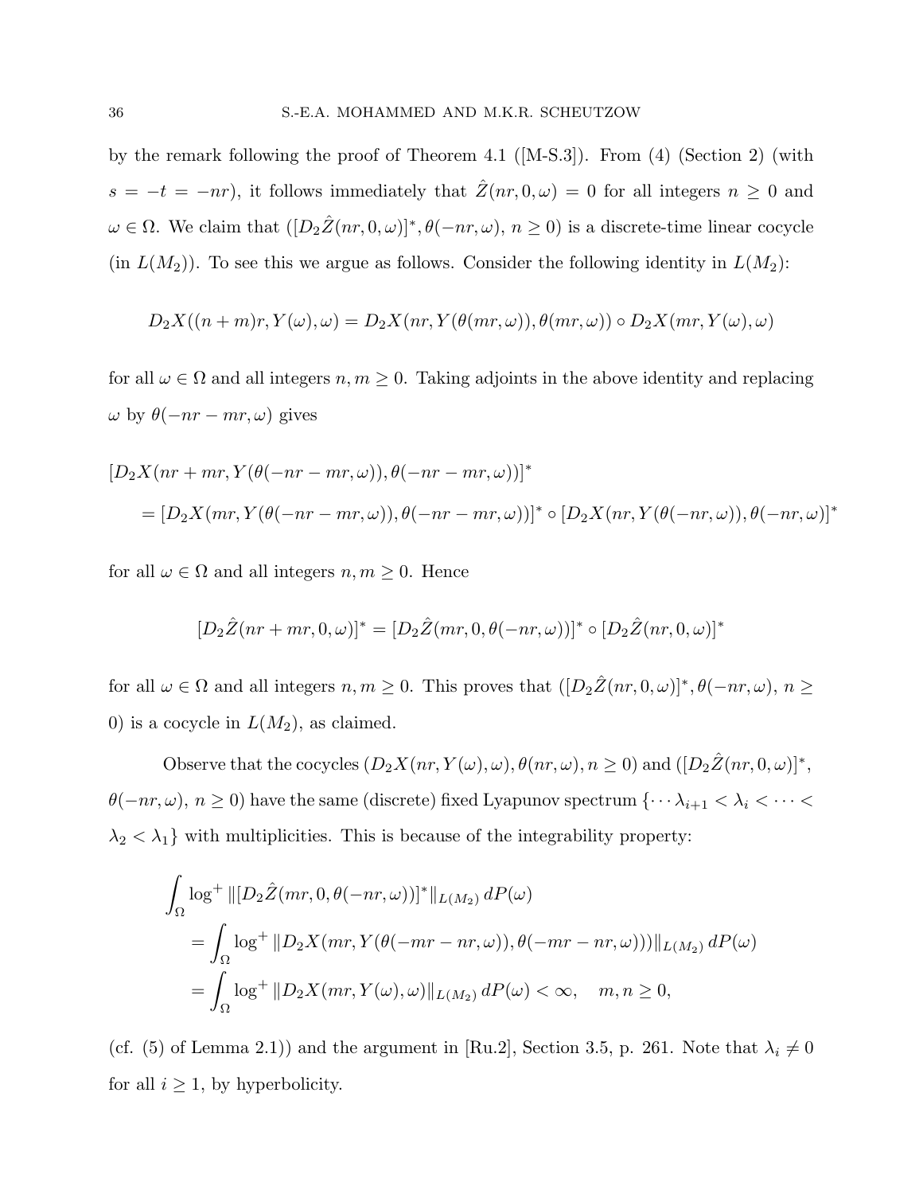by the remark following the proof of Theorem 4.1 ([M-S.3]). From (4) (Section 2) (with $s = -t = -nr$), it follows immediately that $\hat{Z}(nr, 0, \omega) = 0$ for all integers $n \geq 0$ and $\omega \in \Omega$. We claim that $([D_2\hat{Z}(nr, 0, \omega)]^*, \theta(-nr, \omega),\ n \geq 0)$ is a discrete-time linear cocycle (in $L(M_2)$). To see this we argue as follows. Consider the following identity in $L(M_2)$:

$$D_2X((n+m)r, Y(\omega), \omega) = D_2X(nr, Y(\theta(mr, \omega)), \theta(mr, \omega)) \circ D_2X(mr, Y(\omega), \omega)$$

for all $\omega \in \Omega$ and all integers $n, m \geq 0$. Taking adjoints in the above identity and replacing $\omega$ by $\theta(-nr - mr, \omega)$ gives

$$\begin{aligned}
&[D_2X(nr + mr, Y(\theta(-nr - mr, \omega)), \theta(-nr - mr, \omega))]^* \\
&\quad = [D_2X(mr, Y(\theta(-nr - mr, \omega)), \theta(-nr - mr, \omega))]^* \circ [D_2X(nr, Y(\theta(-nr, \omega)), \theta(-nr, \omega)]^*
\end{aligned}$$

for all $\omega \in \Omega$ and all integers $n, m \geq 0$. Hence

$$[D_2\hat{Z}(nr + mr, 0, \omega)]^* = [D_2\hat{Z}(mr, 0, \theta(-nr, \omega))]^* \circ [D_2\hat{Z}(nr, 0, \omega)]^*$$

for all $\omega \in \Omega$ and all integers $n, m \geq 0$. This proves that $([D_2\hat{Z}(nr, 0, \omega)]^*, \theta(-nr, \omega),\ n \geq 0)$ is a cocycle in $L(M_2)$, as claimed.

Observe that the cocycles $(D_2X(nr, Y(\omega), \omega), \theta(nr, \omega), n \geq 0)$ and $([D_2\hat{Z}(nr, 0, \omega)]^*, \theta(-nr, \omega),\ n \geq 0)$ have the same (discrete) fixed Lyapunov spectrum $\{\cdots \lambda_{i+1} < \lambda_i < \cdots < \lambda_2 < \lambda_1\}$ with multiplicities. This is because of the integrability property:

$$\begin{aligned}
&\int_\Omega \log^+ \|[D_2\hat{Z}(mr, 0, \theta(-nr, \omega))]^*\|_{L(M_2)}\, dP(\omega) \\
&\quad = \int_\Omega \log^+ \|D_2X(mr, Y(\theta(-mr - nr, \omega)), \theta(-mr - nr, \omega)))\|_{L(M_2)}\, dP(\omega) \\
&\quad = \int_\Omega \log^+ \|D_2X(mr, Y(\omega), \omega)\|_{L(M_2)}\, dP(\omega) < \infty, \quad m, n \geq 0,
\end{aligned}$$

(cf. (5) of Lemma 2.1)) and the argument in [Ru.2], Section 3.5, p. 261. Note that $\lambda_i \neq 0$ for all $i \geq 1$, by hyperbolicity.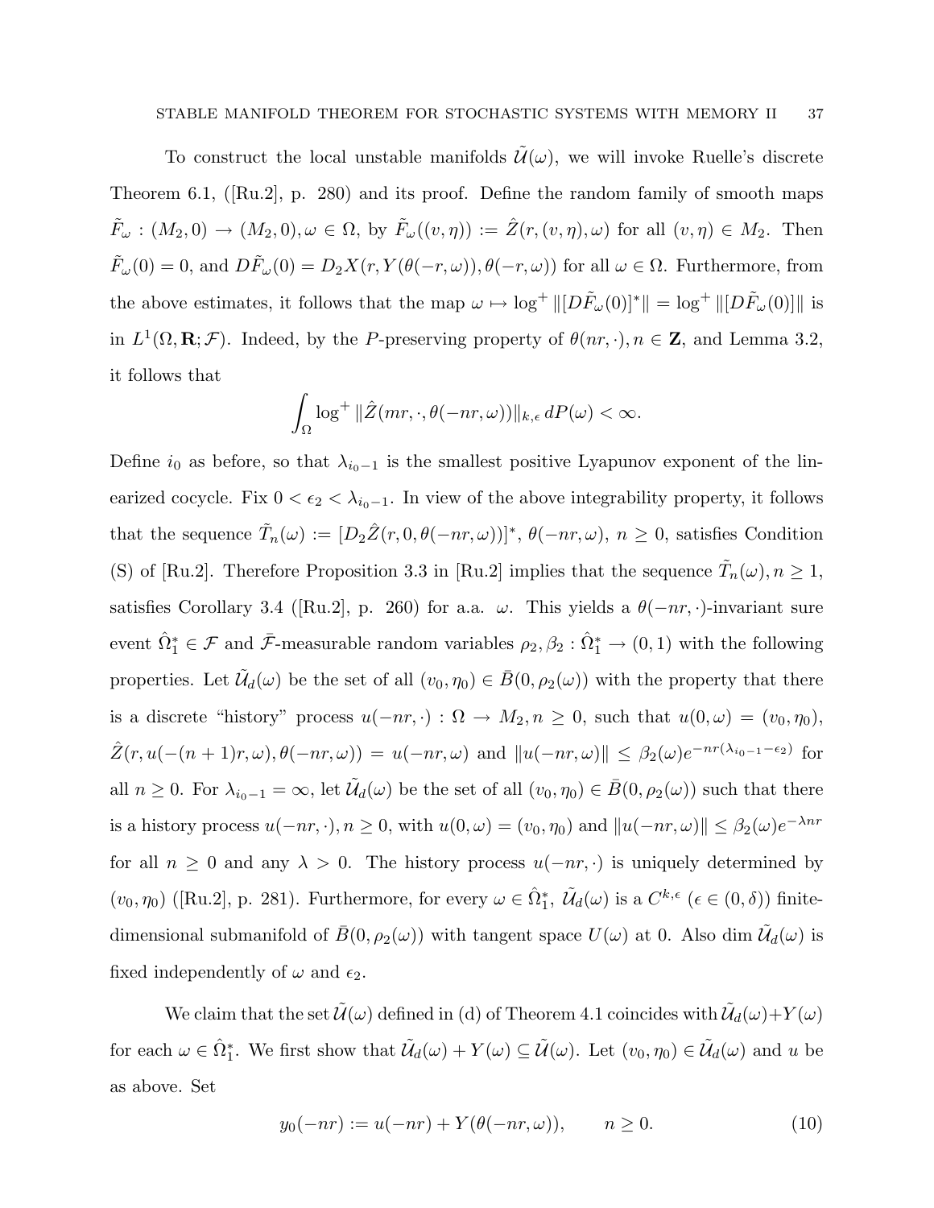To construct the local unstable manifolds $\tilde{\mathcal{U}}(\omega)$, we will invoke Ruelle's discrete Theorem 6.1, ([Ru.2], p. 280) and its proof. Define the random family of smooth maps $\tilde{F}_\omega : (M_2, 0) \to (M_2, 0), \omega \in \Omega$, by $\tilde{F}_\omega((v,\eta)) := \hat{Z}(r, (v,\eta), \omega)$ for all $(v, \eta) \in M_2$. Then $\tilde{F}_\omega(0) = 0$, and $D\tilde{F}_\omega(0) = D_2 X(r, Y(\theta(-r,\omega)), \theta(-r,\omega))$ for all $\omega \in \Omega$. Furthermore, from the above estimates, it follows that the map $\omega \mapsto \log^+ \|[D\tilde{F}_\omega(0)]^*\| = \log^+ \|[D\tilde{F}_\omega(0)]\|$ is in $L^1(\Omega, \mathbf{R}; \mathcal{F})$. Indeed, by the $P$-preserving property of $\theta(nr, \cdot), n \in \mathbf{Z}$, and Lemma 3.2, it follows that

$$\int_\Omega \log^+ \|\hat{Z}(mr, \cdot, \theta(-nr, \omega))\|_{k,\epsilon} \, dP(\omega) < \infty.$$

Define $i_0$ as before, so that $\lambda_{i_0-1}$ is the smallest positive Lyapunov exponent of the linearized cocycle. Fix $0 < \epsilon_2 < \lambda_{i_0-1}$. In view of the above integrability property, it follows that the sequence $\tilde{T}_n(\omega) := [D_2\hat{Z}(r, 0, \theta(-nr,\omega))]^*$, $\theta(-nr,\omega)$, $n \geq 0$, satisfies Condition (S) of [Ru.2]. Therefore Proposition 3.3 in [Ru.2] implies that the sequence $\tilde{T}_n(\omega), n \geq 1$, satisfies Corollary 3.4 ([Ru.2], p. 260) for a.a. $\omega$. This yields a $\theta(-nr, \cdot)$-invariant sure event $\hat{\Omega}_1^* \in \mathcal{F}$ and $\bar{\mathcal{F}}$-measurable random variables $\rho_2, \beta_2 : \hat{\Omega}_1^* \to (0,1)$ with the following properties. Let $\tilde{\mathcal{U}}_d(\omega)$ be the set of all $(v_0, \eta_0) \in \bar{B}(0, \rho_2(\omega))$ with the property that there is a discrete "history" process $u(-nr, \cdot) : \Omega \to M_2, n \geq 0$, such that $u(0,\omega) = (v_0, \eta_0)$, $\hat{Z}(r, u(-(n+1)r, \omega), \theta(-nr, \omega)) = u(-nr, \omega)$ and $\|u(-nr,\omega)\| \leq \beta_2(\omega) e^{-nr(\lambda_{i_0-1} - \epsilon_2)}$ for all $n \geq 0$. For $\lambda_{i_0-1} = \infty$, let $\tilde{\mathcal{U}}_d(\omega)$ be the set of all $(v_0, \eta_0) \in \bar{B}(0, \rho_2(\omega))$ such that there is a history process $u(-nr, \cdot), n \geq 0$, with $u(0,\omega) = (v_0, \eta_0)$ and $\|u(-nr,\omega)\| \leq \beta_2(\omega) e^{-\lambda nr}$ for all $n \geq 0$ and any $\lambda > 0$. The history process $u(-nr, \cdot)$ is uniquely determined by $(v_0, \eta_0)$ ([Ru.2], p. 281). Furthermore, for every $\omega \in \hat{\Omega}_1^*$, $\tilde{\mathcal{U}}_d(\omega)$ is a $C^{k,\epsilon}$ ($\epsilon \in (0, \delta)$) finite-dimensional submanifold of $\bar{B}(0, \rho_2(\omega))$ with tangent space $U(\omega)$ at 0. Also $\dim \tilde{\mathcal{U}}_d(\omega)$ is fixed independently of $\omega$ and $\epsilon_2$.

We claim that the set $\tilde{\mathcal{U}}(\omega)$ defined in (d) of Theorem 4.1 coincides with $\tilde{\mathcal{U}}_d(\omega) + Y(\omega)$ for each $\omega \in \hat{\Omega}_1^*$. We first show that $\tilde{\mathcal{U}}_d(\omega) + Y(\omega) \subseteq \tilde{\mathcal{U}}(\omega)$. Let $(v_0, \eta_0) \in \tilde{\mathcal{U}}_d(\omega)$ and $u$ be as above. Set

$$y_0(-nr) := u(-nr) + Y(\theta(-nr, \omega)), \qquad n \geq 0. \tag{10}$$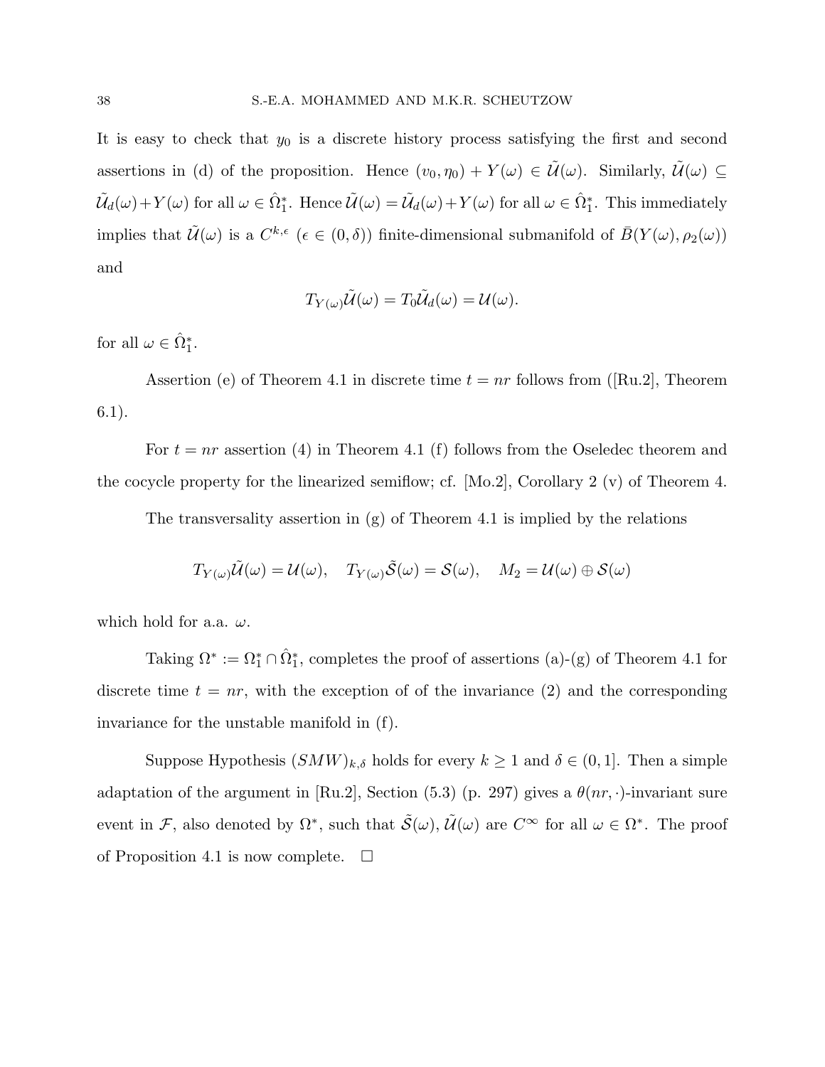It is easy to check that $y_0$ is a discrete history process satisfying the first and second assertions in (d) of the proposition. Hence $(v_0, \eta_0) + Y(\omega) \in \tilde{\mathcal{U}}(\omega)$. Similarly, $\tilde{\mathcal{U}}(\omega) \subseteq \tilde{\mathcal{U}}_d(\omega) + Y(\omega)$ for all $\omega \in \hat{\Omega}_1^*$. Hence $\tilde{\mathcal{U}}(\omega) = \tilde{\mathcal{U}}_d(\omega) + Y(\omega)$ for all $\omega \in \hat{\Omega}_1^*$. This immediately implies that $\tilde{\mathcal{U}}(\omega)$ is a $C^{k,\epsilon}$ ($\epsilon \in (0, \delta)$) finite-dimensional submanifold of $\bar{B}(Y(\omega), \rho_2(\omega))$ and

$$T_{Y(\omega)} \tilde{\mathcal{U}}(\omega) = T_0 \tilde{\mathcal{U}}_d(\omega) = \mathcal{U}(\omega).$$

for all $\omega \in \hat{\Omega}_1^*$.

Assertion (e) of Theorem 4.1 in discrete time $t = nr$ follows from ([Ru.2], Theorem 6.1).

For $t = nr$ assertion (4) in Theorem 4.1 (f) follows from the Oseledec theorem and the cocycle property for the linearized semiflow; cf. [Mo.2], Corollary 2 (v) of Theorem 4.

The transversality assertion in (g) of Theorem 4.1 is implied by the relations

$$T_{Y(\omega)} \tilde{\mathcal{U}}(\omega) = \mathcal{U}(\omega), \quad T_{Y(\omega)} \tilde{\mathcal{S}}(\omega) = \mathcal{S}(\omega), \quad M_2 = \mathcal{U}(\omega) \oplus \mathcal{S}(\omega)$$

which hold for a.a. $\omega$.

Taking $\Omega^* := \Omega_1^* \cap \hat{\Omega}_1^*$, completes the proof of assertions (a)-(g) of Theorem 4.1 for discrete time $t = nr$, with the exception of of the invariance (2) and the corresponding invariance for the unstable manifold in (f).

Suppose Hypothesis $(SMW)_{k,\delta}$ holds for every $k \geq 1$ and $\delta \in (0, 1]$. Then a simple adaptation of the argument in [Ru.2], Section (5.3) (p. 297) gives a $\theta(nr, \cdot)$-invariant sure event in $\mathcal{F}$, also denoted by $\Omega^*$, such that $\tilde{\mathcal{S}}(\omega), \tilde{\mathcal{U}}(\omega)$ are $C^\infty$ for all $\omega \in \Omega^*$. The proof of Proposition 4.1 is now complete. □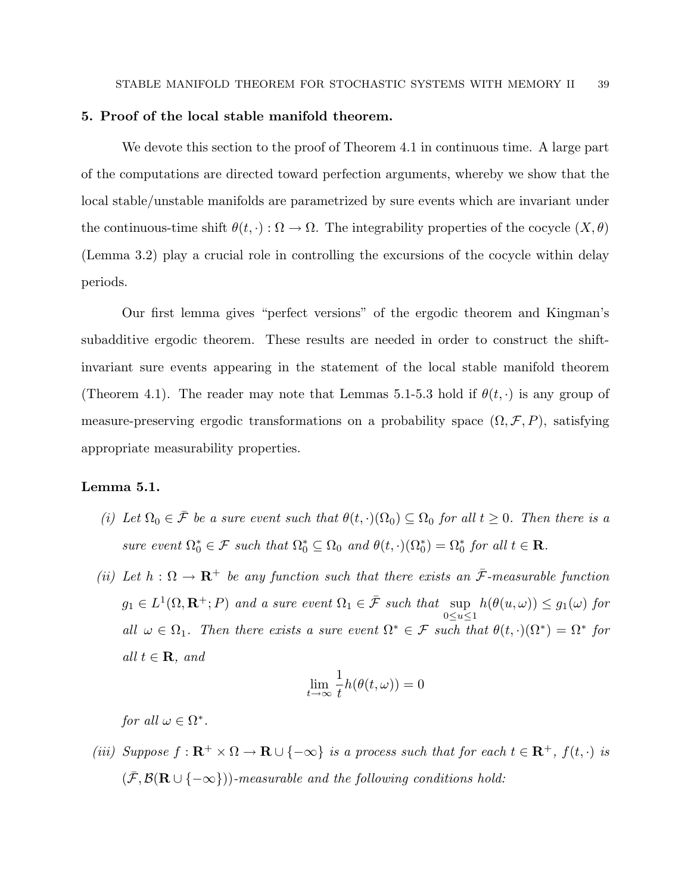## 5. Proof of the local stable manifold theorem.

We devote this section to the proof of Theorem 4.1 in continuous time. A large part of the computations are directed toward perfection arguments, whereby we show that the local stable/unstable manifolds are parametrized by sure events which are invariant under the continuous-time shift $\theta(t,\cdot):\Omega\to\Omega$. The integrability properties of the cocycle $(X,\theta)$ (Lemma 3.2) play a crucial role in controlling the excursions of the cocycle within delay periods.

Our first lemma gives "perfect versions" of the ergodic theorem and Kingman's subadditive ergodic theorem. These results are needed in order to construct the shift-invariant sure events appearing in the statement of the local stable manifold theorem (Theorem 4.1). The reader may note that Lemmas 5.1-5.3 hold if $\theta(t,\cdot)$ is any group of measure-preserving ergodic transformations on a probability space $(\Omega,\mathcal{F},P)$, satisfying appropriate measurability properties.

**Lemma 5.1.**

*(i) Let $\Omega_0\in\bar{\mathcal{F}}$ be a sure event such that $\theta(t,\cdot)(\Omega_0)\subseteq\Omega_0$ for all $t\geq 0$. Then there is a sure event $\Omega_0^*\in\mathcal{F}$ such that $\Omega_0^*\subseteq\Omega_0$ and $\theta(t,\cdot)(\Omega_0^*)=\Omega_0^*$ for all $t\in\mathbf{R}$.*

*(ii) Let $h:\Omega\to\mathbf{R}^+$ be any function such that there exists an $\bar{\mathcal{F}}$-measurable function $g_1\in L^1(\Omega,\mathbf{R}^+;P)$ and a sure event $\Omega_1\in\bar{\mathcal{F}}$ such that $\sup\limits_{0\leq u\leq 1} h(\theta(u,\omega))\leq g_1(\omega)$ for all $\omega\in\Omega_1$. Then there exists a sure event $\Omega^*\in\mathcal{F}$ such that $\theta(t,\cdot)(\Omega^*)=\Omega^*$ for all $t\in\mathbf{R}$, and*

$$\lim_{t\to\infty}\frac{1}{t}h(\theta(t,\omega))=0$$

*for all $\omega\in\Omega^*$.*

*(iii) Suppose $f:\mathbf{R}^+\times\Omega\to\mathbf{R}\cup\{-\infty\}$ is a process such that for each $t\in\mathbf{R}^+$, $f(t,\cdot)$ is $(\bar{\mathcal{F}},\mathcal{B}(\mathbf{R}\cup\{-\infty\}))$-measurable and the following conditions hold:*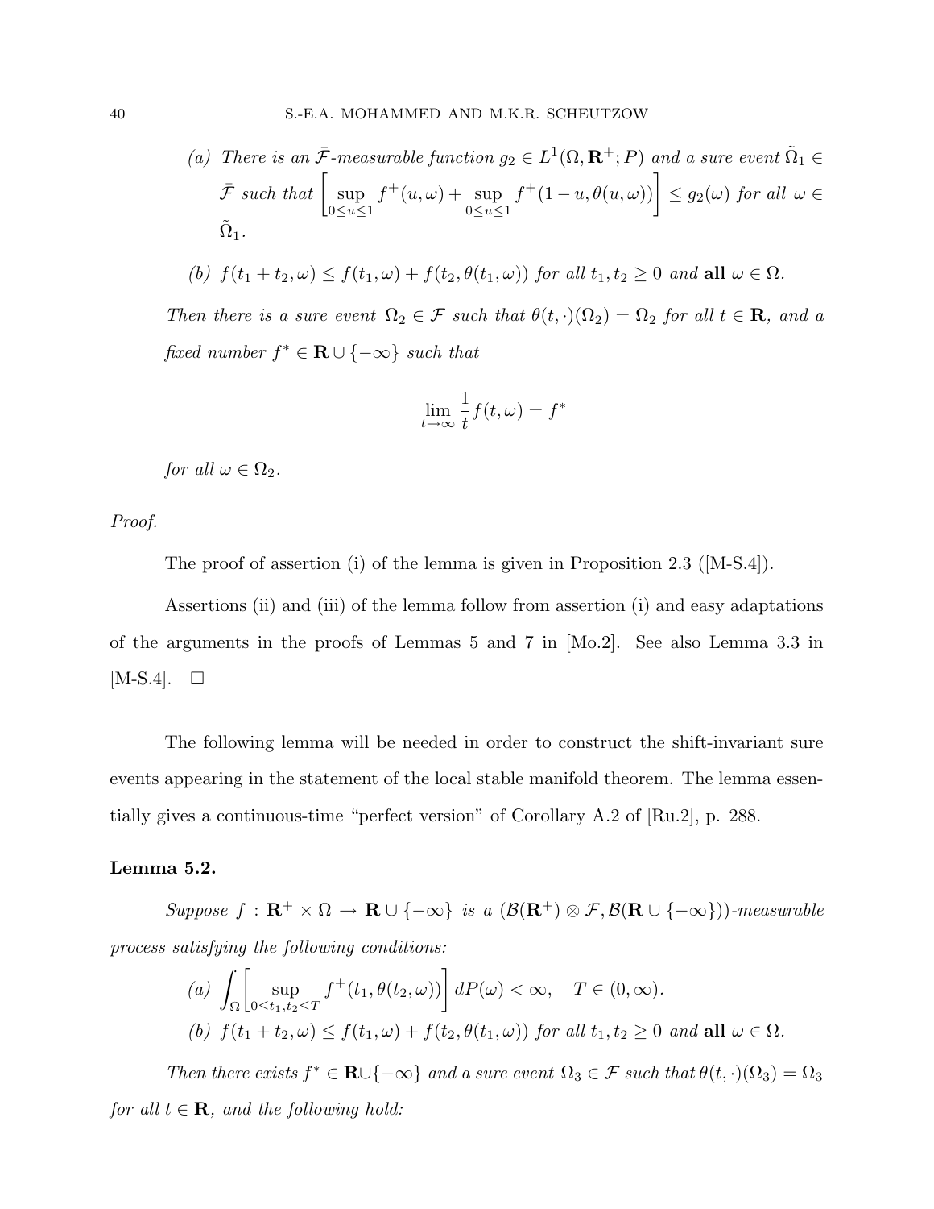(a) *There is an $\bar{\mathcal{F}}$-measurable function $g_2 \in L^1(\Omega, \mathbf{R}^+; P)$ and a sure event $\tilde{\Omega}_1 \in \bar{\mathcal{F}}$ such that* $\left[\sup_{0\leq u\leq 1} f^+(u,\omega) + \sup_{0\leq u\leq 1} f^+(1-u, \theta(u,\omega))\right] \leq g_2(\omega)$ *for all* $\omega \in \tilde{\Omega}_1$.

(b) $f(t_1 + t_2, \omega) \leq f(t_1, \omega) + f(t_2, \theta(t_1, \omega))$ *for all* $t_1, t_2 \geq 0$ *and* **all** $\omega \in \Omega$.

*Then there is a sure event $\Omega_2 \in \mathcal{F}$ such that $\theta(t,\cdot)(\Omega_2) = \Omega_2$ for all $t \in \mathbf{R}$, and a fixed number $f^* \in \mathbf{R} \cup \{-\infty\}$ such that*

$$\lim_{t\to\infty} \frac{1}{t} f(t,\omega) = f^*$$

*for all $\omega \in \Omega_2$.*

*Proof.*

The proof of assertion (i) of the lemma is given in Proposition 2.3 ([M-S.4]).

Assertions (ii) and (iii) of the lemma follow from assertion (i) and easy adaptations of the arguments in the proofs of Lemmas 5 and 7 in [Mo.2]. See also Lemma 3.3 in [M-S.4]. $\square$

The following lemma will be needed in order to construct the shift-invariant sure events appearing in the statement of the local stable manifold theorem. The lemma essentially gives a continuous-time "perfect version" of Corollary A.2 of [Ru.2], p. 288.

**Lemma 5.2.**

*Suppose $f : \mathbf{R}^+ \times \Omega \to \mathbf{R} \cup \{-\infty\}$ is a $(\mathcal{B}(\mathbf{R}^+) \otimes \mathcal{F}, \mathcal{B}(\mathbf{R} \cup \{-\infty\}))$-measurable process satisfying the following conditions:*

(a) $\displaystyle\int_\Omega \left[\sup_{0\leq t_1,t_2\leq T} f^+(t_1, \theta(t_2,\omega))\right] dP(\omega) < \infty, \quad T \in (0,\infty).$

(b) $f(t_1 + t_2, \omega) \leq f(t_1, \omega) + f(t_2, \theta(t_1, \omega))$ *for all* $t_1, t_2 \geq 0$ *and* **all** $\omega \in \Omega$.

*Then there exists $f^* \in \mathbf{R} \cup \{-\infty\}$ and a sure event $\Omega_3 \in \mathcal{F}$ such that $\theta(t,\cdot)(\Omega_3) = \Omega_3$ for all $t \in \mathbf{R}$, and the following hold:*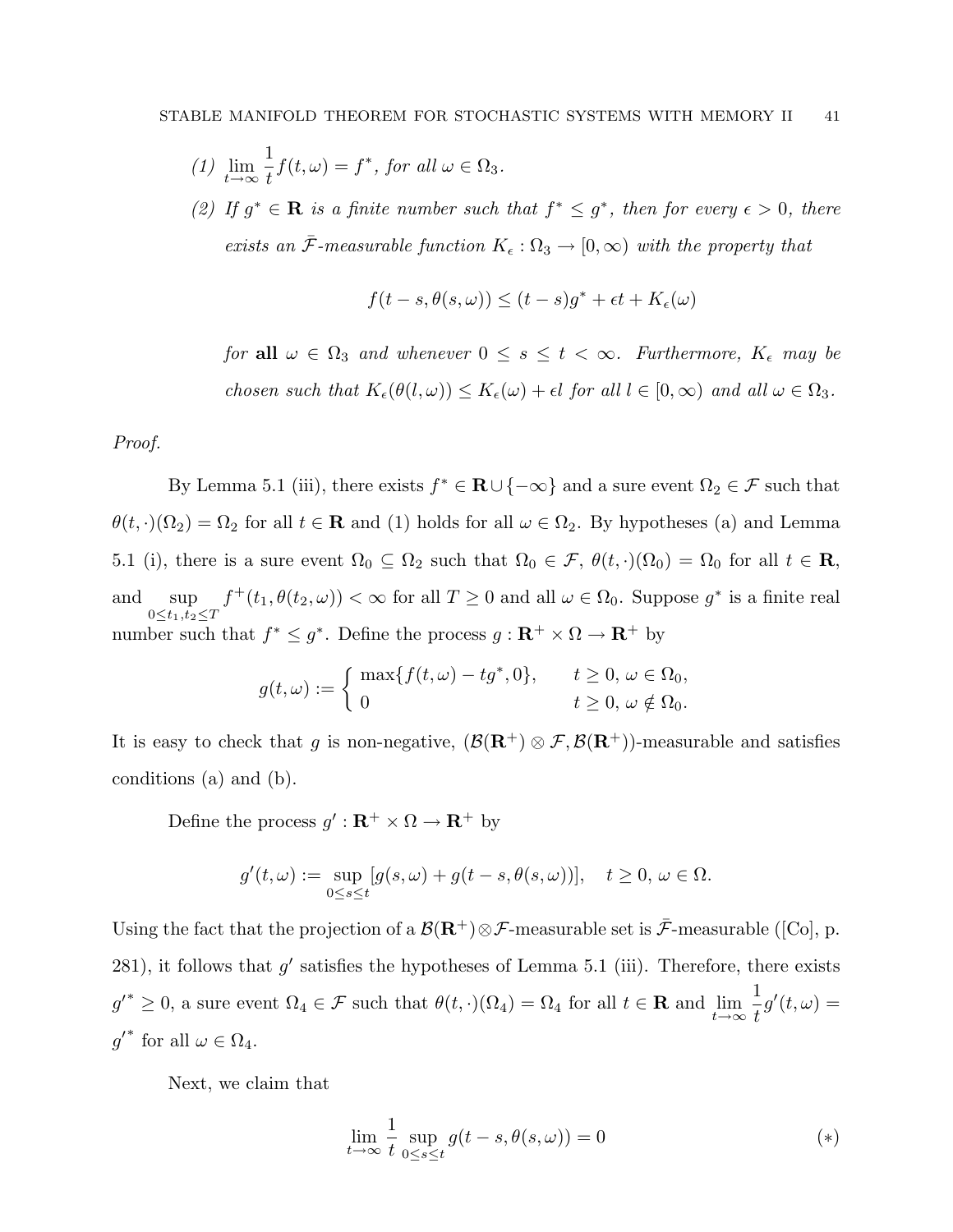(1) $\lim_{t\to\infty} \frac{1}{t} f(t,\omega) = f^*$, *for all* $\omega \in \Omega_3$.

(2) *If* $g^* \in \mathbf{R}$ *is a finite number such that* $f^* \leq g^*$, *then for every* $\epsilon > 0$, *there exists an* $\bar{\mathcal{F}}$*-measurable function* $K_\epsilon : \Omega_3 \to [0,\infty)$ *with the property that*

$$f(t-s, \theta(s,\omega)) \leq (t-s)g^* + \epsilon t + K_\epsilon(\omega)$$

*for* **all** $\omega \in \Omega_3$ *and whenever* $0 \leq s \leq t < \infty$. *Furthermore,* $K_\epsilon$ *may be chosen such that* $K_\epsilon(\theta(l,\omega)) \leq K_\epsilon(\omega) + \epsilon l$ *for all* $l \in [0,\infty)$ *and all* $\omega \in \Omega_3$.

*Proof.*

By Lemma 5.1 (iii), there exists $f^* \in \mathbf{R} \cup \{-\infty\}$ and a sure event $\Omega_2 \in \mathcal{F}$ such that $\theta(t,\cdot)(\Omega_2) = \Omega_2$ for all $t \in \mathbf{R}$ and (1) holds for all $\omega \in \Omega_2$. By hypotheses (a) and Lemma 5.1 (i), there is a sure event $\Omega_0 \subseteq \Omega_2$ such that $\Omega_0 \in \mathcal{F}$, $\theta(t,\cdot)(\Omega_0) = \Omega_0$ for all $t \in \mathbf{R}$, and $\sup_{0\leq t_1,t_2\leq T} f^+(t_1, \theta(t_2,\omega)) < \infty$ for all $T \geq 0$ and all $\omega \in \Omega_0$. Suppose $g^*$ is a finite real number such that $f^* \leq g^*$. Define the process $g : \mathbf{R}^+ \times \Omega \to \mathbf{R}^+$ by

$$g(t,\omega) := \begin{cases} \max\{f(t,\omega) - tg^*, 0\}, & t \geq 0,\ \omega \in \Omega_0, \\ 0 & t \geq 0,\ \omega \notin \Omega_0. \end{cases}$$

It is easy to check that $g$ is non-negative, $(\mathcal{B}(\mathbf{R}^+) \otimes \mathcal{F}, \mathcal{B}(\mathbf{R}^+))$-measurable and satisfies conditions (a) and (b).

Define the process $g' : \mathbf{R}^+ \times \Omega \to \mathbf{R}^+$ by

$$g'(t,\omega) := \sup_{0\leq s\leq t} [g(s,\omega) + g(t-s, \theta(s,\omega))], \quad t \geq 0,\ \omega \in \Omega.$$

Using the fact that the projection of a $\mathcal{B}(\mathbf{R}^+) \otimes \mathcal{F}$-measurable set is $\bar{\mathcal{F}}$-measurable ([Co], p. 281), it follows that $g'$ satisfies the hypotheses of Lemma 5.1 (iii). Therefore, there exists ${g'}^* \geq 0$, a sure event $\Omega_4 \in \mathcal{F}$ such that $\theta(t,\cdot)(\Omega_4) = \Omega_4$ for all $t \in \mathbf{R}$ and $\lim_{t\to\infty} \frac{1}{t} g'(t,\omega) = {g'}^*$ for all $\omega \in \Omega_4$.

Next, we claim that

$$\lim_{t\to\infty} \frac{1}{t} \sup_{0\leq s\leq t} g(t-s, \theta(s,\omega)) = 0 \tag{$*$}$$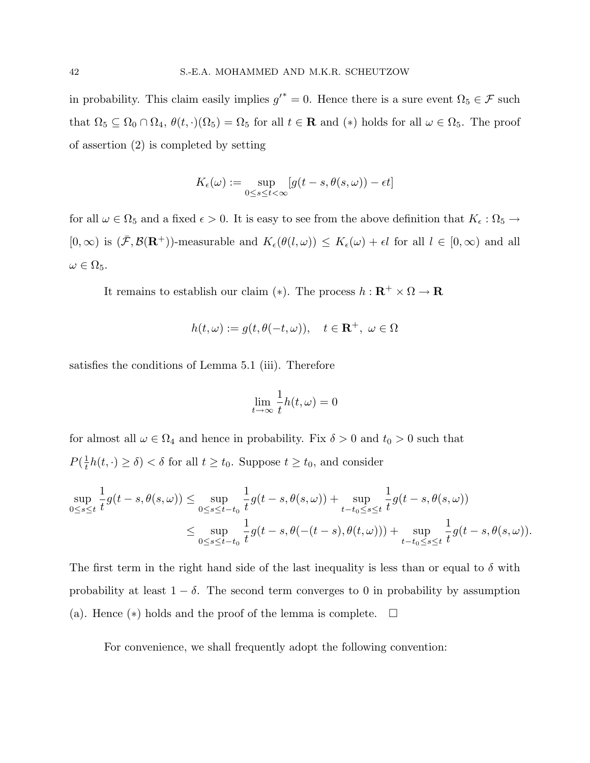in probability. This claim easily implies ${g'}^* = 0$. Hence there is a sure event $\Omega_5 \in \mathcal{F}$ such that $\Omega_5 \subseteq \Omega_0 \cap \Omega_4$, $\theta(t, \cdot)(\Omega_5) = \Omega_5$ for all $t \in \mathbf{R}$ and $(*)$ holds for all $\omega \in \Omega_5$. The proof of assertion (2) is completed by setting

$$K_\epsilon(\omega) := \sup_{0 \le s \le t < \infty} [g(t-s, \theta(s, \omega)) - \epsilon t]$$

for all $\omega \in \Omega_5$ and a fixed $\epsilon > 0$. It is easy to see from the above definition that $K_\epsilon : \Omega_5 \to [0, \infty)$ is $(\bar{\mathcal{F}}, \mathcal{B}(\mathbf{R}^+))$-measurable and $K_\epsilon(\theta(l, \omega)) \le K_\epsilon(\omega) + \epsilon l$ for all $l \in [0, \infty)$ and all $\omega \in \Omega_5$.

It remains to establish our claim $(*)$. The process $h : \mathbf{R}^+ \times \Omega \to \mathbf{R}$

$$h(t, \omega) := g(t, \theta(-t, \omega)), \quad t \in \mathbf{R}^+, \ \omega \in \Omega$$

satisfies the conditions of Lemma 5.1 (iii). Therefore

$$\lim_{t \to \infty} \frac{1}{t} h(t, \omega) = 0$$

for almost all $\omega \in \Omega_4$ and hence in probability. Fix $\delta > 0$ and $t_0 > 0$ such that $P(\frac{1}{t} h(t, \cdot) \ge \delta) < \delta$ for all $t \ge t_0$. Suppose $t \ge t_0$, and consider

$$\begin{aligned}
\sup_{0 \le s \le t} \frac{1}{t} g(t-s, \theta(s, \omega)) &\le \sup_{0 \le s \le t - t_0} \frac{1}{t} g(t-s, \theta(s, \omega)) + \sup_{t - t_0 \le s \le t} \frac{1}{t} g(t-s, \theta(s, \omega)) \\
&\le \sup_{0 \le s \le t - t_0} \frac{1}{t} g(t-s, \theta(-(t-s), \theta(t, \omega))) + \sup_{t - t_0 \le s \le t} \frac{1}{t} g(t-s, \theta(s, \omega)).
\end{aligned}$$

The first term in the right hand side of the last inequality is less than or equal to $\delta$ with probability at least $1 - \delta$. The second term converges to 0 in probability by assumption (a). Hence $(*)$ holds and the proof of the lemma is complete. $\square$

For convenience, we shall frequently adopt the following convention: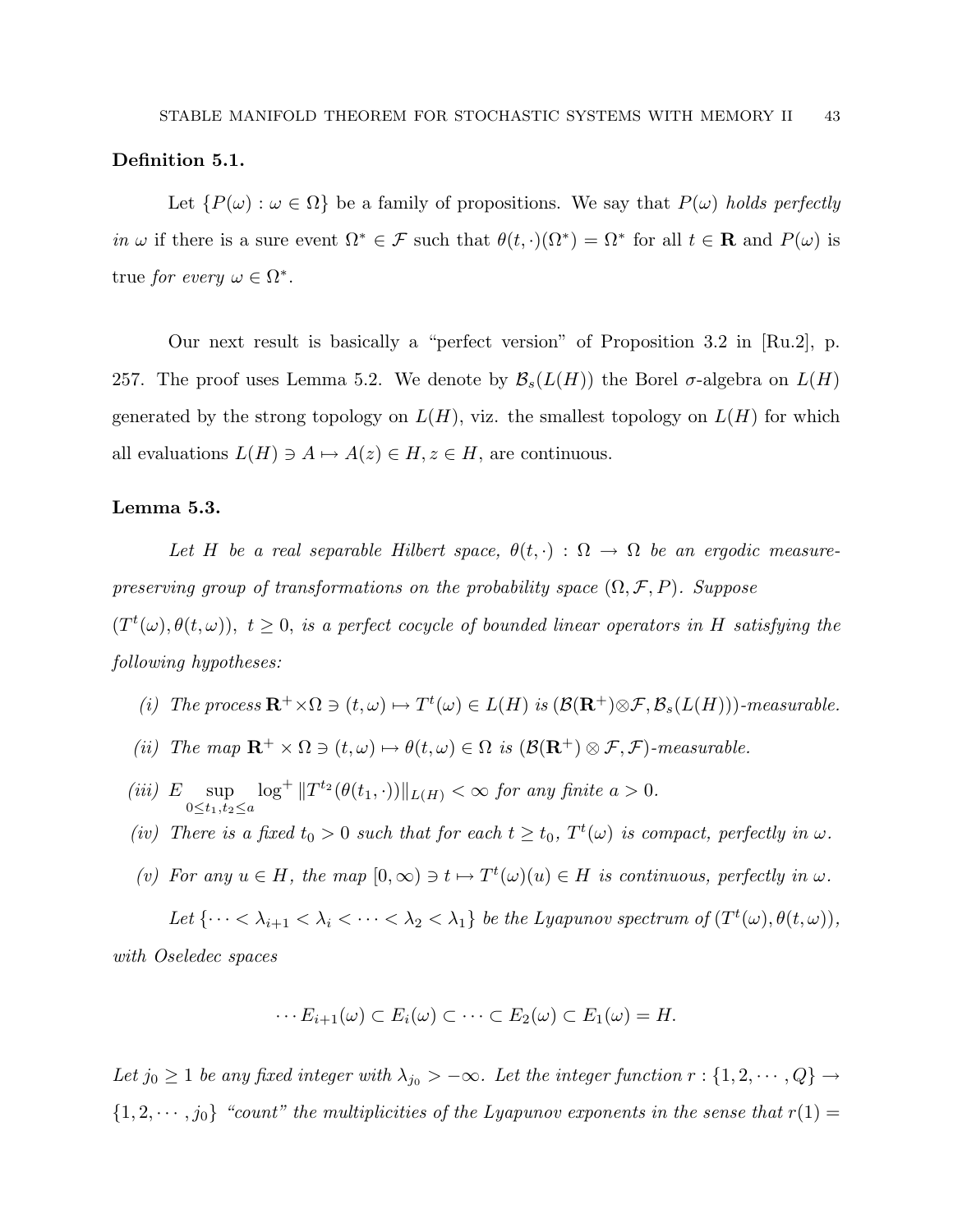**Definition 5.1.**

Let $\{P(\omega) : \omega \in \Omega\}$ be a family of propositions. We say that $P(\omega)$ *holds perfectly in* $\omega$ if there is a sure event $\Omega^* \in \mathcal{F}$ such that $\theta(t, \cdot)(\Omega^*) = \Omega^*$ for all $t \in \mathbf{R}$ and $P(\omega)$ is true *for every* $\omega \in \Omega^*$.

Our next result is basically a "perfect version" of Proposition 3.2 in [Ru.2], p. 257. The proof uses Lemma 5.2. We denote by $\mathcal{B}_s(L(H))$ the Borel $\sigma$-algebra on $L(H)$ generated by the strong topology on $L(H)$, viz. the smallest topology on $L(H)$ for which all evaluations $L(H) \ni A \mapsto A(z) \in H, z \in H$, are continuous.

**Lemma 5.3.**

*Let $H$ be a real separable Hilbert space, $\theta(t, \cdot) : \Omega \to \Omega$ be an ergodic measure-preserving group of transformations on the probability space $(\Omega, \mathcal{F}, P)$. Suppose $(T^t(\omega), \theta(t, \omega))$, $t \geq 0$, is a perfect cocycle of bounded linear operators in $H$ satisfying the following hypotheses:*

*(i) The process $\mathbf{R}^+ \times \Omega \ni (t, \omega) \mapsto T^t(\omega) \in L(H)$ is $(\mathcal{B}(\mathbf{R}^+) \otimes \mathcal{F}, \mathcal{B}_s(L(H)))$-measurable.*

*(ii) The map $\mathbf{R}^+ \times \Omega \ni (t, \omega) \mapsto \theta(t, \omega) \in \Omega$ is $(\mathcal{B}(\mathbf{R}^+) \otimes \mathcal{F}, \mathcal{F})$-measurable.*

*(iii) $E \sup\limits_{0 \leq t_1, t_2 \leq a} \log^+ \|T^{t_2}(\theta(t_1, \cdot))\|_{L(H)} < \infty$ for any finite $a > 0$.*

*(iv) There is a fixed $t_0 > 0$ such that for each $t \geq t_0$, $T^t(\omega)$ is compact, perfectly in $\omega$.*

*(v) For any $u \in H$, the map $[0, \infty) \ni t \mapsto T^t(\omega)(u) \in H$ is continuous, perfectly in $\omega$.*

*Let $\{\cdots < \lambda_{i+1} < \lambda_i < \cdots < \lambda_2 < \lambda_1\}$ be the Lyapunov spectrum of $(T^t(\omega), \theta(t, \omega))$, with Oseledec spaces*

$$\cdots E_{i+1}(\omega) \subset E_i(\omega) \subset \cdots \subset E_2(\omega) \subset E_1(\omega) = H.$$

*Let $j_0 \geq 1$ be any fixed integer with $\lambda_{j_0} > -\infty$. Let the integer function $r : \{1, 2, \cdots, Q\} \to \{1, 2, \cdots, j_0\}$ "count" the multiplicities of the Lyapunov exponents in the sense that $r(1) =$*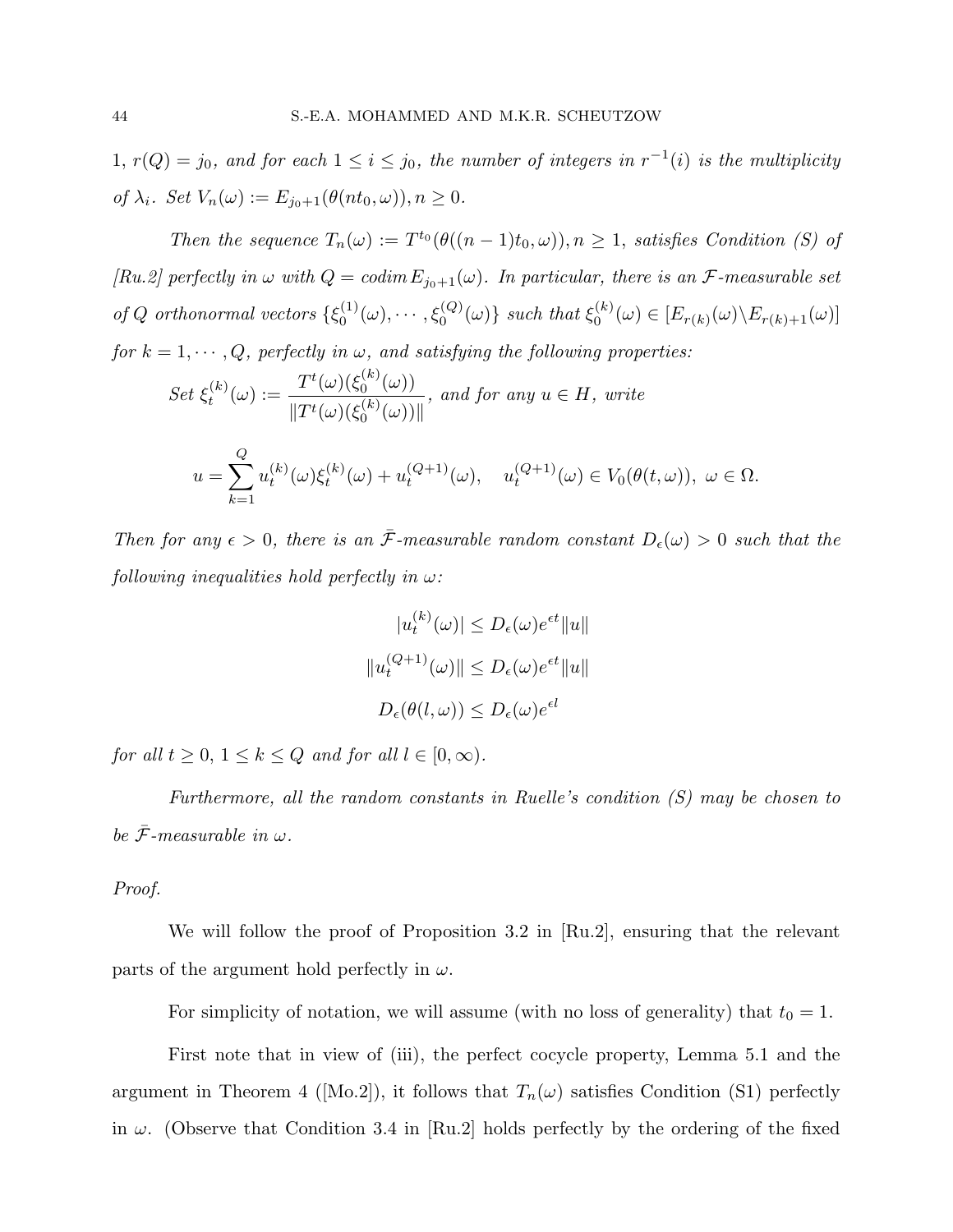1, $r(Q) = j_0$, *and for each* $1 \leq i \leq j_0$, *the number of integers in* $r^{-1}(i)$ *is the multiplicity of* $\lambda_i$. *Set* $V_n(\omega) := E_{j_0+1}(\theta(nt_0, \omega)), n \geq 0$.

*Then the sequence* $T_n(\omega) := T^{t_0}(\theta((n-1)t_0, \omega)), n \geq 1$, *satisfies Condition (S) of [Ru.2] perfectly in* $\omega$ *with* $Q = codim\, E_{j_0+1}(\omega)$. *In particular, there is an* $\mathcal{F}$*-measurable set of* $Q$ *orthonormal vectors* $\{\xi_0^{(1)}(\omega), \cdots, \xi_0^{(Q)}(\omega)\}$ *such that* $\xi_0^{(k)}(\omega) \in [E_{r(k)}(\omega) \backslash E_{r(k)+1}(\omega)]$ *for* $k = 1, \cdots, Q$, *perfectly in* $\omega$, *and satisfying the following properties:*

*Set* $\xi_t^{(k)}(\omega) := \dfrac{T^t(\omega)(\xi_0^{(k)}(\omega))}{\|T^t(\omega)(\xi_0^{(k)}(\omega))\|}$, *and for any* $u \in H$, *write*

$$u = \sum_{k=1}^{Q} u_t^{(k)}(\omega)\xi_t^{(k)}(\omega) + u_t^{(Q+1)}(\omega), \quad u_t^{(Q+1)}(\omega) \in V_0(\theta(t, \omega)),\ \omega \in \Omega.$$

*Then for any* $\epsilon > 0$, *there is an* $\bar{\mathcal{F}}$*-measurable random constant* $D_\epsilon(\omega) > 0$ *such that the following inequalities hold perfectly in* $\omega$*:*

$$|u_t^{(k)}(\omega)| \leq D_\epsilon(\omega)e^{\epsilon t}\|u\|$$

$$\|u_t^{(Q+1)}(\omega)\| \leq D_\epsilon(\omega)e^{\epsilon t}\|u\|$$

$$D_\epsilon(\theta(l, \omega)) \leq D_\epsilon(\omega)e^{\epsilon l}$$

*for all* $t \geq 0$, $1 \leq k \leq Q$ *and for all* $l \in [0, \infty)$.

*Furthermore, all the random constants in Ruelle's condition (S) may be chosen to be* $\bar{\mathcal{F}}$*-measurable in* $\omega$.

*Proof.*

We will follow the proof of Proposition 3.2 in [Ru.2], ensuring that the relevant parts of the argument hold perfectly in $\omega$.

For simplicity of notation, we will assume (with no loss of generality) that $t_0 = 1$.

First note that in view of (iii), the perfect cocycle property, Lemma 5.1 and the argument in Theorem 4 ([Mo.2]), it follows that $T_n(\omega)$ satisfies Condition (S1) perfectly in $\omega$. (Observe that Condition 3.4 in [Ru.2] holds perfectly by the ordering of the fixed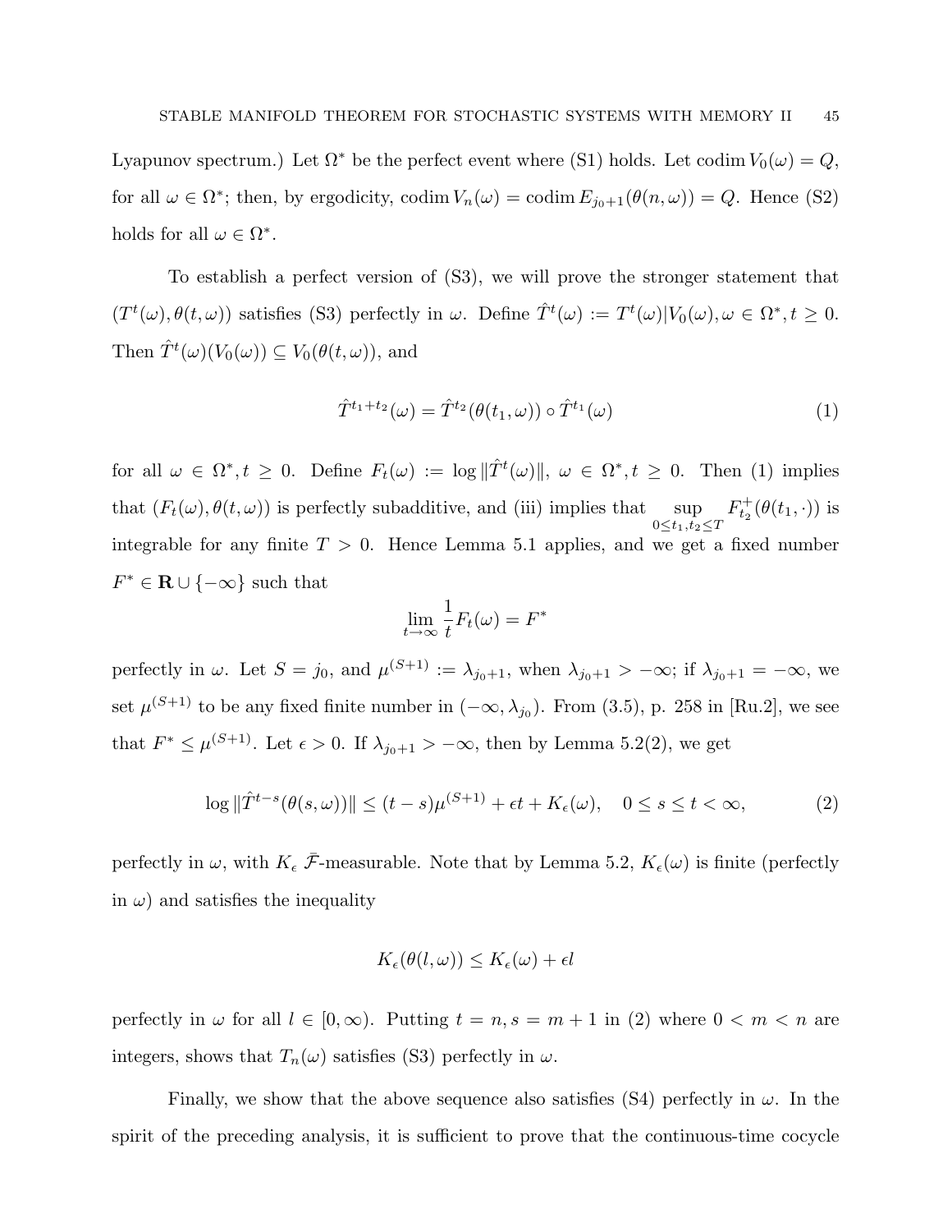Lyapunov spectrum.) Let $\Omega^*$ be the perfect event where (S1) holds. Let $\operatorname{codim} V_0(\omega) = Q$, for all $\omega \in \Omega^*$; then, by ergodicity, $\operatorname{codim} V_n(\omega) = \operatorname{codim} E_{j_0+1}(\theta(n,\omega)) = Q$. Hence (S2) holds for all $\omega \in \Omega^*$.

To establish a perfect version of (S3), we will prove the stronger statement that $(T^t(\omega), \theta(t,\omega))$ satisfies (S3) perfectly in $\omega$. Define $\hat{T}^t(\omega) := T^t(\omega)|V_0(\omega), \omega \in \Omega^*, t \geq 0$. Then $\hat{T}^t(\omega)(V_0(\omega)) \subseteq V_0(\theta(t,\omega))$, and

$$\hat{T}^{t_1+t_2}(\omega) = \hat{T}^{t_2}(\theta(t_1,\omega)) \circ \hat{T}^{t_1}(\omega) \tag{1}$$

for all $\omega \in \Omega^*, t \geq 0$. Define $F_t(\omega) := \log \|\hat{T}^t(\omega)\|$, $\omega \in \Omega^*, t \geq 0$. Then (1) implies that $(F_t(\omega), \theta(t,\omega))$ is perfectly subadditive, and (iii) implies that $\sup\limits_{0 \leq t_1, t_2 \leq T} F^+_{t_2}(\theta(t_1, \cdot))$ is integrable for any finite $T > 0$. Hence Lemma 5.1 applies, and we get a fixed number $F^* \in \mathbf{R} \cup \{-\infty\}$ such that

$$\lim_{t \to \infty} \frac{1}{t} F_t(\omega) = F^*$$

perfectly in $\omega$. Let $S = j_0$, and $\mu^{(S+1)} := \lambda_{j_0+1}$, when $\lambda_{j_0+1} > -\infty$; if $\lambda_{j_0+1} = -\infty$, we set $\mu^{(S+1)}$ to be any fixed finite number in $(-\infty, \lambda_{j_0})$. From (3.5), p. 258 in [Ru.2], we see that $F^* \leq \mu^{(S+1)}$. Let $\epsilon > 0$. If $\lambda_{j_0+1} > -\infty$, then by Lemma 5.2(2), we get

$$\log \|\hat{T}^{t-s}(\theta(s,\omega))\| \leq (t-s)\mu^{(S+1)} + \epsilon t + K_\epsilon(\omega), \quad 0 \leq s \leq t < \infty, \tag{2}$$

perfectly in $\omega$, with $K_\epsilon$ $\bar{\mathcal{F}}$-measurable. Note that by Lemma 5.2, $K_\epsilon(\omega)$ is finite (perfectly in $\omega$) and satisfies the inequality

$$K_\epsilon(\theta(l,\omega)) \leq K_\epsilon(\omega) + \epsilon l$$

perfectly in $\omega$ for all $l \in [0, \infty)$. Putting $t = n, s = m+1$ in (2) where $0 < m < n$ are integers, shows that $T_n(\omega)$ satisfies (S3) perfectly in $\omega$.

Finally, we show that the above sequence also satisfies (S4) perfectly in $\omega$. In the spirit of the preceding analysis, it is sufficient to prove that the continuous-time cocycle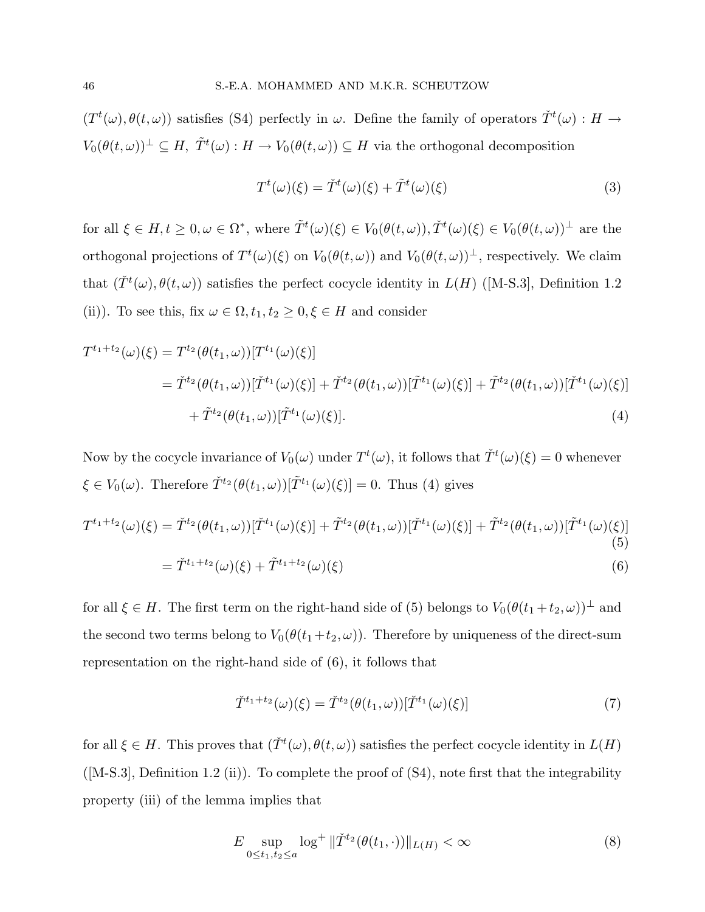$(T^t(\omega), \theta(t,\omega))$ satisfies (S4) perfectly in $\omega$. Define the family of operators $\check{T}^t(\omega) : H \to V_0(\theta(t,\omega))^\perp \subseteq H$, $\tilde{T}^t(\omega) : H \to V_0(\theta(t,\omega)) \subseteq H$ via the orthogonal decomposition

$$T^t(\omega)(\xi) = \check{T}^t(\omega)(\xi) + \tilde{T}^t(\omega)(\xi) \tag{3}$$

for all $\xi \in H, t \geq 0, \omega \in \Omega^*$, where $\tilde{T}^t(\omega)(\xi) \in V_0(\theta(t,\omega)), \check{T}^t(\omega)(\xi) \in V_0(\theta(t,\omega))^\perp$ are the orthogonal projections of $T^t(\omega)(\xi)$ on $V_0(\theta(t,\omega))$ and $V_0(\theta(t,\omega))^\perp$, respectively. We claim that $(\check{T}^t(\omega), \theta(t,\omega))$ satisfies the perfect cocycle identity in $L(H)$ ([M-S.3], Definition 1.2 (ii)). To see this, fix $\omega \in \Omega, t_1, t_2 \geq 0, \xi \in H$ and consider

$$\begin{aligned}
T^{t_1+t_2}(\omega)(\xi) &= T^{t_2}(\theta(t_1,\omega))[T^{t_1}(\omega)(\xi)] \\
&= \check{T}^{t_2}(\theta(t_1,\omega))[\check{T}^{t_1}(\omega)(\xi)] + \check{T}^{t_2}(\theta(t_1,\omega))[\tilde{T}^{t_1}(\omega)(\xi)] + \tilde{T}^{t_2}(\theta(t_1,\omega))[\check{T}^{t_1}(\omega)(\xi)] \\
&\quad + \tilde{T}^{t_2}(\theta(t_1,\omega))[\tilde{T}^{t_1}(\omega)(\xi)].
\end{aligned} \tag{4}$$

Now by the cocycle invariance of $V_0(\omega)$ under $T^t(\omega)$, it follows that $\check{T}^t(\omega)(\xi) = 0$ whenever $\xi \in V_0(\omega)$. Therefore $\check{T}^{t_2}(\theta(t_1,\omega))[\tilde{T}^{t_1}(\omega)(\xi)] = 0$. Thus (4) gives

$$T^{t_1+t_2}(\omega)(\xi) = \check{T}^{t_2}(\theta(t_1,\omega))[\check{T}^{t_1}(\omega)(\xi)] + \tilde{T}^{t_2}(\theta(t_1,\omega))[\tilde{T}^{t_1}(\omega)(\xi)] + \tilde{T}^{t_2}(\theta(t_1,\omega))[\check{T}^{t_1}(\omega)(\xi)] \tag{5}$$

$$= \check{T}^{t_1+t_2}(\omega)(\xi) + \tilde{T}^{t_1+t_2}(\omega)(\xi) \tag{6}$$

for all $\xi \in H$. The first term on the right-hand side of (5) belongs to $V_0(\theta(t_1+t_2,\omega))^\perp$ and the second two terms belong to $V_0(\theta(t_1+t_2,\omega))$. Therefore by uniqueness of the direct-sum representation on the right-hand side of (6), it follows that

$$\check{T}^{t_1+t_2}(\omega)(\xi) = \check{T}^{t_2}(\theta(t_1,\omega))[\check{T}^{t_1}(\omega)(\xi)] \tag{7}$$

for all $\xi \in H$. This proves that $(\check{T}^t(\omega), \theta(t,\omega))$ satisfies the perfect cocycle identity in $L(H)$ ([M-S.3], Definition 1.2 (ii)). To complete the proof of (S4), note first that the integrability property (iii) of the lemma implies that

$$E \sup_{0 \leq t_1, t_2 \leq a} \log^+ \|\check{T}^{t_2}(\theta(t_1,\cdot))\|_{L(H)} < \infty \tag{8}$$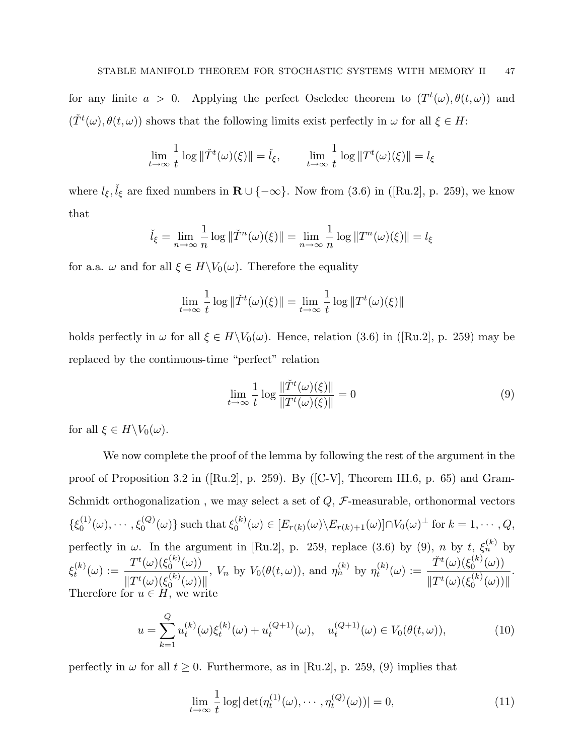for any finite $a > 0$. Applying the perfect Oseledec theorem to $(T^t(\omega), \theta(t,\omega))$ and $(\check{T}^t(\omega), \theta(t,\omega))$ shows that the following limits exist perfectly in $\omega$ for all $\xi \in H$:

$$\lim_{t\to\infty} \frac{1}{t} \log \|\check{T}^t(\omega)(\xi)\| = \check{l}_\xi, \qquad \lim_{t\to\infty} \frac{1}{t} \log \|T^t(\omega)(\xi)\| = l_\xi$$

where $l_\xi, \check{l}_\xi$ are fixed numbers in $\mathbf{R} \cup \{-\infty\}$. Now from (3.6) in ([Ru.2], p. 259), we know that

$$\check{l}_\xi = \lim_{n\to\infty} \frac{1}{n} \log \|\check{T}^n(\omega)(\xi)\| = \lim_{n\to\infty} \frac{1}{n} \log \|T^n(\omega)(\xi)\| = l_\xi$$

for a.a. $\omega$ and for all $\xi \in H \backslash V_0(\omega)$. Therefore the equality

$$\lim_{t\to\infty} \frac{1}{t} \log \|\check{T}^t(\omega)(\xi)\| = \lim_{t\to\infty} \frac{1}{t} \log \|T^t(\omega)(\xi)\|$$

holds perfectly in $\omega$ for all $\xi \in H \backslash V_0(\omega)$. Hence, relation (3.6) in ([Ru.2], p. 259) may be replaced by the continuous-time "perfect" relation

$$\lim_{t\to\infty} \frac{1}{t} \log \frac{\|\check{T}^t(\omega)(\xi)\|}{\|T^t(\omega)(\xi)\|} = 0 \tag{9}$$

for all $\xi \in H \backslash V_0(\omega)$.

We now complete the proof of the lemma by following the rest of the argument in the proof of Proposition 3.2 in ([Ru.2], p. 259). By ([C-V], Theorem III.6, p. 65) and Gram-Schmidt orthogonalization , we may select a set of $Q$, $\mathcal{F}$-measurable, orthonormal vectors $\{\xi_0^{(1)}(\omega), \cdots, \xi_0^{(Q)}(\omega)\}$ such that $\xi_0^{(k)}(\omega) \in [E_{r(k)}(\omega) \backslash E_{r(k)+1}(\omega)] \cap V_0(\omega)^\perp$ for $k = 1, \cdots, Q$, perfectly in $\omega$. In the argument in [Ru.2], p. 259, replace (3.6) by (9), $n$ by $t$, $\xi_n^{(k)}$ by $\xi_t^{(k)}(\omega) := \dfrac{T^t(\omega)(\xi_0^{(k)}(\omega))}{\|T^t(\omega)(\xi_0^{(k)}(\omega))\|}$, $V_n$ by $V_0(\theta(t,\omega))$, and $\eta_n^{(k)}$ by $\eta_t^{(k)}(\omega) := \dfrac{\check{T}^t(\omega)(\xi_0^{(k)}(\omega))}{\|T^t(\omega)(\xi_0^{(k)}(\omega))\|}$. Therefore for $u \in H$, we write

$$u = \sum_{k=1}^{Q} u_t^{(k)}(\omega)\xi_t^{(k)}(\omega) + u_t^{(Q+1)}(\omega), \quad u_t^{(Q+1)}(\omega) \in V_0(\theta(t,\omega)), \tag{10}$$

perfectly in $\omega$ for all $t \geq 0$. Furthermore, as in [Ru.2], p. 259, (9) implies that

$$\lim_{t\to\infty} \frac{1}{t} \log|\det(\eta_t^{(1)}(\omega), \cdots, \eta_t^{(Q)}(\omega))| = 0, \tag{11}$$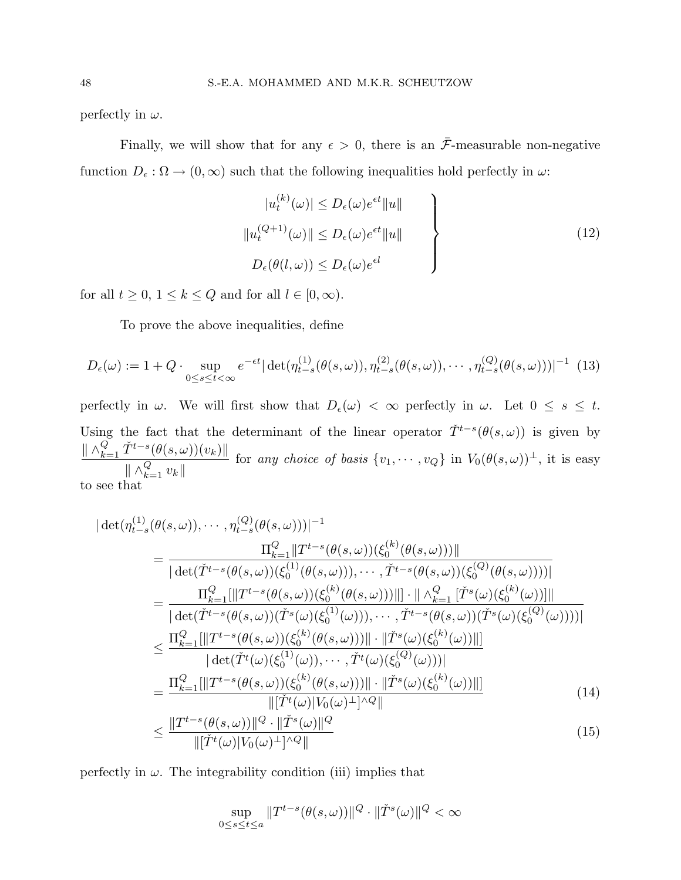perfectly in $\omega$.

Finally, we will show that for any $\epsilon > 0$, there is an $\bar{\mathcal{F}}$-measurable non-negative function $D_\epsilon : \Omega \to (0, \infty)$ such that the following inequalities hold perfectly in $\omega$:

$$
\left.\begin{aligned}
|u_t^{(k)}(\omega)| &\leq D_\epsilon(\omega) e^{\epsilon t} \|u\| \\
\|u_t^{(Q+1)}(\omega)\| &\leq D_\epsilon(\omega) e^{\epsilon t} \|u\| \\
D_\epsilon(\theta(l,\omega)) &\leq D_\epsilon(\omega) e^{\epsilon l}
\end{aligned}\right\} \tag{12}
$$

for all $t \geq 0$, $1 \leq k \leq Q$ and for all $l \in [0, \infty)$.

To prove the above inequalities, define

$$
D_\epsilon(\omega) := 1 + Q \cdot \sup_{0 \leq s \leq t < \infty} e^{-\epsilon t} |\det(\eta_{t-s}^{(1)}(\theta(s,\omega)), \eta_{t-s}^{(2)}(\theta(s,\omega)), \cdots, \eta_{t-s}^{(Q)}(\theta(s,\omega)))|^{-1} \tag{13}
$$

perfectly in $\omega$. We will first show that $D_\epsilon(\omega) < \infty$ perfectly in $\omega$. Let $0 \leq s \leq t$. Using the fact that the determinant of the linear operator $\check{T}^{t-s}(\theta(s,\omega))$ is given by $\dfrac{\| \wedge_{k=1}^{Q} \check{T}^{t-s}(\theta(s,\omega))(v_k)\|}{\| \wedge_{k=1}^{Q} v_k\|}$ for *any choice of basis* $\{v_1, \cdots, v_Q\}$ in $V_0(\theta(s,\omega))^\perp$, it is easy to see that

$$
\begin{aligned}
&|\det(\eta_{t-s}^{(1)}(\theta(s,\omega)), \cdots, \eta_{t-s}^{(Q)}(\theta(s,\omega)))|^{-1} \\
&\quad = \frac{\Pi_{k=1}^{Q} \|T^{t-s}(\theta(s,\omega))(\xi_0^{(k)}(\theta(s,\omega)))\|}{|\det(\check{T}^{t-s}(\theta(s,\omega))(\xi_0^{(1)}(\theta(s,\omega))), \cdots, \check{T}^{t-s}(\theta(s,\omega))(\xi_0^{(Q)}(\theta(s,\omega))))|} \\
&\quad = \frac{\Pi_{k=1}^{Q} [\|T^{t-s}(\theta(s,\omega))(\xi_0^{(k)}(\theta(s,\omega)))\|] \cdot \| \wedge_{k=1}^{Q} [\check{T}^{s}(\omega)(\xi_0^{(k)}(\omega))]\|}{|\det(\check{T}^{t-s}(\theta(s,\omega))(\check{T}^{s}(\omega)(\xi_0^{(1)}(\omega))), \cdots, \check{T}^{t-s}(\theta(s,\omega))(\check{T}^{s}(\omega)(\xi_0^{(Q)}(\omega))))|} \\
&\quad \leq \frac{\Pi_{k=1}^{Q} [\|T^{t-s}(\theta(s,\omega))(\xi_0^{(k)}(\theta(s,\omega)))\| \cdot \|\check{T}^{s}(\omega)(\xi_0^{(k)}(\omega))\|]}{|\det(\check{T}^{t}(\omega)(\xi_0^{(1)}(\omega)), \cdots, \check{T}^{t}(\omega)(\xi_0^{(Q)}(\omega)))|} \\
&\quad = \frac{\Pi_{k=1}^{Q} [\|T^{t-s}(\theta(s,\omega))(\xi_0^{(k)}(\theta(s,\omega)))\| \cdot \|\check{T}^{s}(\omega)(\xi_0^{(k)}(\omega))\|]}{\|[\check{T}^{t}(\omega)|V_0(\omega)^\perp]^{\wedge Q}\|} && (14) \\
&\quad \leq \frac{\|T^{t-s}(\theta(s,\omega))\|^{Q} \cdot \|\check{T}^{s}(\omega)\|^{Q}}{\|[\check{T}^{t}(\omega)|V_0(\omega)^\perp]^{\wedge Q}\|} && (15)
\end{aligned}
$$

perfectly in $\omega$. The integrability condition (iii) implies that

$$
\sup_{0 \leq s \leq t \leq a} \|T^{t-s}(\theta(s,\omega))\|^{Q} \cdot \|\check{T}^{s}(\omega)\|^{Q} < \infty
$$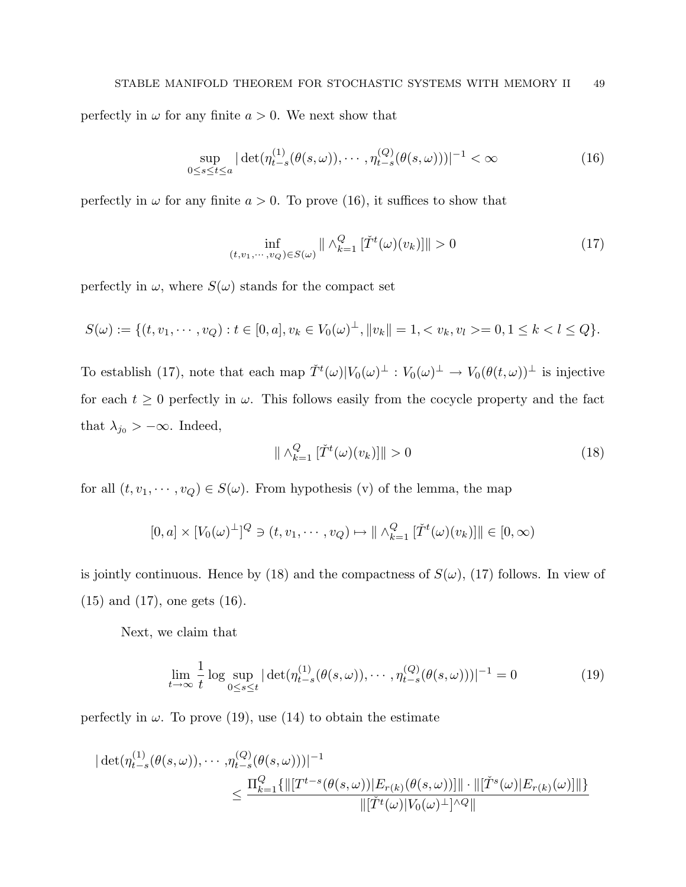perfectly in $\omega$ for any finite $a > 0$. We next show that

$$\sup_{0 \le s \le t \le a} |\det(\eta_{t-s}^{(1)}(\theta(s,\omega)), \cdots, \eta_{t-s}^{(Q)}(\theta(s,\omega)))|^{-1} < \infty \tag{16}$$

perfectly in $\omega$ for any finite $a > 0$. To prove (16), it suffices to show that

$$\inf_{(t,v_1,\cdots,v_Q)\in S(\omega)} \| \wedge_{k=1}^{Q} [\check{T}^t(\omega)(v_k)]\| > 0 \tag{17}$$

perfectly in $\omega$, where $S(\omega)$ stands for the compact set

$$S(\omega) := \{(t, v_1, \cdots, v_Q) : t \in [0, a], v_k \in V_0(\omega)^{\perp}, \|v_k\| = 1, < v_k, v_l >= 0, 1 \le k < l \le Q\}.$$

To establish (17), note that each map $\check{T}^t(\omega)|V_0(\omega)^{\perp} : V_0(\omega)^{\perp} \to V_0(\theta(t,\omega))^{\perp}$ is injective for each $t \ge 0$ perfectly in $\omega$. This follows easily from the cocycle property and the fact that $\lambda_{j_0} > -\infty$. Indeed,

$$\| \wedge_{k=1}^{Q} [\check{T}^t(\omega)(v_k)]\| > 0 \tag{18}$$

for all $(t, v_1, \cdots, v_Q) \in S(\omega)$. From hypothesis (v) of the lemma, the map

$$[0, a] \times [V_0(\omega)^{\perp}]^Q \ni (t, v_1, \cdots, v_Q) \mapsto \| \wedge_{k=1}^{Q} [\check{T}^t(\omega)(v_k)]\| \in [0, \infty)$$

is jointly continuous. Hence by (18) and the compactness of $S(\omega)$, (17) follows. In view of (15) and (17), one gets (16).

Next, we claim that

$$\lim_{t\to\infty} \frac{1}{t} \log \sup_{0\le s\le t} |\det(\eta_{t-s}^{(1)}(\theta(s,\omega)), \cdots, \eta_{t-s}^{(Q)}(\theta(s,\omega)))|^{-1} = 0 \tag{19}$$

perfectly in $\omega$. To prove (19), use (14) to obtain the estimate

$$|\det(\eta_{t-s}^{(1)}(\theta(s,\omega)), \cdots, \eta_{t-s}^{(Q)}(\theta(s,\omega)))|^{-1} \le \frac{\Pi_{k=1}^{Q}\{\|[T^{t-s}(\theta(s,\omega))|E_{r(k)}(\theta(s,\omega))]\| \cdot \|[\check{T}^s(\omega)|E_{r(k)}(\omega)]\|\}}{\|[\check{T}^t(\omega)|V_0(\omega)^{\perp}]^{\wedge Q}\|}$$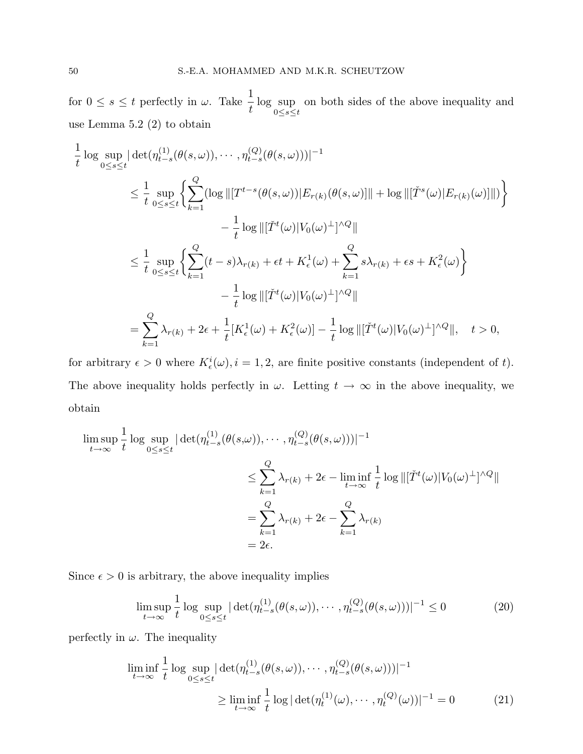for $0 \leq s \leq t$ perfectly in $\omega$. Take $\dfrac{1}{t} \log \sup\limits_{0\leq s\leq t}$ on both sides of the above inequality and use Lemma 5.2 (2) to obtain

$$
\begin{aligned}
\frac{1}{t} \log \sup_{0\leq s\leq t} &| \det(\eta_{t-s}^{(1)}(\theta(s,\omega)), \cdots, \eta_{t-s}^{(Q)}(\theta(s,\omega)))|^{-1} \\
&\leq \frac{1}{t} \sup_{0\leq s\leq t} \left\{ \sum_{k=1}^{Q} (\log \|[T^{t-s}(\theta(s,\omega))|E_{r(k)}(\theta(s,\omega)]\| + \log \|[\check{T}^{s}(\omega)|E_{r(k)}(\omega)]\|) \right\} \\
&\qquad\qquad - \frac{1}{t} \log \|[\check{T}^{t}(\omega)|V_0(\omega)^{\perp}]^{\wedge Q}\| \\
&\leq \frac{1}{t} \sup_{0\leq s\leq t} \left\{ \sum_{k=1}^{Q} (t-s)\lambda_{r(k)} + \epsilon t + K_\epsilon^1(\omega) + \sum_{k=1}^{Q} s\lambda_{r(k)} + \epsilon s + K_\epsilon^2(\omega) \right\} \\
&\qquad\qquad - \frac{1}{t} \log \|[\check{T}^{t}(\omega)|V_0(\omega)^{\perp}]^{\wedge Q}\| \\
&= \sum_{k=1}^{Q} \lambda_{r(k)} + 2\epsilon + \frac{1}{t}[K_\epsilon^1(\omega) + K_\epsilon^2(\omega)] - \frac{1}{t} \log \|[\check{T}^{t}(\omega)|V_0(\omega)^{\perp}]^{\wedge Q}\|, \quad t > 0,
\end{aligned}
$$

for arbitrary $\epsilon > 0$ where $K_\epsilon^i(\omega), i = 1, 2$, are finite positive constants (independent of $t$). The above inequality holds perfectly in $\omega$. Letting $t \to \infty$ in the above inequality, we obtain

$$
\begin{aligned}
\limsup_{t\to\infty} \frac{1}{t} \log \sup_{0\leq s\leq t} &| \det(\eta_{t-s}^{(1)}(\theta(s,\omega)), \cdots, \eta_{t-s}^{(Q)}(\theta(s,\omega)))|^{-1} \\
&\leq \sum_{k=1}^{Q} \lambda_{r(k)} + 2\epsilon - \liminf_{t\to\infty} \frac{1}{t} \log \|[\check{T}^{t}(\omega)|V_0(\omega)^{\perp}]^{\wedge Q}\| \\
&= \sum_{k=1}^{Q} \lambda_{r(k)} + 2\epsilon - \sum_{k=1}^{Q} \lambda_{r(k)} \\
&= 2\epsilon.
\end{aligned}
$$

Since $\epsilon > 0$ is arbitrary, the above inequality implies

$$
\limsup_{t\to\infty} \frac{1}{t} \log \sup_{0\leq s\leq t} | \det(\eta_{t-s}^{(1)}(\theta(s,\omega)), \cdots, \eta_{t-s}^{(Q)}(\theta(s,\omega)))|^{-1} \leq 0 \tag{20}
$$

perfectly in $\omega$. The inequality

$$
\begin{aligned}
\liminf_{t\to\infty} \frac{1}{t} \log \sup_{0\leq s\leq t} &| \det(\eta_{t-s}^{(1)}(\theta(s,\omega)), \cdots, \eta_{t-s}^{(Q)}(\theta(s,\omega)))|^{-1} \\
&\geq \liminf_{t\to\infty} \frac{1}{t} \log | \det(\eta_t^{(1)}(\omega), \cdots, \eta_t^{(Q)}(\omega))|^{-1} = 0
\end{aligned} \tag{21}
$$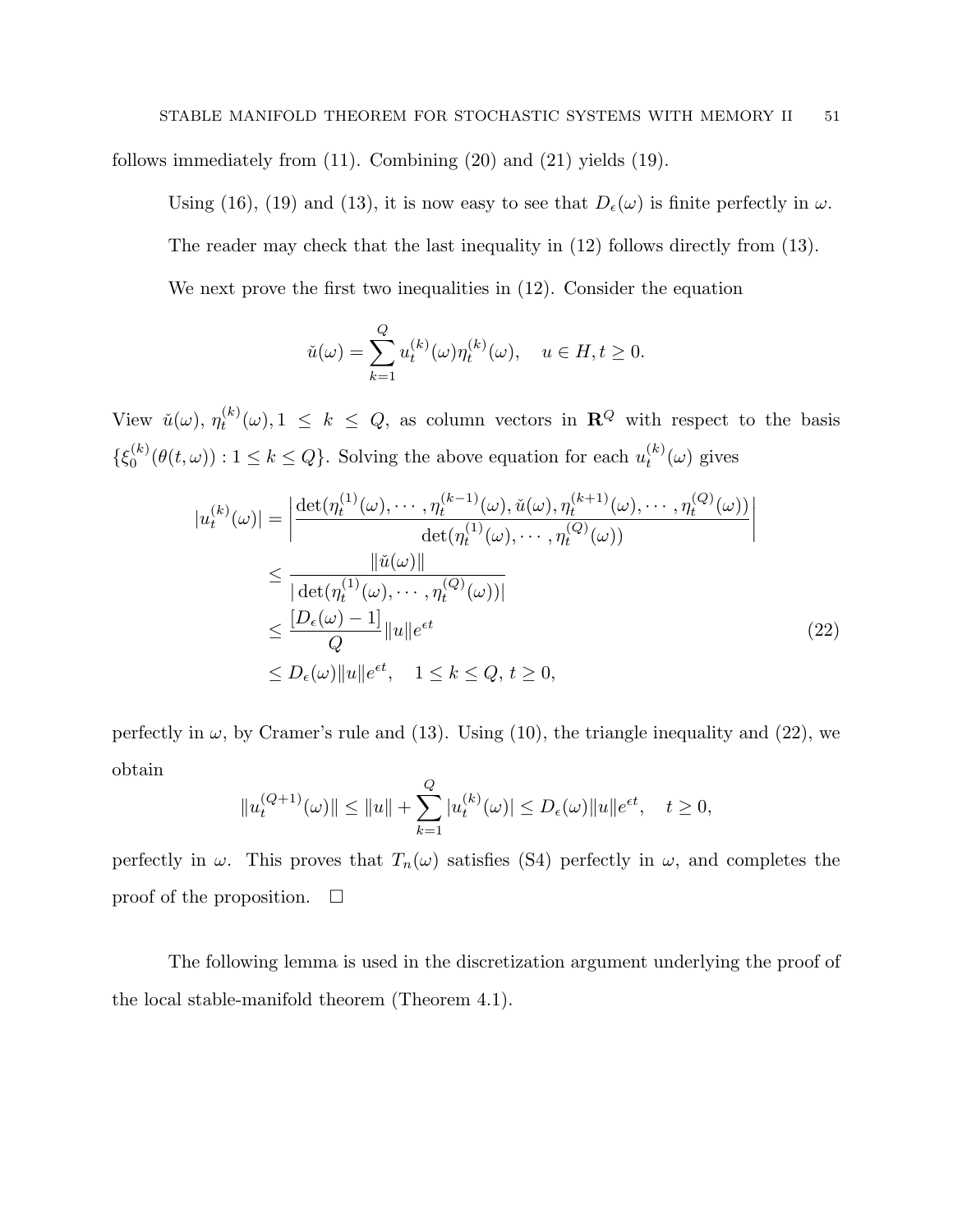follows immediately from (11). Combining (20) and (21) yields (19).

Using (16), (19) and (13), it is now easy to see that $D_\epsilon(\omega)$ is finite perfectly in $\omega$.

The reader may check that the last inequality in (12) follows directly from (13).

We next prove the first two inequalities in (12). Consider the equation

$$\check{u}(\omega) = \sum_{k=1}^{Q} u_t^{(k)}(\omega)\eta_t^{(k)}(\omega), \quad u \in H, t \geq 0.$$

View $\check{u}(\omega)$, $\eta_t^{(k)}(\omega), 1 \leq k \leq Q$, as column vectors in $\mathbf{R}^Q$ with respect to the basis $\{\xi_0^{(k)}(\theta(t,\omega)) : 1 \leq k \leq Q\}$. Solving the above equation for each $u_t^{(k)}(\omega)$ gives

$$\begin{aligned}
|u_t^{(k)}(\omega)| &= \left| \frac{\det(\eta_t^{(1)}(\omega), \cdots, \eta_t^{(k-1)}(\omega), \check{u}(\omega), \eta_t^{(k+1)}(\omega), \cdots, \eta_t^{(Q)}(\omega))}{\det(\eta_t^{(1)}(\omega), \cdots, \eta_t^{(Q)}(\omega))} \right| \\
&\leq \frac{\|\check{u}(\omega)\|}{|\det(\eta_t^{(1)}(\omega), \cdots, \eta_t^{(Q)}(\omega))|} \\
&\leq \frac{[D_\epsilon(\omega) - 1]}{Q} \|u\| e^{\epsilon t} \\
&\leq D_\epsilon(\omega) \|u\| e^{\epsilon t}, \quad 1 \leq k \leq Q,\, t \geq 0,
\end{aligned} \tag{22}$$

perfectly in $\omega$, by Cramer's rule and (13). Using (10), the triangle inequality and (22), we obtain

$$\|u_t^{(Q+1)}(\omega)\| \leq \|u\| + \sum_{k=1}^{Q} |u_t^{(k)}(\omega)| \leq D_\epsilon(\omega)\|u\|e^{\epsilon t}, \quad t \geq 0,$$

perfectly in $\omega$. This proves that $T_n(\omega)$ satisfies (S4) perfectly in $\omega$, and completes the proof of the proposition. $\square$

The following lemma is used in the discretization argument underlying the proof of the local stable-manifold theorem (Theorem 4.1).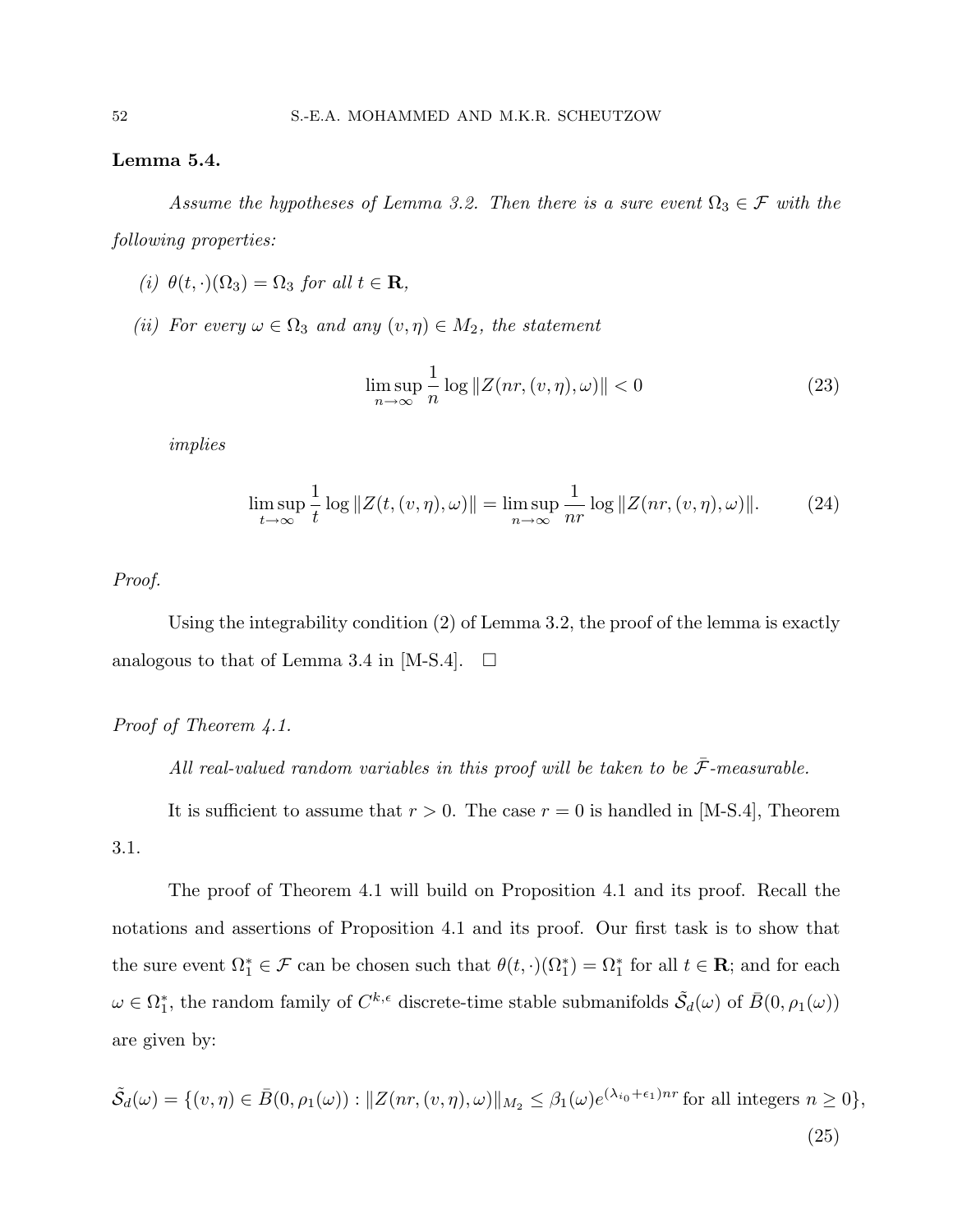**Lemma 5.4.**

*Assume the hypotheses of Lemma 3.2. Then there is a sure event $\Omega_3 \in \mathcal{F}$ with the following properties:*

*(i) $\theta(t,\cdot)(\Omega_3) = \Omega_3$ for all $t \in \mathbf{R}$,*

*(ii) For every $\omega \in \Omega_3$ and any $(v,\eta) \in M_2$, the statement*

$$\limsup_{n\to\infty} \frac{1}{n} \log \|Z(nr,(v,\eta),\omega)\| < 0 \tag{23}$$

*implies*

$$\limsup_{t\to\infty} \frac{1}{t} \log \|Z(t,(v,\eta),\omega)\| = \limsup_{n\to\infty} \frac{1}{nr} \log \|Z(nr,(v,\eta),\omega)\|. \tag{24}$$

*Proof.*

Using the integrability condition (2) of Lemma 3.2, the proof of the lemma is exactly analogous to that of Lemma 3.4 in [M-S.4]. $\square$

*Proof of Theorem 4.1.*

*All real-valued random variables in this proof will be taken to be $\bar{\mathcal{F}}$-measurable.*

It is sufficient to assume that $r > 0$. The case $r = 0$ is handled in [M-S.4], Theorem 3.1.

The proof of Theorem 4.1 will build on Proposition 4.1 and its proof. Recall the notations and assertions of Proposition 4.1 and its proof. Our first task is to show that the sure event $\Omega_1^* \in \mathcal{F}$ can be chosen such that $\theta(t,\cdot)(\Omega_1^*) = \Omega_1^*$ for all $t \in \mathbf{R}$; and for each $\omega \in \Omega_1^*$, the random family of $C^{k,\epsilon}$ discrete-time stable submanifolds $\tilde{\mathcal{S}}_d(\omega)$ of $\bar{B}(0,\rho_1(\omega))$ are given by:

$$\tilde{\mathcal{S}}_d(\omega) = \{(v,\eta) \in \bar{B}(0,\rho_1(\omega)) : \|Z(nr,(v,\eta),\omega)\|_{M_2} \le \beta_1(\omega) e^{(\lambda_{i_0}+\epsilon_1)nr} \text{ for all integers } n \ge 0\}, \tag{25}$$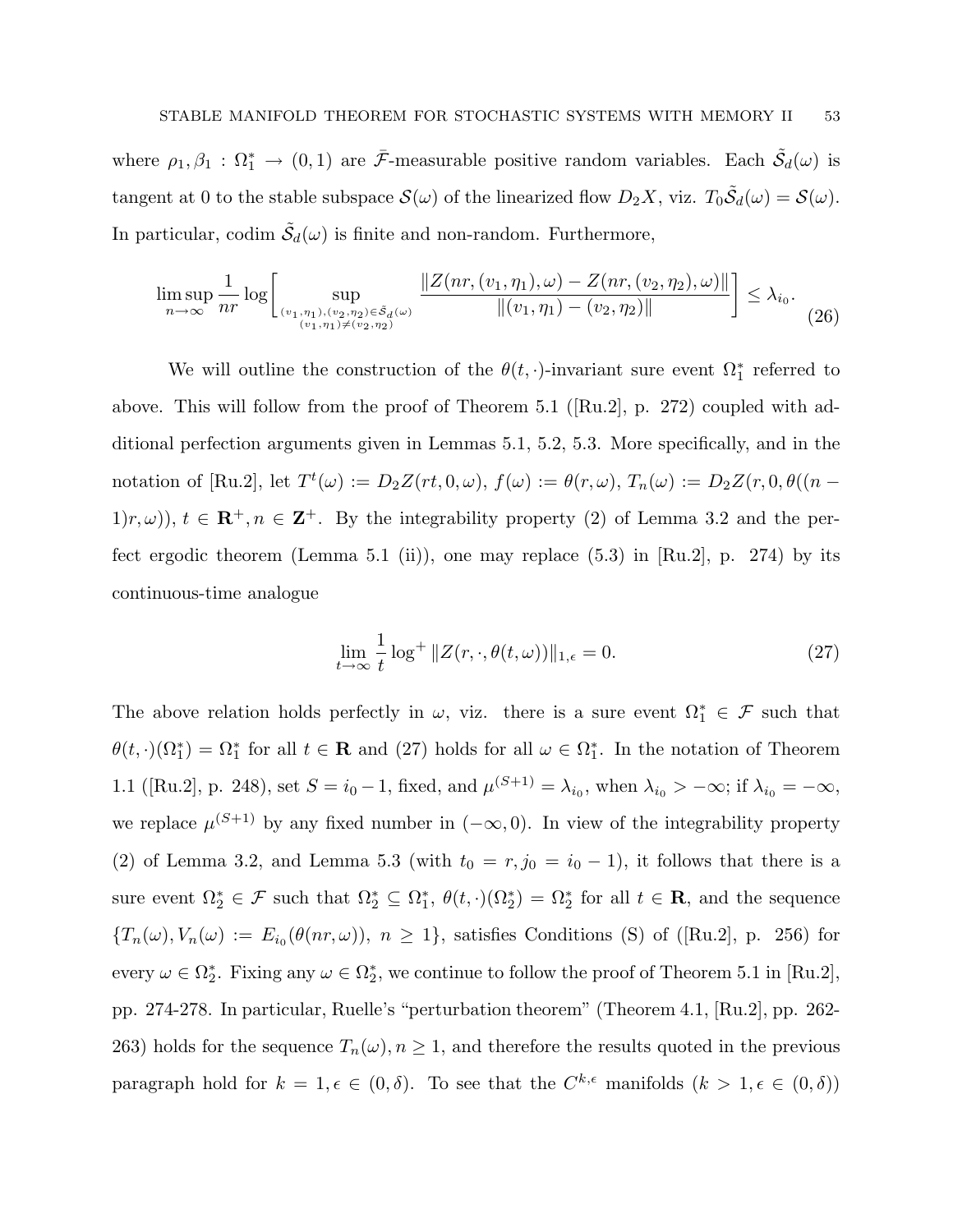where $\rho_1, \beta_1 : \Omega_1^* \to (0,1)$ are $\bar{\mathcal{F}}$-measurable positive random variables. Each $\tilde{\mathcal{S}}_d(\omega)$ is tangent at 0 to the stable subspace $\mathcal{S}(\omega)$ of the linearized flow $D_2X$, viz. $T_0\tilde{\mathcal{S}}_d(\omega) = \mathcal{S}(\omega)$. In particular, codim $\tilde{\mathcal{S}}_d(\omega)$ is finite and non-random. Furthermore,

$$\limsup_{n\to\infty} \frac{1}{nr} \log\left[ \sup_{\substack{(v_1,\eta_1),(v_2,\eta_2)\in\tilde{\mathcal{S}}_d(\omega)\\(v_1,\eta_1)\neq(v_2,\eta_2)}} \frac{\|Z(nr,(v_1,\eta_1),\omega) - Z(nr,(v_2,\eta_2),\omega)\|}{\|(v_1,\eta_1)-(v_2,\eta_2)\|}\right] \le \lambda_{i_0}. \tag{26}$$

We will outline the construction of the $\theta(t,\cdot)$-invariant sure event $\Omega_1^*$ referred to above. This will follow from the proof of Theorem 5.1 ([Ru.2], p. 272) coupled with additional perfection arguments given in Lemmas 5.1, 5.2, 5.3. More specifically, and in the notation of [Ru.2], let $T^t(\omega) := D_2Z(rt,0,\omega)$, $f(\omega) := \theta(r,\omega)$, $T_n(\omega) := D_2Z(r,0,\theta((n-1)r,\omega))$, $t \in \mathbf{R}^+, n \in \mathbf{Z}^+$. By the integrability property (2) of Lemma 3.2 and the perfect ergodic theorem (Lemma 5.1 (ii)), one may replace (5.3) in [Ru.2], p. 274) by its continuous-time analogue

$$\lim_{t\to\infty} \frac{1}{t} \log^+ \|Z(r,\cdot,\theta(t,\omega))\|_{1,\epsilon} = 0. \tag{27}$$

The above relation holds perfectly in $\omega$, viz. there is a sure event $\Omega_1^* \in \mathcal{F}$ such that $\theta(t,\cdot)(\Omega_1^*) = \Omega_1^*$ for all $t \in \mathbf{R}$ and (27) holds for all $\omega \in \Omega_1^*$. In the notation of Theorem 1.1 ([Ru.2], p. 248), set $S = i_0 - 1$, fixed, and $\mu^{(S+1)} = \lambda_{i_0}$, when $\lambda_{i_0} > -\infty$; if $\lambda_{i_0} = -\infty$, we replace $\mu^{(S+1)}$ by any fixed number in $(-\infty, 0)$. In view of the integrability property (2) of Lemma 3.2, and Lemma 5.3 (with $t_0 = r, j_0 = i_0 - 1$), it follows that there is a sure event $\Omega_2^* \in \mathcal{F}$ such that $\Omega_2^* \subseteq \Omega_1^*$, $\theta(t,\cdot)(\Omega_2^*) = \Omega_2^*$ for all $t \in \mathbf{R}$, and the sequence $\{T_n(\omega), V_n(\omega) := E_{i_0}(\theta(nr,\omega)),\ n \ge 1\}$, satisfies Conditions (S) of ([Ru.2], p. 256) for every $\omega \in \Omega_2^*$. Fixing any $\omega \in \Omega_2^*$, we continue to follow the proof of Theorem 5.1 in [Ru.2], pp. 274-278. In particular, Ruelle's "perturbation theorem" (Theorem 4.1, [Ru.2], pp. 262-263) holds for the sequence $T_n(\omega), n \ge 1$, and therefore the results quoted in the previous paragraph hold for $k = 1, \epsilon \in (0,\delta)$. To see that the $C^{k,\epsilon}$ manifolds ($k > 1, \epsilon \in (0,\delta)$)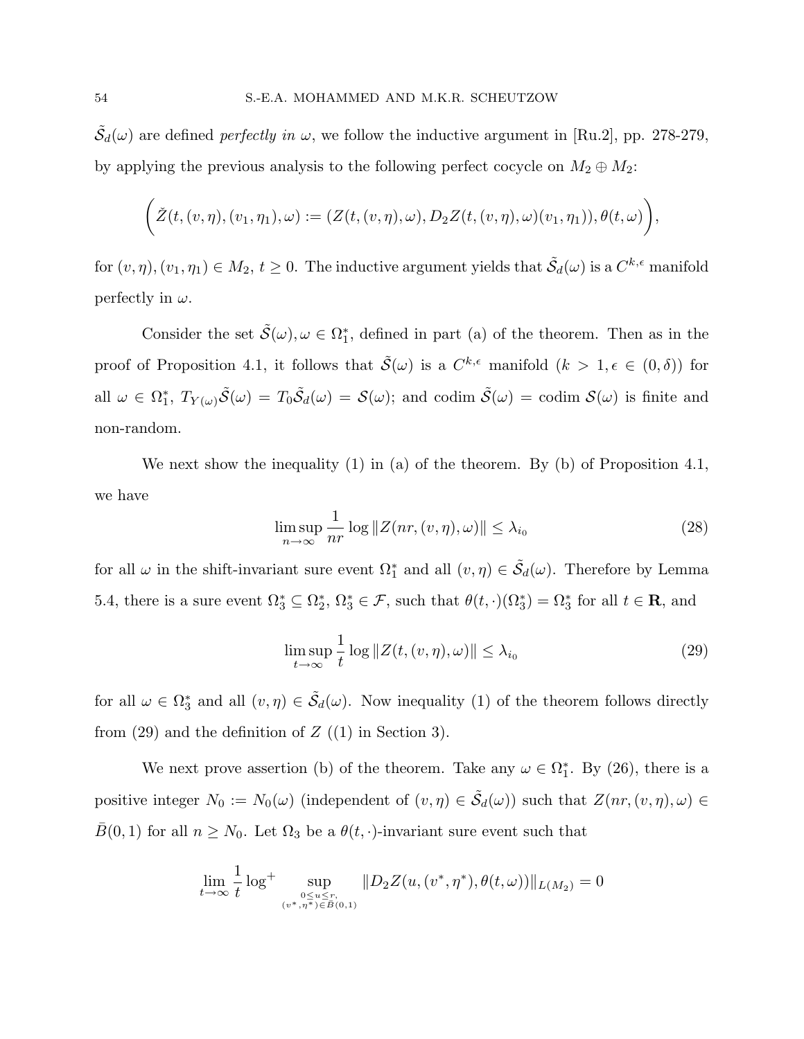$\tilde{\mathcal{S}}_d(\omega)$ are defined *perfectly in* $\omega$, we follow the inductive argument in [Ru.2], pp. 278-279, by applying the previous analysis to the following perfect cocycle on $M_2 \oplus M_2$:

$$\left(\check{Z}(t,(v,\eta),(v_1,\eta_1),\omega) := (Z(t,(v,\eta),\omega), D_2 Z(t,(v,\eta),\omega)(v_1,\eta_1)), \theta(t,\omega)\right),$$

for $(v,\eta),(v_1,\eta_1) \in M_2$, $t \geq 0$. The inductive argument yields that $\tilde{\mathcal{S}}_d(\omega)$ is a $C^{k,\epsilon}$ manifold perfectly in $\omega$.

Consider the set $\tilde{\mathcal{S}}(\omega), \omega \in \Omega_1^*$, defined in part (a) of the theorem. Then as in the proof of Proposition 4.1, it follows that $\tilde{\mathcal{S}}(\omega)$ is a $C^{k,\epsilon}$ manifold ($k > 1, \epsilon \in (0,\delta)$) for all $\omega \in \Omega_1^*$, $T_{Y(\omega)}\tilde{\mathcal{S}}(\omega) = T_0\tilde{\mathcal{S}}_d(\omega) = \mathcal{S}(\omega)$; and codim $\tilde{\mathcal{S}}(\omega) =$ codim $\mathcal{S}(\omega)$ is finite and non-random.

We next show the inequality (1) in (a) of the theorem. By (b) of Proposition 4.1, we have

$$\limsup_{n\to\infty} \frac{1}{nr} \log \|Z(nr,(v,\eta),\omega)\| \leq \lambda_{i_0} \tag{28}$$

for all $\omega$ in the shift-invariant sure event $\Omega_1^*$ and all $(v,\eta) \in \tilde{\mathcal{S}}_d(\omega)$. Therefore by Lemma 5.4, there is a sure event $\Omega_3^* \subseteq \Omega_2^*$, $\Omega_3^* \in \mathcal{F}$, such that $\theta(t,\cdot)(\Omega_3^*) = \Omega_3^*$ for all $t \in \mathbf{R}$, and

$$\limsup_{t\to\infty} \frac{1}{t} \log \|Z(t,(v,\eta),\omega)\| \leq \lambda_{i_0} \tag{29}$$

for all $\omega \in \Omega_3^*$ and all $(v,\eta) \in \tilde{\mathcal{S}}_d(\omega)$. Now inequality (1) of the theorem follows directly from (29) and the definition of $Z$ ((1) in Section 3).

We next prove assertion (b) of the theorem. Take any $\omega \in \Omega_1^*$. By (26), there is a positive integer $N_0 := N_0(\omega)$ (independent of $(v,\eta) \in \tilde{\mathcal{S}}_d(\omega)$) such that $Z(nr,(v,\eta),\omega) \in \bar{B}(0,1)$ for all $n \geq N_0$. Let $\Omega_3$ be a $\theta(t,\cdot)$-invariant sure event such that

$$\lim_{t\to\infty} \frac{1}{t} \log^+ \sup_{\substack{0\leq u\leq r,\\ (v^*,\eta^*)\in\bar{B}(0,1)}} \|D_2 Z(u,(v^*,\eta^*),\theta(t,\omega))\|_{L(M_2)} = 0$$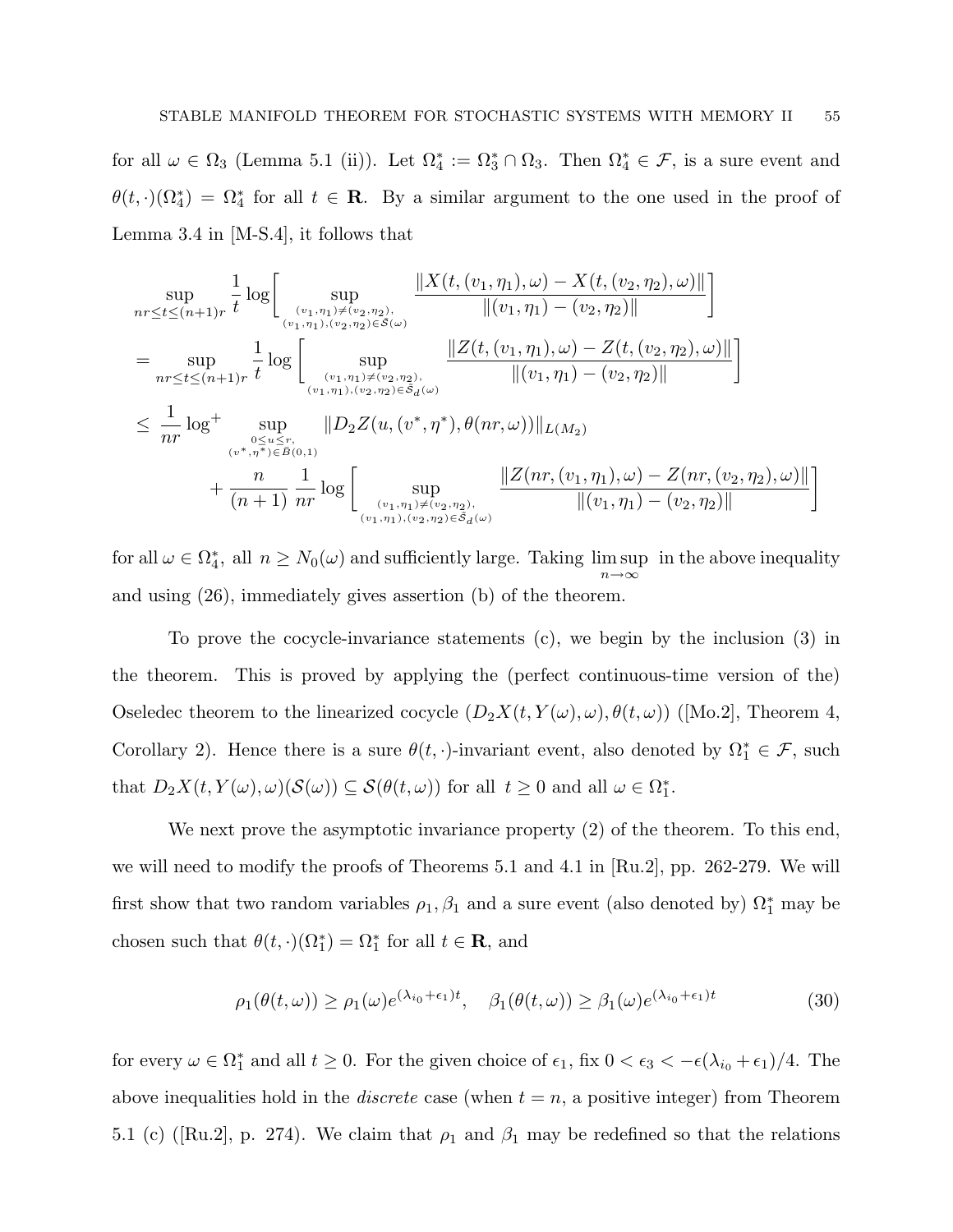for all $\omega \in \Omega_3$ (Lemma 5.1 (ii)). Let $\Omega_4^* := \Omega_3^* \cap \Omega_3$. Then $\Omega_4^* \in \mathcal{F}$, is a sure event and $\theta(t,\cdot)(\Omega_4^*) = \Omega_4^*$ for all $t \in \mathbf{R}$. By a similar argument to the one used in the proof of Lemma 3.4 in [M-S.4], it follows that

$$
\begin{aligned}
&\sup_{nr \le t \le (n+1)r} \frac{1}{t} \log \Bigg[ \sup_{\substack{(v_1,\eta_1) \neq (v_2,\eta_2),\\ (v_1,\eta_1),(v_2,\eta_2) \in \bar{\mathcal{S}}(\omega)}} \frac{\|X(t,(v_1,\eta_1),\omega) - X(t,(v_2,\eta_2),\omega)\|}{\|(v_1,\eta_1) - (v_2,\eta_2)\|} \Bigg] \\
&= \sup_{nr \le t \le (n+1)r} \frac{1}{t} \log \Bigg[ \sup_{\substack{(v_1,\eta_1) \neq (v_2,\eta_2),\\ (v_1,\eta_1),(v_2,\eta_2) \in \tilde{\mathcal{S}}_d(\omega)}} \frac{\|Z(t,(v_1,\eta_1),\omega) - Z(t,(v_2,\eta_2),\omega)\|}{\|(v_1,\eta_1) - (v_2,\eta_2)\|} \Bigg] \\
&\le \frac{1}{nr} \log^+ \sup_{\substack{0 \le u \le r,\\ (v^*,\eta^*) \in \bar{B}(0,1)}} \|D_2 Z(u,(v^*,\eta^*),\theta(nr,\omega))\|_{L(M_2)} \\
&\qquad + \frac{n}{(n+1)} \frac{1}{nr} \log \Bigg[ \sup_{\substack{(v_1,\eta_1) \neq (v_2,\eta_2),\\ (v_1,\eta_1),(v_2,\eta_2) \in \tilde{\mathcal{S}}_d(\omega)}} \frac{\|Z(nr,(v_1,\eta_1),\omega) - Z(nr,(v_2,\eta_2),\omega)\|}{\|(v_1,\eta_1) - (v_2,\eta_2)\|} \Bigg]
\end{aligned}
$$

for all $\omega \in \Omega_4^*$, all $n \ge N_0(\omega)$ and sufficiently large. Taking $\limsup\limits_{n \to \infty}$ in the above inequality and using (26), immediately gives assertion (b) of the theorem.

To prove the cocycle-invariance statements (c), we begin by the inclusion (3) in the theorem. This is proved by applying the (perfect continuous-time version of the) Oseledec theorem to the linearized cocycle $(D_2X(t,Y(\omega),\omega),\theta(t,\omega))$ ([Mo.2], Theorem 4, Corollary 2). Hence there is a sure $\theta(t,\cdot)$-invariant event, also denoted by $\Omega_1^* \in \mathcal{F}$, such that $D_2X(t,Y(\omega),\omega)(\mathcal{S}(\omega)) \subseteq \mathcal{S}(\theta(t,\omega))$ for all $t \ge 0$ and all $\omega \in \Omega_1^*$.

We next prove the asymptotic invariance property (2) of the theorem. To this end, we will need to modify the proofs of Theorems 5.1 and 4.1 in [Ru.2], pp. 262-279. We will first show that two random variables $\rho_1, \beta_1$ and a sure event (also denoted by) $\Omega_1^*$ may be chosen such that $\theta(t,\cdot)(\Omega_1^*) = \Omega_1^*$ for all $t \in \mathbf{R}$, and

$$
\rho_1(\theta(t,\omega)) \ge \rho_1(\omega) e^{(\lambda_{i_0}+\epsilon_1)t}, \quad \beta_1(\theta(t,\omega)) \ge \beta_1(\omega) e^{(\lambda_{i_0}+\epsilon_1)t} \tag{30}
$$

for every $\omega \in \Omega_1^*$ and all $t \ge 0$. For the given choice of $\epsilon_1$, fix $0 < \epsilon_3 < -\epsilon(\lambda_{i_0}+\epsilon_1)/4$. The above inequalities hold in the *discrete* case (when $t = n$, a positive integer) from Theorem 5.1 (c) ([Ru.2], p. 274). We claim that $\rho_1$ and $\beta_1$ may be redefined so that the relations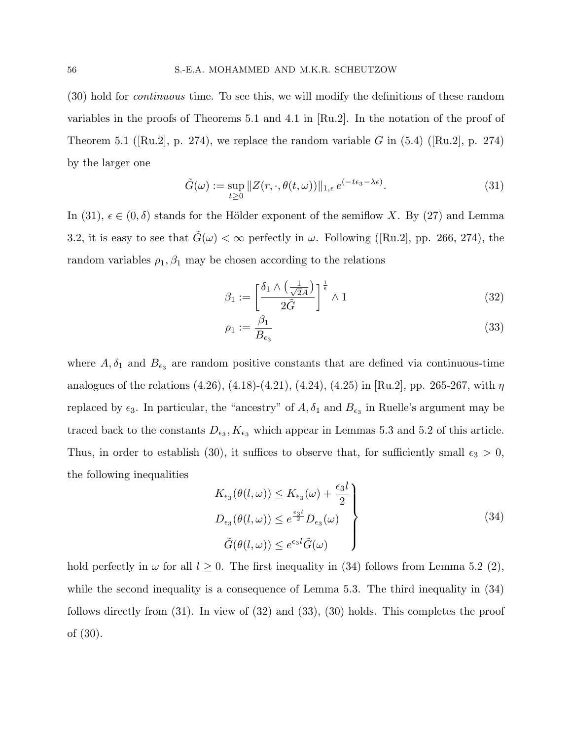(30) hold for *continuous* time. To see this, we will modify the definitions of these random variables in the proofs of Theorems 5.1 and 4.1 in [Ru.2]. In the notation of the proof of Theorem 5.1 ([Ru.2], p. 274), we replace the random variable $G$ in (5.4) ([Ru.2], p. 274) by the larger one

$$\tilde{G}(\omega) := \sup_{t \geq 0} \|Z(r, \cdot, \theta(t, \omega))\|_{1,\epsilon} \, e^{(-t\epsilon_3 - \lambda\epsilon)}. \tag{31}$$

In (31), $\epsilon \in (0, \delta)$ stands for the Hölder exponent of the semiflow $X$. By (27) and Lemma 3.2, it is easy to see that $\tilde{G}(\omega) < \infty$ perfectly in $\omega$. Following ([Ru.2], pp. 266, 274), the random variables $\rho_1, \beta_1$ may be chosen according to the relations

$$\beta_1 := \left[ \frac{\delta_1 \wedge \left(\frac{1}{\sqrt{2}A}\right)}{2\tilde{G}} \right]^{\frac{1}{\epsilon}} \wedge 1 \tag{32}$$

$$\rho_1 := \frac{\beta_1}{B_{\epsilon_3}} \tag{33}$$

where $A, \delta_1$ and $B_{\epsilon_3}$ are random positive constants that are defined via continuous-time analogues of the relations (4.26), (4.18)-(4.21), (4.24), (4.25) in [Ru.2], pp. 265-267, with $\eta$ replaced by $\epsilon_3$. In particular, the "ancestry" of $A, \delta_1$ and $B_{\epsilon_3}$ in Ruelle's argument may be traced back to the constants $D_{\epsilon_3}, K_{\epsilon_3}$ which appear in Lemmas 5.3 and 5.2 of this article. Thus, in order to establish (30), it suffices to observe that, for sufficiently small $\epsilon_3 > 0$, the following inequalities

$$\left.\begin{aligned} K_{\epsilon_3}(\theta(l, \omega)) &\leq K_{\epsilon_3}(\omega) + \frac{\epsilon_3 l}{2} \\ D_{\epsilon_3}(\theta(l, \omega)) &\leq e^{\frac{\epsilon_3 l}{2}} D_{\epsilon_3}(\omega) \\ \tilde{G}(\theta(l, \omega)) &\leq e^{\epsilon_3 l} \tilde{G}(\omega) \end{aligned}\right\} \tag{34}$$

hold perfectly in $\omega$ for all $l \geq 0$. The first inequality in (34) follows from Lemma 5.2 (2), while the second inequality is a consequence of Lemma 5.3. The third inequality in (34) follows directly from (31). In view of (32) and (33), (30) holds. This completes the proof of (30).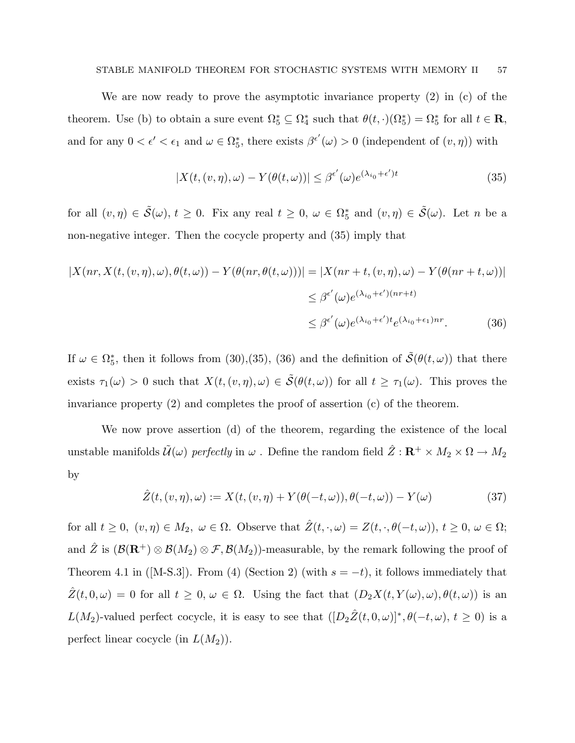We are now ready to prove the asymptotic invariance property (2) in (c) of the theorem. Use (b) to obtain a sure event $\Omega_5^* \subseteq \Omega_4^*$ such that $\theta(t,\cdot)(\Omega_5^*) = \Omega_5^*$ for all $t \in \mathbf{R}$, and for any $0 < \epsilon' < \epsilon_1$ and $\omega \in \Omega_5^*$, there exists $\beta^{\epsilon'}(\omega) > 0$ (independent of $(v,\eta)$) with

$$|X(t,(v,\eta),\omega) - Y(\theta(t,\omega))| \leq \beta^{\epsilon'}(\omega) e^{(\lambda_{i_0}+\epsilon')t} \tag{35}$$

for all $(v,\eta) \in \tilde{\mathcal{S}}(\omega)$, $t \geq 0$. Fix any real $t \geq 0$, $\omega \in \Omega_5^*$ and $(v,\eta) \in \tilde{\mathcal{S}}(\omega)$. Let $n$ be a non-negative integer. Then the cocycle property and (35) imply that

$$\begin{aligned}
|X(nr, X(t,(v,\eta),\omega), \theta(t,\omega)) - Y(\theta(nr,\theta(t,\omega)))| &= |X(nr+t,(v,\eta),\omega) - Y(\theta(nr+t,\omega))| \\
&\leq \beta^{\epsilon'}(\omega) e^{(\lambda_{i_0}+\epsilon')(nr+t)} \\
&\leq \beta^{\epsilon'}(\omega) e^{(\lambda_{i_0}+\epsilon')t} e^{(\lambda_{i_0}+\epsilon_1)nr}. 
\end{aligned} \tag{36}$$

If $\omega \in \Omega_5^*$, then it follows from (30),(35), (36) and the definition of $\tilde{\mathcal{S}}(\theta(t,\omega))$ that there exists $\tau_1(\omega) > 0$ such that $X(t,(v,\eta),\omega) \in \tilde{\mathcal{S}}(\theta(t,\omega))$ for all $t \geq \tau_1(\omega)$. This proves the invariance property (2) and completes the proof of assertion (c) of the theorem.

We now prove assertion (d) of the theorem, regarding the existence of the local unstable manifolds $\tilde{\mathcal{U}}(\omega)$ *perfectly* in $\omega$ . Define the random field $\hat{Z} : \mathbf{R}^+ \times M_2 \times \Omega \to M_2$ by

$$\hat{Z}(t,(v,\eta),\omega) := X(t,(v,\eta) + Y(\theta(-t,\omega)), \theta(-t,\omega)) - Y(\omega) \tag{37}$$

for all $t \geq 0$, $(v,\eta) \in M_2$, $\omega \in \Omega$. Observe that $\hat{Z}(t,\cdot,\omega) = Z(t,\cdot,\theta(-t,\omega))$, $t \geq 0$, $\omega \in \Omega$; and $\hat{Z}$ is $(\mathcal{B}(\mathbf{R}^+) \otimes \mathcal{B}(M_2) \otimes \mathcal{F}, \mathcal{B}(M_2))$-measurable, by the remark following the proof of Theorem 4.1 in ([M-S.3]). From (4) (Section 2) (with $s = -t$), it follows immediately that $\hat{Z}(t,0,\omega) = 0$ for all $t \geq 0$, $\omega \in \Omega$. Using the fact that $(D_2X(t,Y(\omega),\omega), \theta(t,\omega))$ is an $L(M_2)$-valued perfect cocycle, it is easy to see that $([D_2\hat{Z}(t,0,\omega)]^*, \theta(-t,\omega),\, t \geq 0)$ is a perfect linear cocycle (in $L(M_2)$).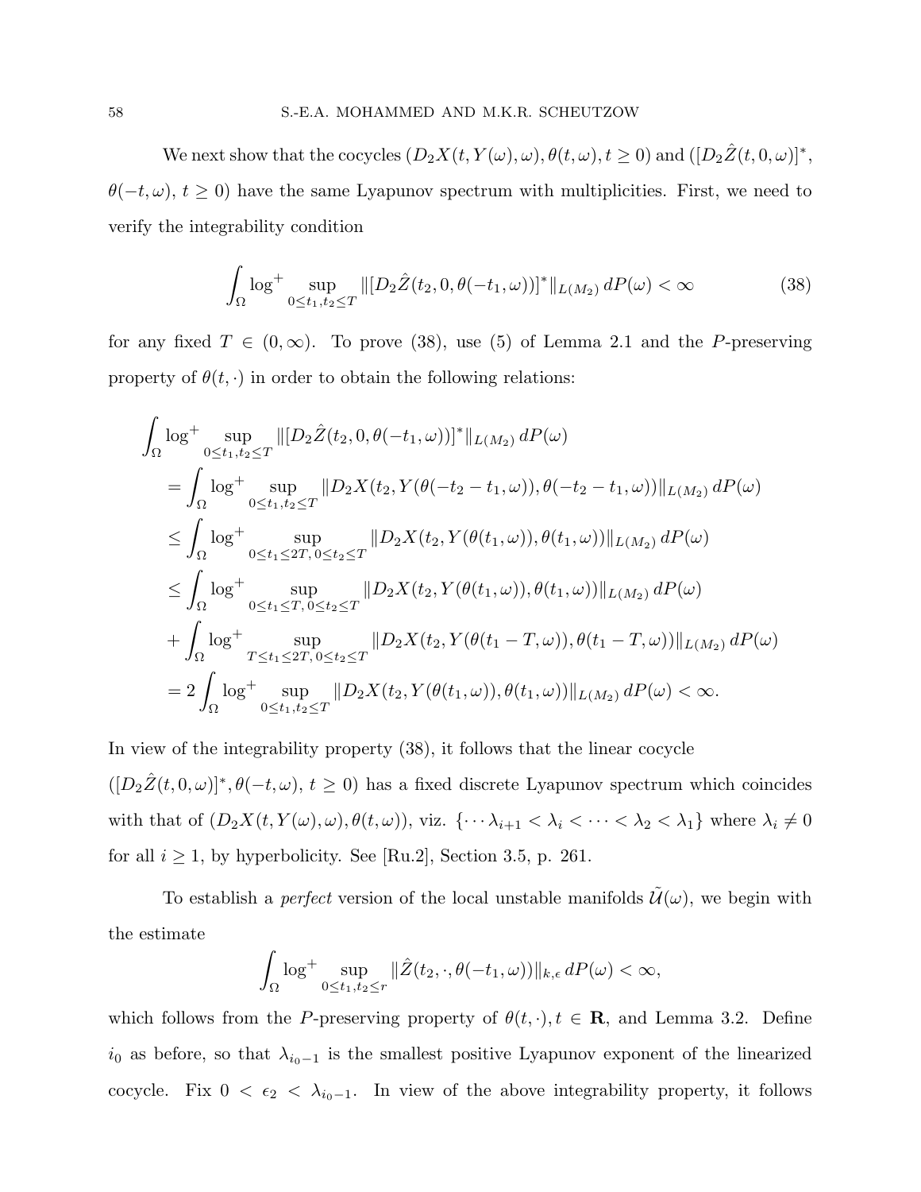We next show that the cocycles $(D_2X(t, Y(\omega), \omega), \theta(t, \omega), t \geq 0)$ and $([D_2\hat{Z}(t, 0, \omega)]^*,$ $\theta(-t, \omega),\ t \geq 0)$ have the same Lyapunov spectrum with multiplicities. First, we need to verify the integrability condition

$$\int_\Omega \log^+ \sup_{0 \leq t_1, t_2 \leq T} \|[D_2\hat{Z}(t_2, 0, \theta(-t_1, \omega))]^*\|_{L(M_2)}\, dP(\omega) < \infty \tag{38}$$

for any fixed $T \in (0, \infty)$. To prove (38), use (5) of Lemma 2.1 and the $P$-preserving property of $\theta(t, \cdot)$ in order to obtain the following relations:

$$\begin{aligned}
&\int_\Omega \log^+ \sup_{0 \leq t_1, t_2 \leq T} \|[D_2\hat{Z}(t_2, 0, \theta(-t_1, \omega))]^*\|_{L(M_2)}\, dP(\omega) \\
&= \int_\Omega \log^+ \sup_{0 \leq t_1, t_2 \leq T} \|D_2X(t_2, Y(\theta(-t_2 - t_1, \omega)), \theta(-t_2 - t_1, \omega))\|_{L(M_2)}\, dP(\omega) \\
&\leq \int_\Omega \log^+ \sup_{0 \leq t_1 \leq 2T,\, 0 \leq t_2 \leq T} \|D_2X(t_2, Y(\theta(t_1, \omega)), \theta(t_1, \omega))\|_{L(M_2)}\, dP(\omega) \\
&\leq \int_\Omega \log^+ \sup_{0 \leq t_1 \leq T,\, 0 \leq t_2 \leq T} \|D_2X(t_2, Y(\theta(t_1, \omega)), \theta(t_1, \omega))\|_{L(M_2)}\, dP(\omega) \\
&+ \int_\Omega \log^+ \sup_{T \leq t_1 \leq 2T,\, 0 \leq t_2 \leq T} \|D_2X(t_2, Y(\theta(t_1 - T, \omega)), \theta(t_1 - T, \omega))\|_{L(M_2)}\, dP(\omega) \\
&= 2\int_\Omega \log^+ \sup_{0 \leq t_1, t_2 \leq T} \|D_2X(t_2, Y(\theta(t_1, \omega)), \theta(t_1, \omega))\|_{L(M_2)}\, dP(\omega) < \infty.
\end{aligned}$$

In view of the integrability property (38), it follows that the linear cocycle $([D_2\hat{Z}(t, 0, \omega)]^*, \theta(-t, \omega),\ t \geq 0)$ has a fixed discrete Lyapunov spectrum which coincides with that of $(D_2X(t, Y(\omega), \omega), \theta(t, \omega))$, viz. $\{\cdots \lambda_{i+1} < \lambda_i < \cdots < \lambda_2 < \lambda_1\}$ where $\lambda_i \neq 0$ for all $i \geq 1$, by hyperbolicity. See [Ru.2], Section 3.5, p. 261.

To establish a *perfect* version of the local unstable manifolds $\tilde{\mathcal{U}}(\omega)$, we begin with the estimate

$$\int_\Omega \log^+ \sup_{0 \leq t_1, t_2 \leq r} \|\hat{Z}(t_2, \cdot, \theta(-t_1, \omega))\|_{k,\epsilon}\, dP(\omega) < \infty,$$

which follows from the $P$-preserving property of $\theta(t, \cdot), t \in \mathbf{R}$, and Lemma 3.2. Define $i_0$ as before, so that $\lambda_{i_0 - 1}$ is the smallest positive Lyapunov exponent of the linearized cocycle. Fix $0 < \epsilon_2 < \lambda_{i_0 - 1}$. In view of the above integrability property, it follows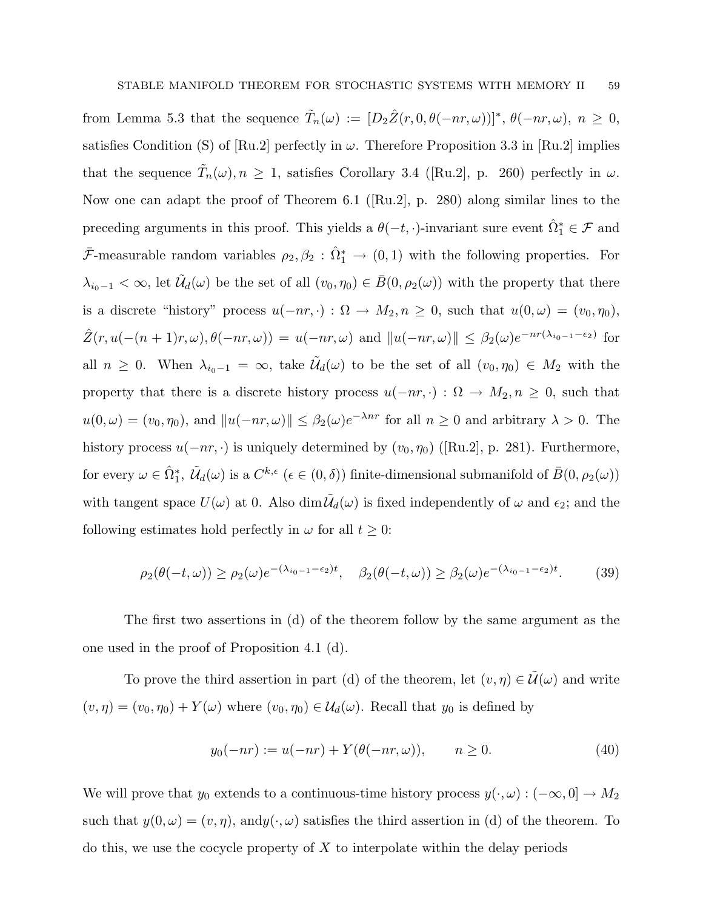from Lemma 5.3 that the sequence $\tilde{T}_n(\omega) := [D_2\hat{Z}(r, 0, \theta(-nr, \omega))]^*$, $\theta(-nr, \omega)$, $n \geq 0$, satisfies Condition (S) of [Ru.2] perfectly in $\omega$. Therefore Proposition 3.3 in [Ru.2] implies that the sequence $\tilde{T}_n(\omega), n \geq 1$, satisfies Corollary 3.4 ([Ru.2], p. 260) perfectly in $\omega$. Now one can adapt the proof of Theorem 6.1 ([Ru.2], p. 280) along similar lines to the preceding arguments in this proof. This yields a $\theta(-t, \cdot)$-invariant sure event $\hat{\Omega}_1^* \in \mathcal{F}$ and $\bar{\mathcal{F}}$-measurable random variables $\rho_2, \beta_2 : \hat{\Omega}_1^* \to (0, 1)$ with the following properties. For $\lambda_{i_0-1} < \infty$, let $\tilde{\mathcal{U}}_d(\omega)$ be the set of all $(v_0, \eta_0) \in \bar{B}(0, \rho_2(\omega))$ with the property that there is a discrete "history" process $u(-nr, \cdot) : \Omega \to M_2, n \geq 0$, such that $u(0, \omega) = (v_0, \eta_0)$, $\hat{Z}(r, u(-(n+1)r, \omega), \theta(-nr, \omega)) = u(-nr, \omega)$ and $\|u(-nr, \omega)\| \leq \beta_2(\omega)e^{-nr(\lambda_{i_0-1}-\epsilon_2)}$ for all $n \geq 0$. When $\lambda_{i_0-1} = \infty$, take $\tilde{\mathcal{U}}_d(\omega)$ to be the set of all $(v_0, \eta_0) \in M_2$ with the property that there is a discrete history process $u(-nr, \cdot) : \Omega \to M_2, n \geq 0$, such that $u(0, \omega) = (v_0, \eta_0)$, and $\|u(-nr, \omega)\| \leq \beta_2(\omega)e^{-\lambda nr}$ for all $n \geq 0$ and arbitrary $\lambda > 0$. The history process $u(-nr, \cdot)$ is uniquely determined by $(v_0, \eta_0)$ ([Ru.2], p. 281). Furthermore, for every $\omega \in \hat{\Omega}_1^*$, $\tilde{\mathcal{U}}_d(\omega)$ is a $C^{k,\epsilon}$ ($\epsilon \in (0, \delta)$) finite-dimensional submanifold of $\bar{B}(0, \rho_2(\omega))$ with tangent space $U(\omega)$ at 0. Also $\dim \tilde{\mathcal{U}}_d(\omega)$ is fixed independently of $\omega$ and $\epsilon_2$; and the following estimates hold perfectly in $\omega$ for all $t \geq 0$:

$$\rho_2(\theta(-t, \omega)) \geq \rho_2(\omega)e^{-(\lambda_{i_0-1}-\epsilon_2)t}, \quad \beta_2(\theta(-t, \omega)) \geq \beta_2(\omega)e^{-(\lambda_{i_0-1}-\epsilon_2)t}. \tag{39}$$

The first two assertions in (d) of the theorem follow by the same argument as the one used in the proof of Proposition 4.1 (d).

To prove the third assertion in part (d) of the theorem, let $(v, \eta) \in \tilde{\mathcal{U}}(\omega)$ and write $(v, \eta) = (v_0, \eta_0) + Y(\omega)$ where $(v_0, \eta_0) \in \mathcal{U}_d(\omega)$. Recall that $y_0$ is defined by

$$y_0(-nr) := u(-nr) + Y(\theta(-nr, \omega)), \qquad n \geq 0. \tag{40}$$

We will prove that $y_0$ extends to a continuous-time history process $y(\cdot, \omega) : (-\infty, 0] \to M_2$ such that $y(0, \omega) = (v, \eta)$, and$y(\cdot, \omega)$ satisfies the third assertion in (d) of the theorem. To do this, we use the cocycle property of $X$ to interpolate within the delay periods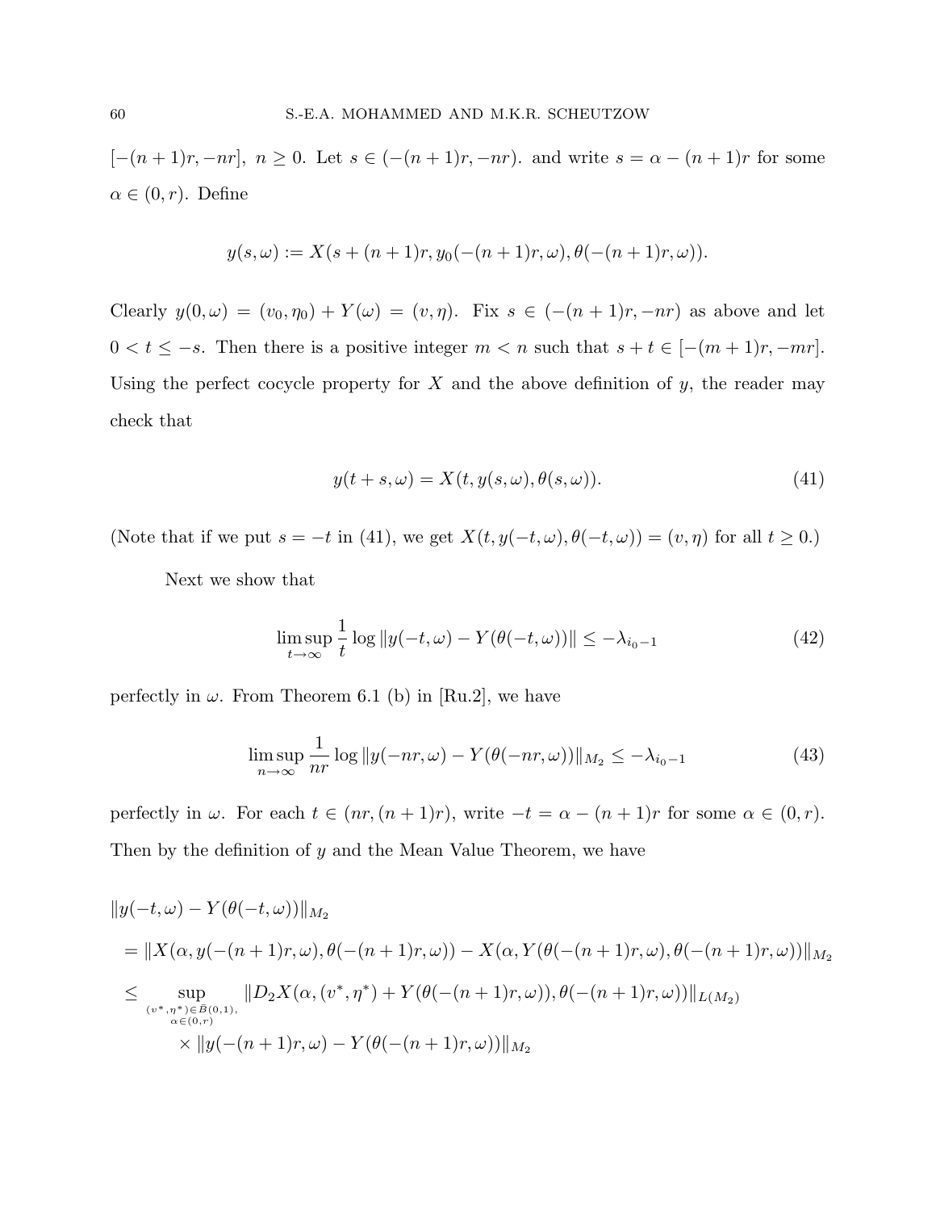$[-(n+1)r, -nr]$, $n \geq 0$. Let $s \in (-(n+1)r, -nr)$. and write $s = \alpha - (n+1)r$ for some $\alpha \in (0, r)$. Define

$$y(s,\omega) := X(s + (n+1)r, y_0(-(n+1)r, \omega), \theta(-(n+1)r, \omega)).$$

Clearly $y(0,\omega) = (v_0, \eta_0) + Y(\omega) = (v, \eta)$. Fix $s \in (-(n+1)r, -nr)$ as above and let $0 < t \leq -s$. Then there is a positive integer $m < n$ such that $s + t \in [-(m+1)r, -mr]$. Using the perfect cocycle property for $X$ and the above definition of $y$, the reader may check that

$$y(t+s,\omega) = X(t, y(s,\omega), \theta(s,\omega)). \tag{41}$$

(Note that if we put $s = -t$ in (41), we get $X(t, y(-t,\omega), \theta(-t,\omega)) = (v, \eta)$ for all $t \geq 0$.)

Next we show that

$$\limsup_{t \to \infty} \frac{1}{t} \log \|y(-t,\omega) - Y(\theta(-t,\omega))\| \leq -\lambda_{i_0 - 1} \tag{42}$$

perfectly in $\omega$. From Theorem 6.1 (b) in [Ru.2], we have

$$\limsup_{n \to \infty} \frac{1}{nr} \log \|y(-nr,\omega) - Y(\theta(-nr,\omega))\|_{M_2} \leq -\lambda_{i_0 - 1} \tag{43}$$

perfectly in $\omega$. For each $t \in (nr, (n+1)r)$, write $-t = \alpha - (n+1)r$ for some $\alpha \in (0, r)$. Then by the definition of $y$ and the Mean Value Theorem, we have

$$\begin{aligned}
&\|y(-t,\omega) - Y(\theta(-t,\omega))\|_{M_2} \\
&= \|X(\alpha, y(-(n+1)r,\omega), \theta(-(n+1)r,\omega)) - X(\alpha, Y(\theta(-(n+1)r,\omega), \theta(-(n+1)r,\omega))\|_{M_2} \\
&\leq \sup_{\substack{(v^*,\eta^*) \in \bar{B}(0,1), \\ \alpha \in (0,r)}} \|D_2 X(\alpha, (v^*,\eta^*) + Y(\theta(-(n+1)r,\omega)), \theta(-(n+1)r,\omega))\|_{L(M_2)} \\
&\qquad \times \|y(-(n+1)r,\omega) - Y(\theta(-(n+1)r,\omega))\|_{M_2}
\end{aligned}$$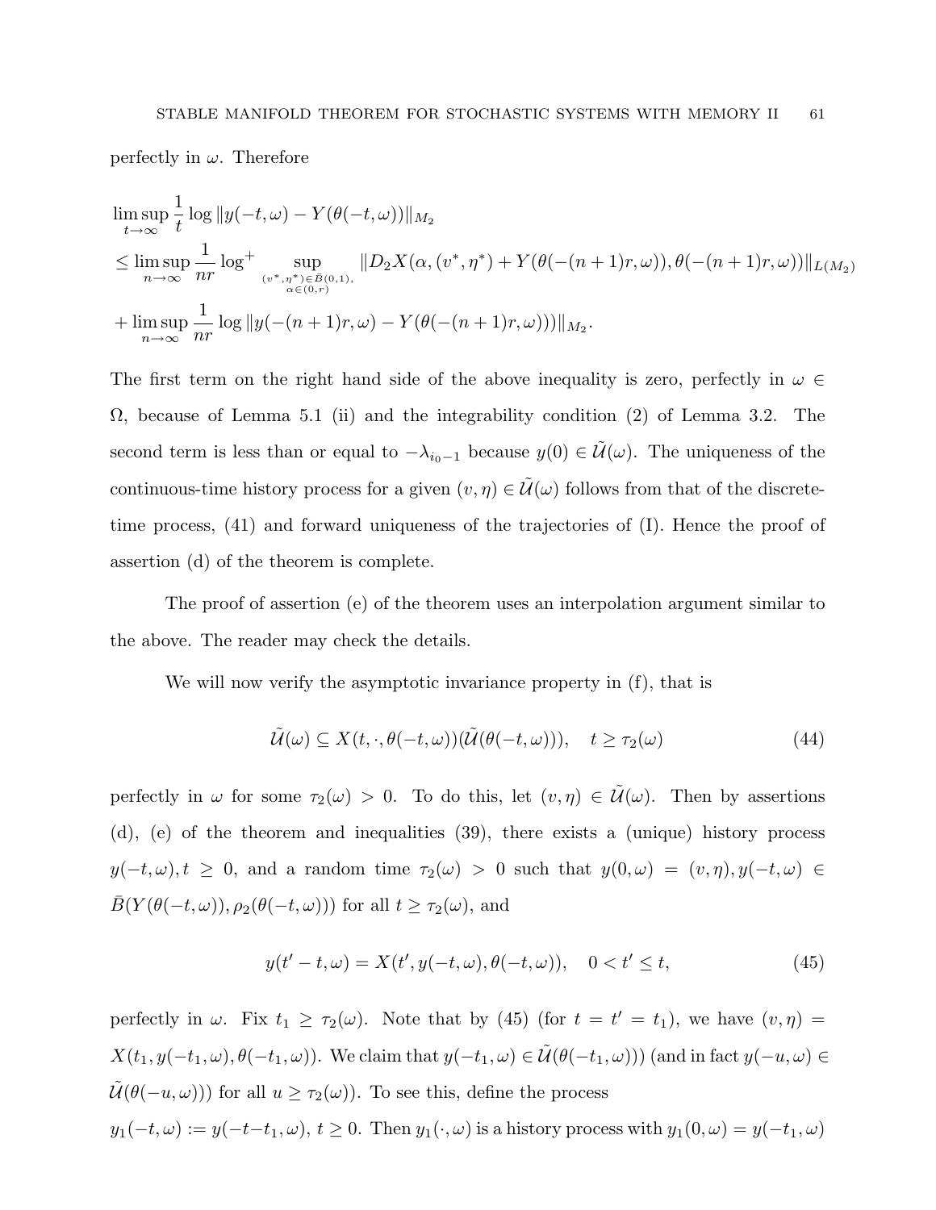perfectly in $\omega$. Therefore

$$
\begin{aligned}
&\limsup_{t\to\infty} \frac{1}{t} \log \|y(-t,\omega) - Y(\theta(-t,\omega))\|_{M_2} \\
&\leq \limsup_{n\to\infty} \frac{1}{nr} \log^+ \sup_{\substack{(v^*,\eta^*)\in \bar{B}(0,1),\\ \alpha\in(0,r)}} \|D_2 X(\alpha, (v^*,\eta^*) + Y(\theta(-(n+1)r,\omega)), \theta(-(n+1)r,\omega))\|_{L(M_2)} \\
&+ \limsup_{n\to\infty} \frac{1}{nr} \log \|y(-(n+1)r,\omega) - Y(\theta(-(n+1)r,\omega)))\|_{M_2}.
\end{aligned}
$$

The first term on the right hand side of the above inequality is zero, perfectly in $\omega \in \Omega$, because of Lemma 5.1 (ii) and the integrability condition (2) of Lemma 3.2. The second term is less than or equal to $-\lambda_{i_0-1}$ because $y(0) \in \tilde{\mathcal{U}}(\omega)$. The uniqueness of the continuous-time history process for a given $(v,\eta) \in \tilde{\mathcal{U}}(\omega)$ follows from that of the discrete-time process, (41) and forward uniqueness of the trajectories of (I). Hence the proof of assertion (d) of the theorem is complete.

The proof of assertion (e) of the theorem uses an interpolation argument similar to the above. The reader may check the details.

We will now verify the asymptotic invariance property in (f), that is

$$
\tilde{\mathcal{U}}(\omega) \subseteq X(t,\cdot,\theta(-t,\omega))(\tilde{\mathcal{U}}(\theta(-t,\omega))), \quad t \geq \tau_2(\omega) \tag{44}
$$

perfectly in $\omega$ for some $\tau_2(\omega) > 0$. To do this, let $(v,\eta) \in \tilde{\mathcal{U}}(\omega)$. Then by assertions (d), (e) of the theorem and inequalities (39), there exists a (unique) history process $y(-t,\omega), t \geq 0$, and a random time $\tau_2(\omega) > 0$ such that $y(0,\omega) = (v,\eta), y(-t,\omega) \in \bar{B}(Y(\theta(-t,\omega)), \rho_2(\theta(-t,\omega)))$ for all $t \geq \tau_2(\omega)$, and

$$
y(t'-t,\omega) = X(t', y(-t,\omega), \theta(-t,\omega)), \quad 0 < t' \leq t, \tag{45}
$$

perfectly in $\omega$. Fix $t_1 \geq \tau_2(\omega)$. Note that by (45) (for $t = t' = t_1$), we have $(v,\eta) = X(t_1, y(-t_1,\omega), \theta(-t_1,\omega))$. We claim that $y(-t_1,\omega) \in \tilde{\mathcal{U}}(\theta(-t_1,\omega)))$ (and in fact $y(-u,\omega) \in \tilde{\mathcal{U}}(\theta(-u,\omega)))$ for all $u \geq \tau_2(\omega)$). To see this, define the process $y_1(-t,\omega) := y(-t-t_1,\omega)$, $t \geq 0$. Then $y_1(\cdot,\omega)$ is a history process with $y_1(0,\omega) = y(-t_1,\omega)$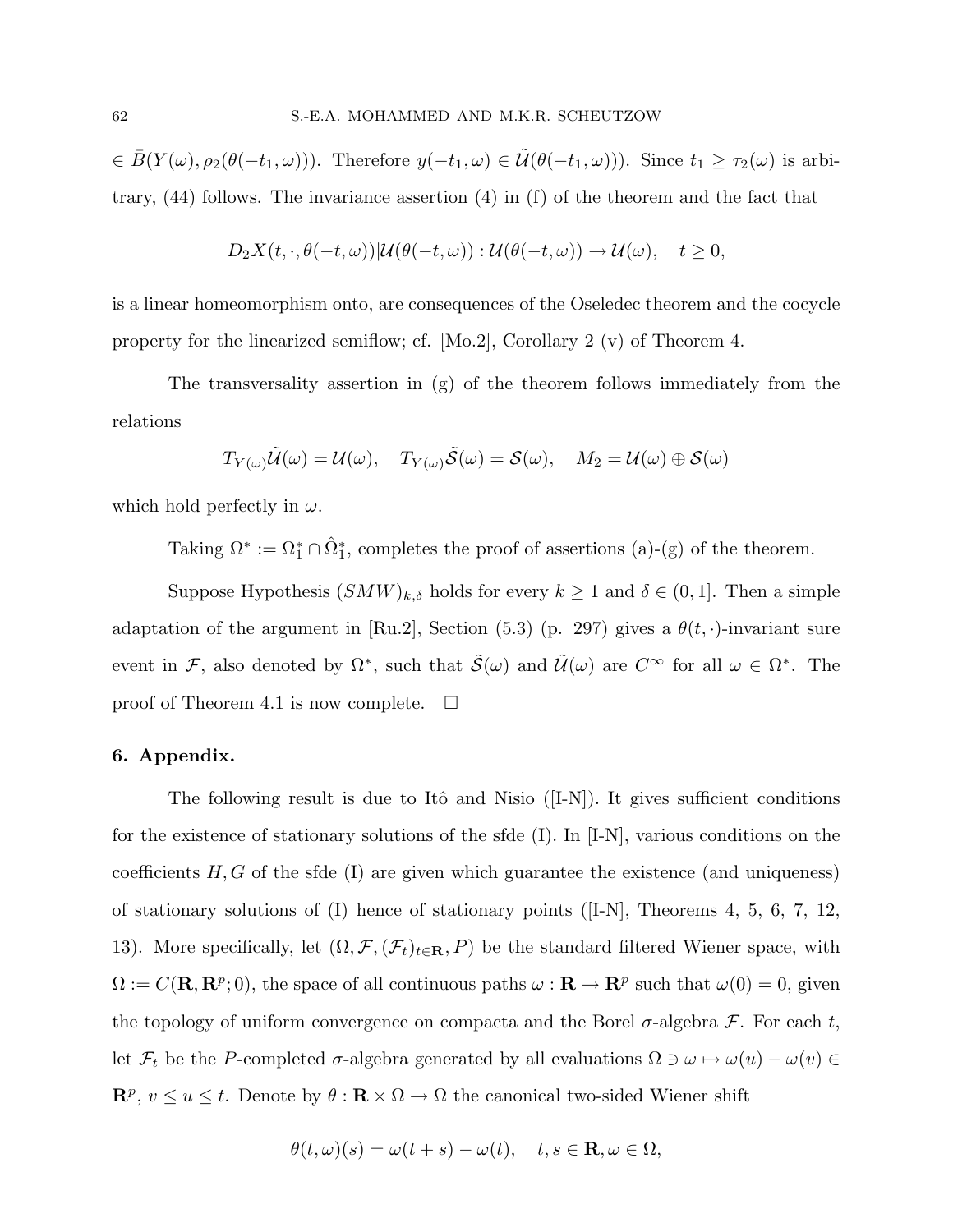$\in \bar{B}(Y(\omega), \rho_2(\theta(-t_1,\omega)))$. Therefore $y(-t_1,\omega) \in \tilde{\mathcal{U}}(\theta(-t_1,\omega)))$. Since $t_1 \geq \tau_2(\omega)$ is arbitrary, (44) follows. The invariance assertion (4) in (f) of the theorem and the fact that

$$D_2X(t,\cdot,\theta(-t,\omega))|\mathcal{U}(\theta(-t,\omega)) : \mathcal{U}(\theta(-t,\omega)) \to \mathcal{U}(\omega), \quad t \geq 0,$$

is a linear homeomorphism onto, are consequences of the Oseledec theorem and the cocycle property for the linearized semiflow; cf. [Mo.2], Corollary 2 (v) of Theorem 4.

The transversality assertion in (g) of the theorem follows immediately from the relations

$$T_{Y(\omega)}\tilde{\mathcal{U}}(\omega) = \mathcal{U}(\omega), \quad T_{Y(\omega)}\tilde{\mathcal{S}}(\omega) = \mathcal{S}(\omega), \quad M_2 = \mathcal{U}(\omega) \oplus \mathcal{S}(\omega)$$

which hold perfectly in $\omega$.

Taking $\Omega^* := \Omega_1^* \cap \hat{\Omega}_1^*$, completes the proof of assertions (a)-(g) of the theorem.

Suppose Hypothesis $(SMW)_{k,\delta}$ holds for every $k \geq 1$ and $\delta \in (0,1]$. Then a simple adaptation of the argument in [Ru.2], Section (5.3) (p. 297) gives a $\theta(t,\cdot)$-invariant sure event in $\mathcal{F}$, also denoted by $\Omega^*$, such that $\tilde{\mathcal{S}}(\omega)$ and $\tilde{\mathcal{U}}(\omega)$ are $C^\infty$ for all $\omega \in \Omega^*$. The proof of Theorem 4.1 is now complete. $\square$

## 6. Appendix.

The following result is due to Itô and Nisio ([I-N]). It gives sufficient conditions for the existence of stationary solutions of the sfde (I). In [I-N], various conditions on the coefficients $H, G$ of the sfde (I) are given which guarantee the existence (and uniqueness) of stationary solutions of (I) hence of stationary points ([I-N], Theorems 4, 5, 6, 7, 12, 13). More specifically, let $(\Omega, \mathcal{F}, (\mathcal{F}_t)_{t\in\mathbf{R}}, P)$ be the standard filtered Wiener space, with $\Omega := C(\mathbf{R}, \mathbf{R}^p; 0)$, the space of all continuous paths $\omega : \mathbf{R} \to \mathbf{R}^p$ such that $\omega(0) = 0$, given the topology of uniform convergence on compacta and the Borel $\sigma$-algebra $\mathcal{F}$. For each $t$, let $\mathcal{F}_t$ be the $P$-completed $\sigma$-algebra generated by all evaluations $\Omega \ni \omega \mapsto \omega(u) - \omega(v) \in \mathbf{R}^p$, $v \leq u \leq t$. Denote by $\theta : \mathbf{R} \times \Omega \to \Omega$ the canonical two-sided Wiener shift

$$\theta(t,\omega)(s) = \omega(t+s) - \omega(t), \quad t, s \in \mathbf{R}, \omega \in \Omega,$$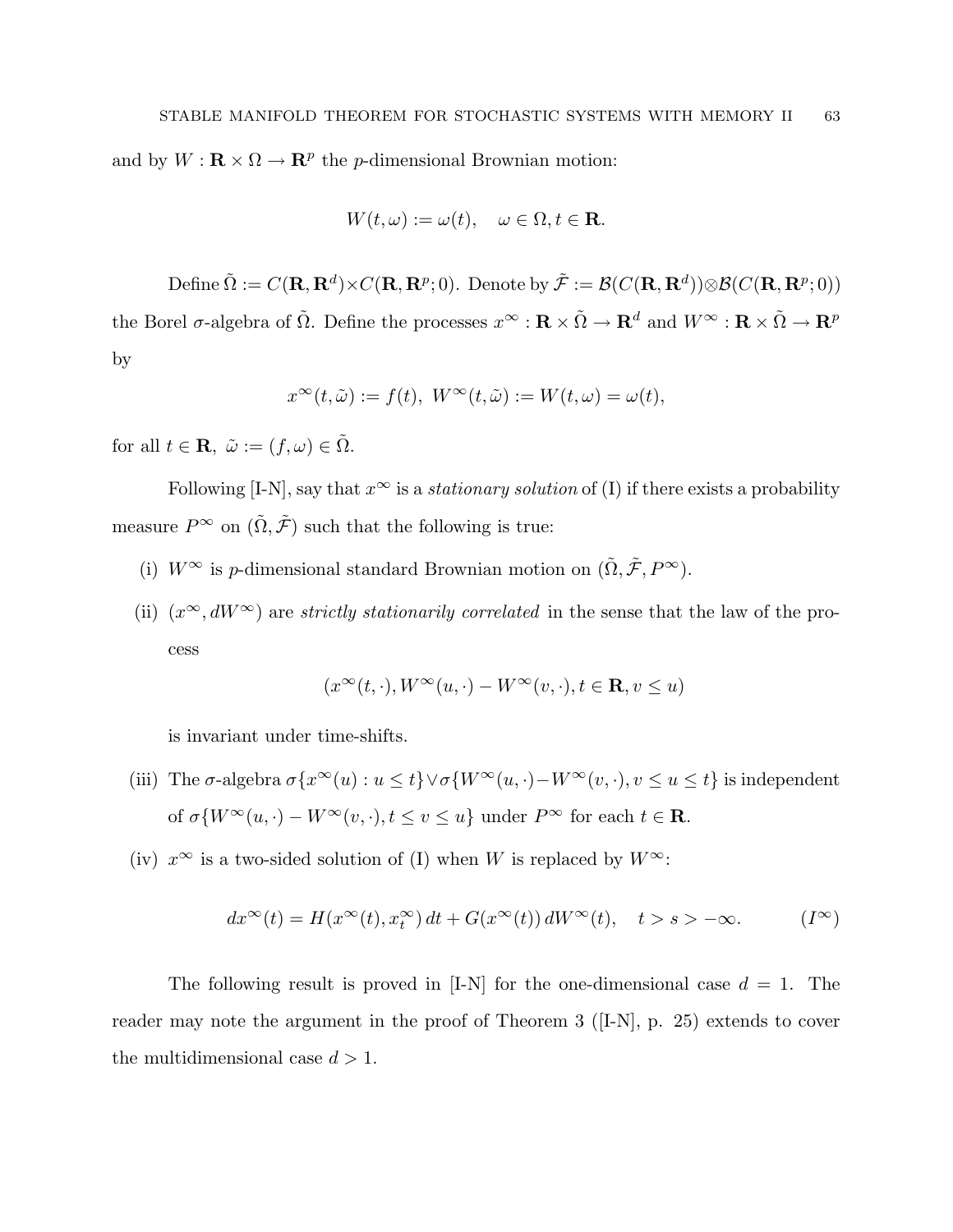and by $W : \mathbf{R} \times \Omega \to \mathbf{R}^p$ the $p$-dimensional Brownian motion:

$$W(t, \omega) := \omega(t), \quad \omega \in \Omega, t \in \mathbf{R}.$$

Define $\tilde{\Omega} := C(\mathbf{R}, \mathbf{R}^d) \times C(\mathbf{R}, \mathbf{R}^p; 0)$. Denote by $\tilde{\mathcal{F}} := \mathcal{B}(C(\mathbf{R}, \mathbf{R}^d)) \otimes \mathcal{B}(C(\mathbf{R}, \mathbf{R}^p; 0))$ the Borel $\sigma$-algebra of $\tilde{\Omega}$. Define the processes $x^\infty : \mathbf{R} \times \tilde{\Omega} \to \mathbf{R}^d$ and $W^\infty : \mathbf{R} \times \tilde{\Omega} \to \mathbf{R}^p$ by

$$x^\infty(t, \tilde{\omega}) := f(t), \; W^\infty(t, \tilde{\omega}) := W(t, \omega) = \omega(t),$$

for all $t \in \mathbf{R}, \; \tilde{\omega} := (f, \omega) \in \tilde{\Omega}$.

Following [I-N], say that $x^\infty$ is a *stationary solution* of (I) if there exists a probability measure $P^\infty$ on $(\tilde{\Omega}, \tilde{\mathcal{F}})$ such that the following is true:

(i) $W^\infty$ is $p$-dimensional standard Brownian motion on $(\tilde{\Omega}, \tilde{\mathcal{F}}, P^\infty)$.

(ii) $(x^\infty, dW^\infty)$ are *strictly stationarily correlated* in the sense that the law of the process

$$(x^\infty(t, \cdot), W^\infty(u, \cdot) - W^\infty(v, \cdot), t \in \mathbf{R}, v \leq u)$$

is invariant under time-shifts.

(iii) The $\sigma$-algebra $\sigma\{x^\infty(u) : u \leq t\} \vee \sigma\{W^\infty(u, \cdot) - W^\infty(v, \cdot), v \leq u \leq t\}$ is independent of $\sigma\{W^\infty(u, \cdot) - W^\infty(v, \cdot), t \leq v \leq u\}$ under $P^\infty$ for each $t \in \mathbf{R}$.

(iv) $x^\infty$ is a two-sided solution of (I) when $W$ is replaced by $W^\infty$:

$$dx^\infty(t) = H(x^\infty(t), x_t^\infty)\, dt + G(x^\infty(t))\, dW^\infty(t), \quad t > s > -\infty. \qquad (I^\infty)$$

The following result is proved in [I-N] for the one-dimensional case $d = 1$. The reader may note the argument in the proof of Theorem 3 ([I-N], p. 25) extends to cover the multidimensional case $d > 1$.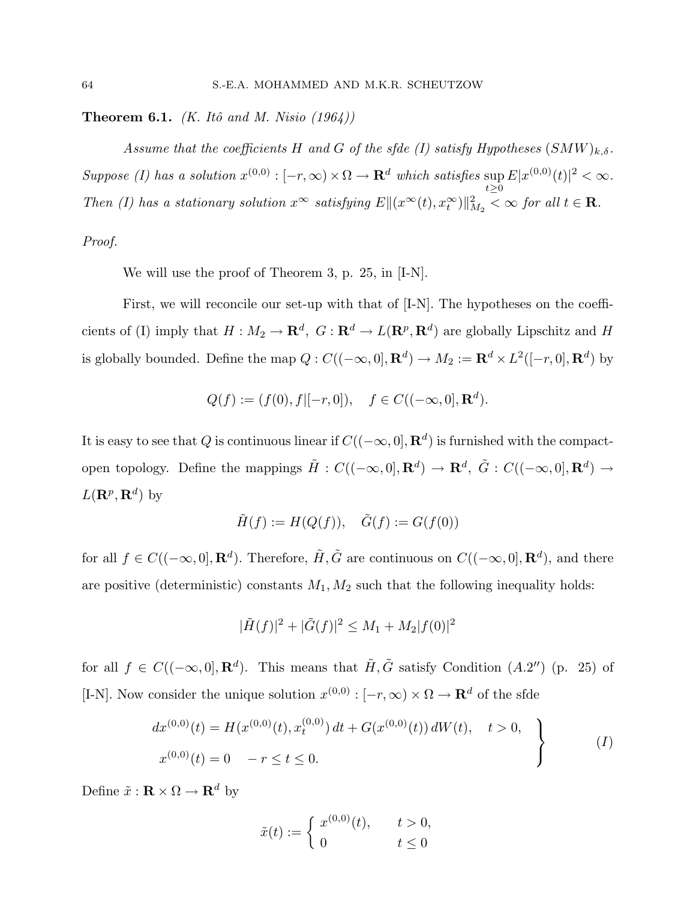**Theorem 6.1.** *(K. Itô and M. Nisio (1964))*

*Assume that the coefficients $H$ and $G$ of the sfde (I) satisfy Hypotheses $(SMW)_{k,\delta}$. Suppose (I) has a solution $x^{(0,0)} : [-r, \infty) \times \Omega \to \mathbf{R}^d$ which satisfies $\sup_{t\geq 0} E|x^{(0,0)}(t)|^2 < \infty$. Then (I) has a stationary solution $x^\infty$ satisfying $E\|(x^\infty(t), x_t^\infty)\|_{M_2}^2 < \infty$ for all $t \in \mathbf{R}$.*

*Proof.*

We will use the proof of Theorem 3, p. 25, in [I-N].

First, we will reconcile our set-up with that of [I-N]. The hypotheses on the coefficients of (I) imply that $H : M_2 \to \mathbf{R}^d$, $G : \mathbf{R}^d \to L(\mathbf{R}^p, \mathbf{R}^d)$ are globally Lipschitz and $H$ is globally bounded. Define the map $Q : C((-\infty, 0], \mathbf{R}^d) \to M_2 := \mathbf{R}^d \times L^2([-r, 0], \mathbf{R}^d)$ by

$$Q(f) := (f(0), f|[-r, 0]), \quad f \in C((-\infty, 0], \mathbf{R}^d).$$

It is easy to see that $Q$ is continuous linear if $C((-\infty, 0], \mathbf{R}^d)$ is furnished with the compact-open topology. Define the mappings $\tilde{H} : C((-\infty, 0], \mathbf{R}^d) \to \mathbf{R}^d$, $\tilde{G} : C((-\infty, 0], \mathbf{R}^d) \to L(\mathbf{R}^p, \mathbf{R}^d)$ by

$$\tilde{H}(f) := H(Q(f)), \quad \tilde{G}(f) := G(f(0))$$

for all $f \in C((-\infty, 0], \mathbf{R}^d)$. Therefore, $\tilde{H}, \tilde{G}$ are continuous on $C((-\infty, 0], \mathbf{R}^d)$, and there are positive (deterministic) constants $M_1, M_2$ such that the following inequality holds:

$$|\tilde{H}(f)|^2 + |\tilde{G}(f)|^2 \leq M_1 + M_2|f(0)|^2$$

for all $f \in C((-\infty, 0], \mathbf{R}^d)$. This means that $\tilde{H}, \tilde{G}$ satisfy Condition $(A.2'')$ (p. 25) of [I-N]. Now consider the unique solution $x^{(0,0)} : [-r, \infty) \times \Omega \to \mathbf{R}^d$ of the sfde

$$\left.\begin{aligned} dx^{(0,0)}(t) &= H(x^{(0,0)}(t), x_t^{(0,0)})\, dt + G(x^{(0,0)}(t))\, dW(t), \quad t > 0, \\ x^{(0,0)}(t) &= 0 \quad -r \leq t \leq 0. \end{aligned}\right\} \qquad (I)$$

Define $\tilde{x} : \mathbf{R} \times \Omega \to \mathbf{R}^d$ by

$$\tilde{x}(t) := \begin{cases} x^{(0,0)}(t), & t > 0, \\ 0 & t \leq 0 \end{cases}$$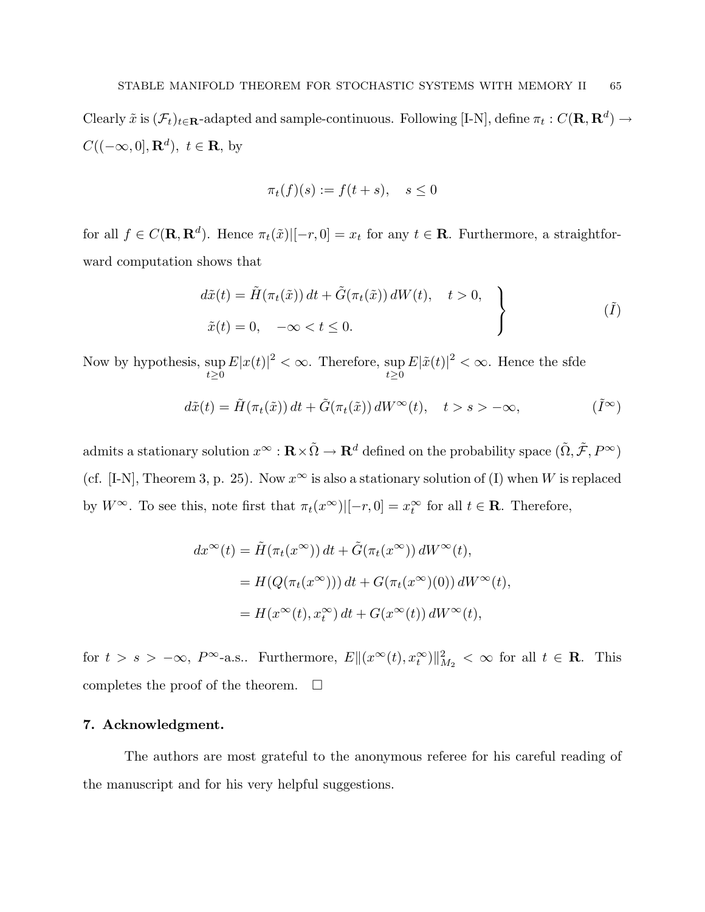Clearly $\tilde{x}$ is $(\mathcal{F}_t)_{t\in\mathbf{R}}$-adapted and sample-continuous. Following [I-N], define $\pi_t : C(\mathbf{R}, \mathbf{R}^d) \to C((-\infty, 0], \mathbf{R}^d),\ t \in \mathbf{R}$, by

$$\pi_t(f)(s) := f(t+s), \quad s \leq 0$$

for all $f \in C(\mathbf{R}, \mathbf{R}^d)$. Hence $\pi_t(\tilde{x})|[-r, 0] = x_t$ for any $t \in \mathbf{R}$. Furthermore, a straightforward computation shows that

$$\left.\begin{aligned} d\tilde{x}(t) &= \tilde{H}(\pi_t(\tilde{x}))\,dt + \tilde{G}(\pi_t(\tilde{x}))\,dW(t), \quad t > 0, \\ \tilde{x}(t) &= 0, \quad -\infty < t \leq 0. \end{aligned}\right\} \qquad (\tilde{I})$$

Now by hypothesis, $\sup\limits_{t\geq 0} E|x(t)|^2 < \infty$. Therefore, $\sup\limits_{t\geq 0} E|\tilde{x}(t)|^2 < \infty$. Hence the sfde

$$d\tilde{x}(t) = \tilde{H}(\pi_t(\tilde{x}))\,dt + \tilde{G}(\pi_t(\tilde{x}))\,dW^\infty(t), \quad t > s > -\infty, \qquad (\tilde{I}^\infty)$$

admits a stationary solution $x^\infty : \mathbf{R}\times\tilde{\Omega} \to \mathbf{R}^d$ defined on the probability space $(\tilde{\Omega}, \tilde{\mathcal{F}}, P^\infty)$ (cf. [I-N], Theorem 3, p. 25). Now $x^\infty$ is also a stationary solution of (I) when $W$ is replaced by $W^\infty$. To see this, note first that $\pi_t(x^\infty)|[-r, 0] = x_t^\infty$ for all $t \in \mathbf{R}$. Therefore,

$$\begin{aligned} dx^\infty(t) &= \tilde{H}(\pi_t(x^\infty))\,dt + \tilde{G}(\pi_t(x^\infty))\,dW^\infty(t), \\ &= H(Q(\pi_t(x^\infty)))\,dt + G(\pi_t(x^\infty)(0))\,dW^\infty(t), \\ &= H(x^\infty(t), x_t^\infty)\,dt + G(x^\infty(t))\,dW^\infty(t), \end{aligned}$$

for $t > s > -\infty$, $P^\infty$-a.s.. Furthermore, $E\|(x^\infty(t), x_t^\infty)\|_{M_2}^2 < \infty$ for all $t \in \mathbf{R}$. This completes the proof of the theorem. $\square$

## 7. Acknowledgment.

The authors are most grateful to the anonymous referee for his careful reading of the manuscript and for his very helpful suggestions.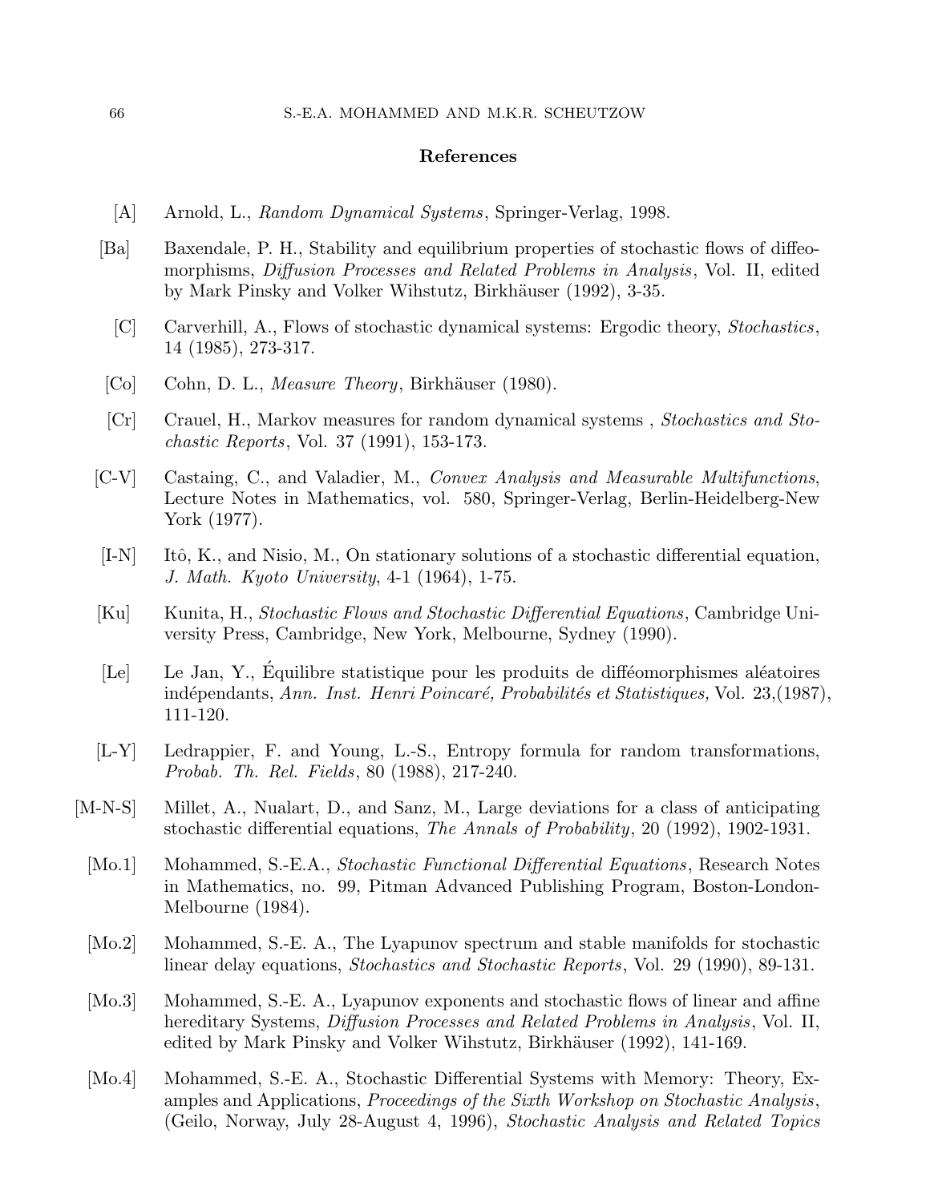## References

[A] Arnold, L., *Random Dynamical Systems*, Springer-Verlag, 1998.

[Ba] Baxendale, P. H., Stability and equilibrium properties of stochastic flows of diffeomorphisms, *Diffusion Processes and Related Problems in Analysis*, Vol. II, edited by Mark Pinsky and Volker Wihstutz, Birkhäuser (1992), 3-35.

[C] Carverhill, A., Flows of stochastic dynamical systems: Ergodic theory, *Stochastics*, 14 (1985), 273-317.

[Co] Cohn, D. L., *Measure Theory*, Birkhäuser (1980).

[Cr] Crauel, H., Markov measures for random dynamical systems , *Stochastics and Stochastic Reports*, Vol. 37 (1991), 153-173.

[C-V] Castaing, C., and Valadier, M., *Convex Analysis and Measurable Multifunctions*, Lecture Notes in Mathematics, vol. 580, Springer-Verlag, Berlin-Heidelberg-New York (1977).

[I-N] Itô, K., and Nisio, M., On stationary solutions of a stochastic differential equation, *J. Math. Kyoto University*, 4-1 (1964), 1-75.

[Ku] Kunita, H., *Stochastic Flows and Stochastic Differential Equations*, Cambridge University Press, Cambridge, New York, Melbourne, Sydney (1990).

[Le] Le Jan, Y., Équilibre statistique pour les produits de difféomorphismes aléatoires indépendants, *Ann. Inst. Henri Poincaré, Probabilités et Statistiques,* Vol. 23,(1987), 111-120.

[L-Y] Ledrappier, F. and Young, L.-S., Entropy formula for random transformations, *Probab. Th. Rel. Fields*, 80 (1988), 217-240.

[M-N-S] Millet, A., Nualart, D., and Sanz, M., Large deviations for a class of anticipating stochastic differential equations, *The Annals of Probability*, 20 (1992), 1902-1931.

[Mo.1] Mohammed, S.-E.A., *Stochastic Functional Differential Equations*, Research Notes in Mathematics, no. 99, Pitman Advanced Publishing Program, Boston-London-Melbourne (1984).

[Mo.2] Mohammed, S.-E. A., The Lyapunov spectrum and stable manifolds for stochastic linear delay equations, *Stochastics and Stochastic Reports*, Vol. 29 (1990), 89-131.

[Mo.3] Mohammed, S.-E. A., Lyapunov exponents and stochastic flows of linear and affine hereditary Systems, *Diffusion Processes and Related Problems in Analysis*, Vol. II, edited by Mark Pinsky and Volker Wihstutz, Birkhäuser (1992), 141-169.

[Mo.4] Mohammed, S.-E. A., Stochastic Differential Systems with Memory: Theory, Examples and Applications, *Proceedings of the Sixth Workshop on Stochastic Analysis*, (Geilo, Norway, July 28-August 4, 1996), *Stochastic Analysis and Related Topics*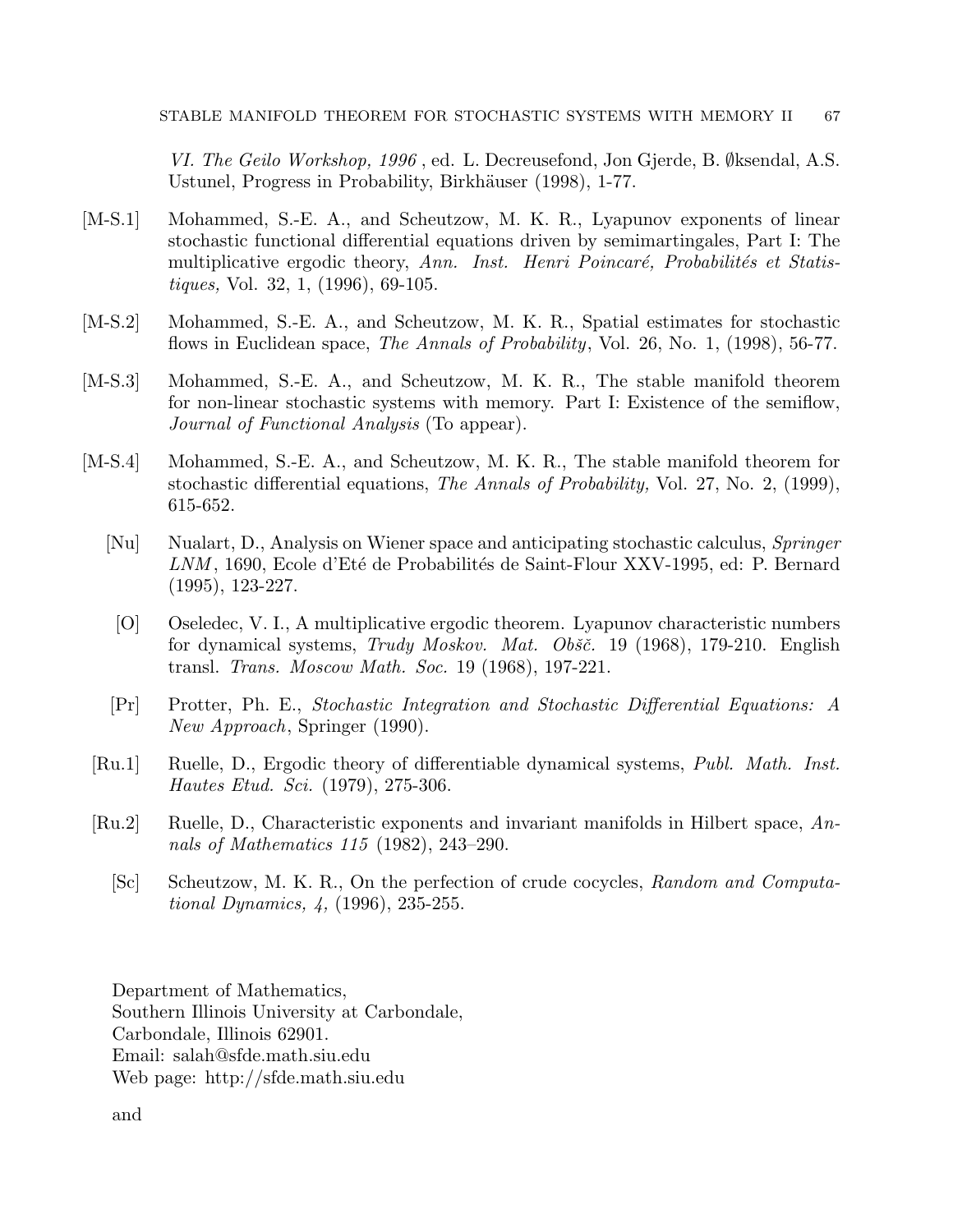*VI. The Geilo Workshop, 1996* , ed. L. Decreusefond, Jon Gjerde, B. Øksendal, A.S. Ustunel, Progress in Probability, Birkhäuser (1998), 1-77.

[M-S.1] Mohammed, S.-E. A., and Scheutzow, M. K. R., Lyapunov exponents of linear stochastic functional differential equations driven by semimartingales, Part I: The multiplicative ergodic theory, *Ann. Inst. Henri Poincaré, Probabilités et Statistiques,* Vol. 32, 1, (1996), 69-105.

[M-S.2] Mohammed, S.-E. A., and Scheutzow, M. K. R., Spatial estimates for stochastic flows in Euclidean space, *The Annals of Probability*, Vol. 26, No. 1, (1998), 56-77.

[M-S.3] Mohammed, S.-E. A., and Scheutzow, M. K. R., The stable manifold theorem for non-linear stochastic systems with memory. Part I: Existence of the semiflow, *Journal of Functional Analysis* (To appear).

[M-S.4] Mohammed, S.-E. A., and Scheutzow, M. K. R., The stable manifold theorem for stochastic differential equations, *The Annals of Probability,* Vol. 27, No. 2, (1999), 615-652.

[Nu] Nualart, D., Analysis on Wiener space and anticipating stochastic calculus, *Springer LNM*, 1690, Ecole d'Eté de Probabilités de Saint-Flour XXV-1995, ed: P. Bernard (1995), 123-227.

[O] Oseledec, V. I., A multiplicative ergodic theorem. Lyapunov characteristic numbers for dynamical systems, *Trudy Moskov. Mat. Obšč.* 19 (1968), 179-210. English transl. *Trans. Moscow Math. Soc.* 19 (1968), 197-221.

[Pr] Protter, Ph. E., *Stochastic Integration and Stochastic Differential Equations: A New Approach*, Springer (1990).

[Ru.1] Ruelle, D., Ergodic theory of differentiable dynamical systems, *Publ. Math. Inst. Hautes Etud. Sci.* (1979), 275-306.

[Ru.2] Ruelle, D., Characteristic exponents and invariant manifolds in Hilbert space, *Annals of Mathematics 115* (1982), 243–290.

[Sc] Scheutzow, M. K. R., On the perfection of crude cocycles, *Random and Computational Dynamics, 4,* (1996), 235-255.

Department of Mathematics,
Southern Illinois University at Carbondale,
Carbondale, Illinois 62901.
Email: salah@sfde.math.siu.edu
Web page: http://sfde.math.siu.edu

and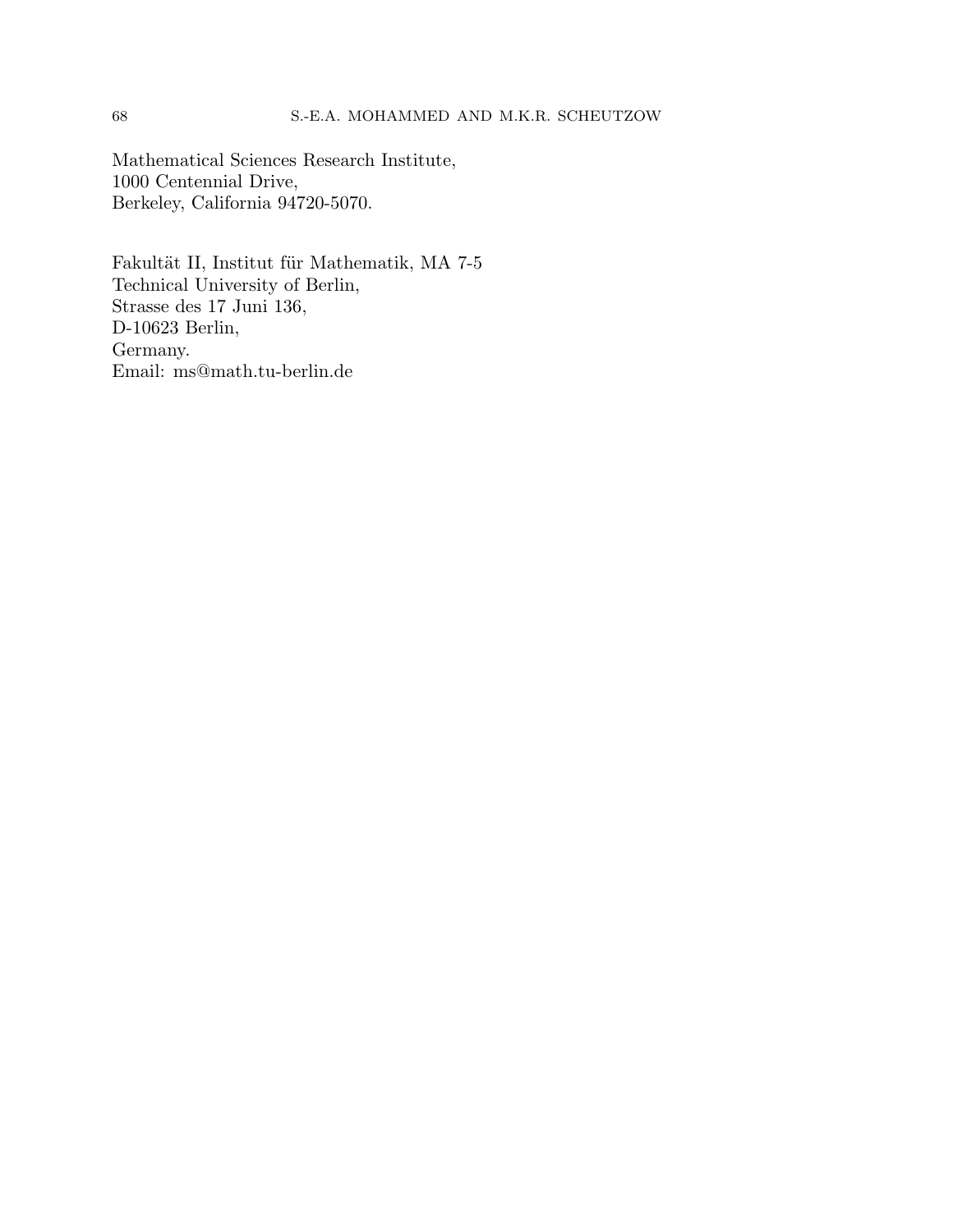Mathematical Sciences Research Institute,
1000 Centennial Drive,
Berkeley, California 94720-5070.

Fakultät II, Institut für Mathematik, MA 7-5
Technical University of Berlin,
Strasse des 17 Juni 136,
D-10623 Berlin,
Germany.
Email: ms@math.tu-berlin.de